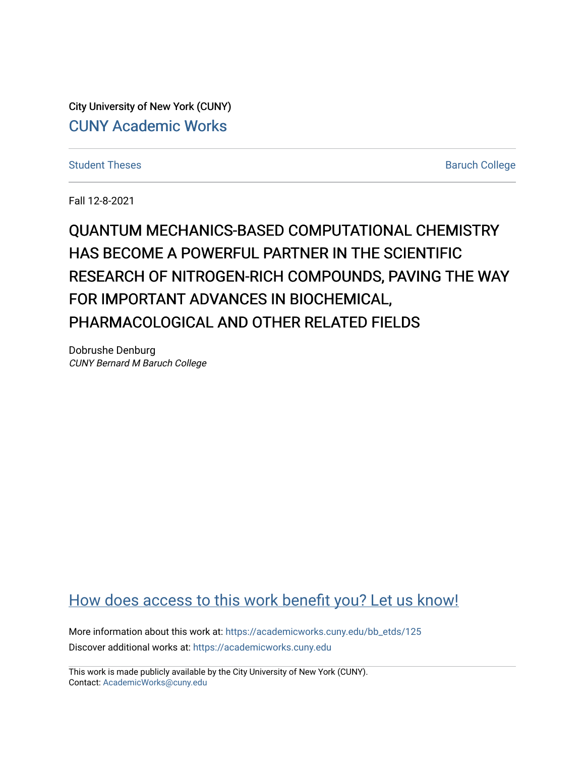City University of New York (CUNY)

CUNY Academic Works

Student Theses | Baruch College

Fall 12-8-2021

# QUANTUM MECHANICS-BASED COMPUTATIONAL CHEMISTRY HAS BECOME A POWERFUL PARTNER IN THE SCIENTIFIC RESEARCH OF NITROGEN-RICH COMPOUNDS, PAVING THE WAY FOR IMPORTANT ADVANCES IN BIOCHEMICAL, PHARMACOLOGICAL AND OTHER RELATED FIELDS

Dobrushe Denburg

*CUNY Bernard M Baruch College*

How does access to this work benefit you? Let us know!

More information about this work at: https://academicworks.cuny.edu/bb_etds/125

Discover additional works at: https://academicworks.cuny.edu

This work is made publicly available by the City University of New York (CUNY).

Contact: AcademicWorks@cuny.edu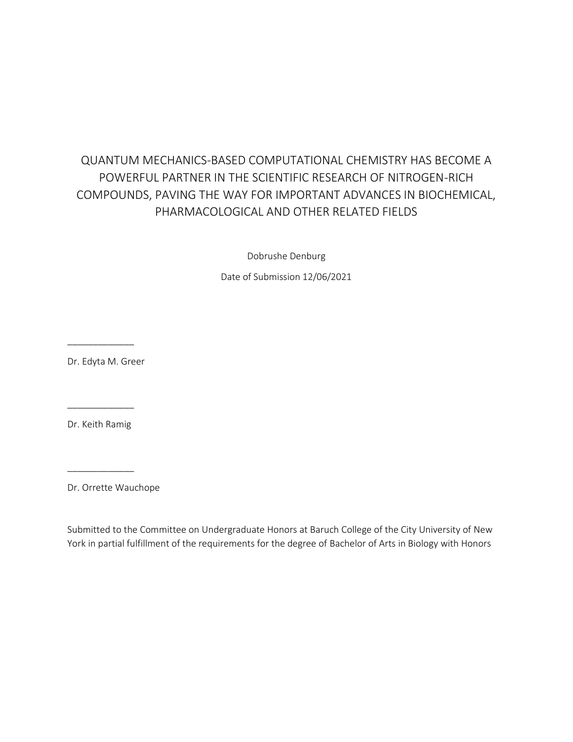# QUANTUM MECHANICS-BASED COMPUTATIONAL CHEMISTRY HAS BECOME A POWERFUL PARTNER IN THE SCIENTIFIC RESEARCH OF NITROGEN-RICH COMPOUNDS, PAVING THE WAY FOR IMPORTANT ADVANCES IN BIOCHEMICAL, PHARMACOLOGICAL AND OTHER RELATED FIELDS

Dobrushe Denburg

Date of Submission 12/06/2021

_____________

Dr. Edyta M. Greer

_____________

Dr. Keith Ramig

_____________

Dr. Orrette Wauchope

Submitted to the Committee on Undergraduate Honors at Baruch College of the City University of New York in partial fulfillment of the requirements for the degree of Bachelor of Arts in Biology with Honors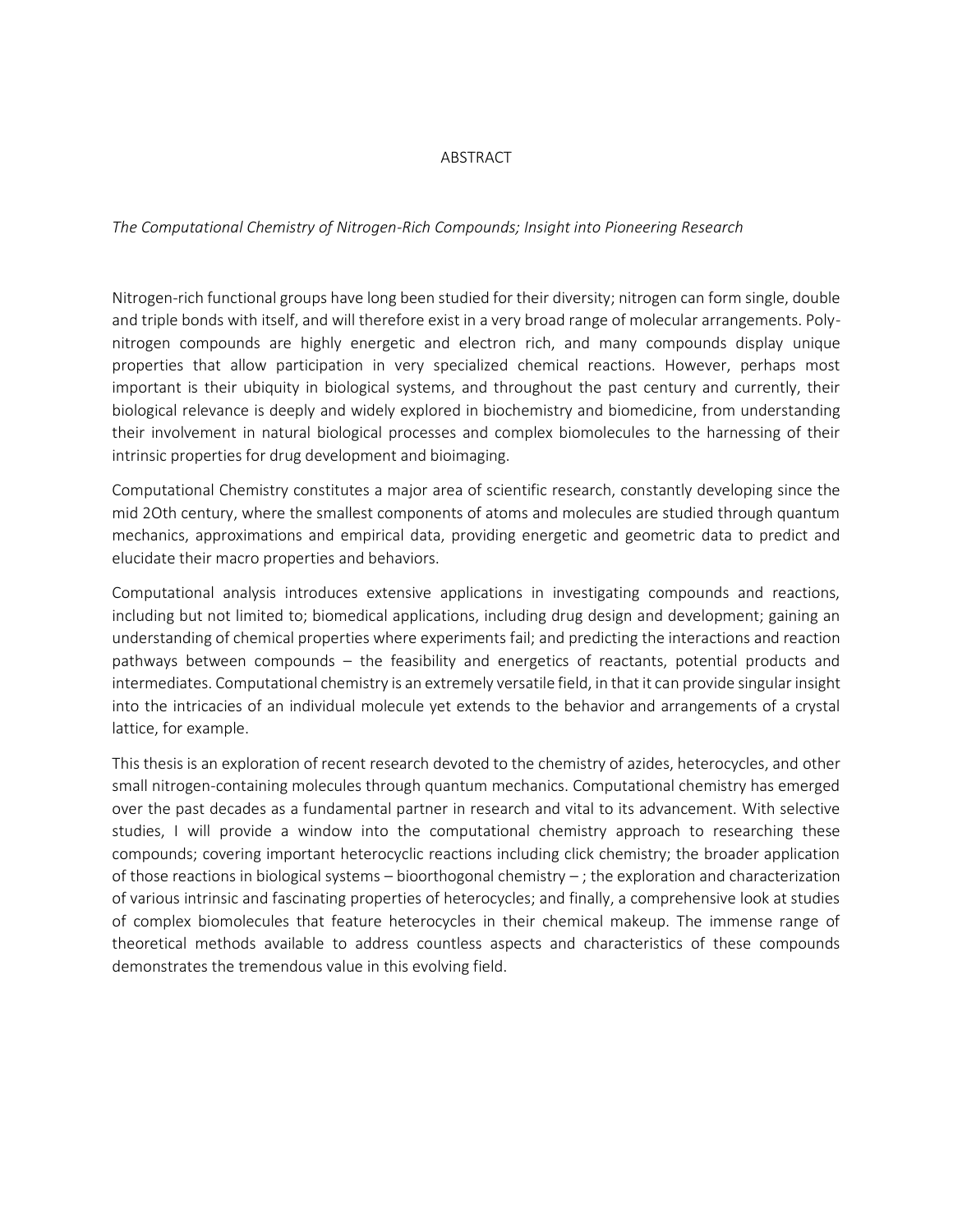# ABSTRACT

*The Computational Chemistry of Nitrogen-Rich Compounds; Insight into Pioneering Research*

Nitrogen-rich functional groups have long been studied for their diversity; nitrogen can form single, double and triple bonds with itself, and will therefore exist in a very broad range of molecular arrangements. Poly-nitrogen compounds are highly energetic and electron rich, and many compounds display unique properties that allow participation in very specialized chemical reactions. However, perhaps most important is their ubiquity in biological systems, and throughout the past century and currently, their biological relevance is deeply and widely explored in biochemistry and biomedicine, from understanding their involvement in natural biological processes and complex biomolecules to the harnessing of their intrinsic properties for drug development and bioimaging.

Computational Chemistry constitutes a major area of scientific research, constantly developing since the mid 2Oth century, where the smallest components of atoms and molecules are studied through quantum mechanics, approximations and empirical data, providing energetic and geometric data to predict and elucidate their macro properties and behaviors.

Computational analysis introduces extensive applications in investigating compounds and reactions, including but not limited to; biomedical applications, including drug design and development; gaining an understanding of chemical properties where experiments fail; and predicting the interactions and reaction pathways between compounds – the feasibility and energetics of reactants, potential products and intermediates. Computational chemistry is an extremely versatile field, in that it can provide singular insight into the intricacies of an individual molecule yet extends to the behavior and arrangements of a crystal lattice, for example.

This thesis is an exploration of recent research devoted to the chemistry of azides, heterocycles, and other small nitrogen-containing molecules through quantum mechanics. Computational chemistry has emerged over the past decades as a fundamental partner in research and vital to its advancement. With selective studies, I will provide a window into the computational chemistry approach to researching these compounds; covering important heterocyclic reactions including click chemistry; the broader application of those reactions in biological systems – bioorthogonal chemistry – ; the exploration and characterization of various intrinsic and fascinating properties of heterocycles; and finally, a comprehensive look at studies of complex biomolecules that feature heterocycles in their chemical makeup. The immense range of theoretical methods available to address countless aspects and characteristics of these compounds demonstrates the tremendous value in this evolving field.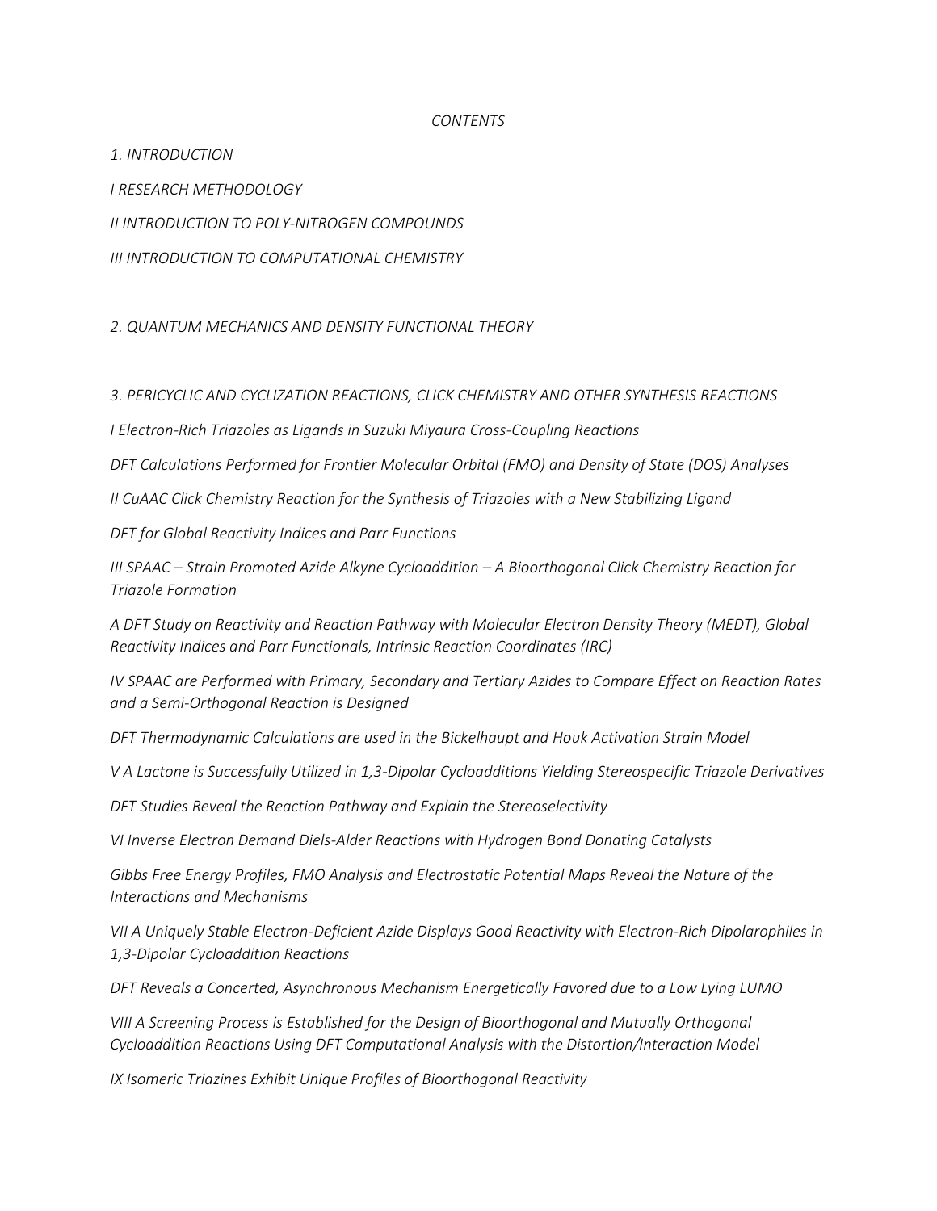*CONTENTS*

*1. INTRODUCTION*

*I RESEARCH METHODOLOGY*

*II INTRODUCTION TO POLY-NITROGEN COMPOUNDS*

*III INTRODUCTION TO COMPUTATIONAL CHEMISTRY*

*2. QUANTUM MECHANICS AND DENSITY FUNCTIONAL THEORY*

*3. PERICYCLIC AND CYCLIZATION REACTIONS, CLICK CHEMISTRY AND OTHER SYNTHESIS REACTIONS*

*I Electron-Rich Triazoles as Ligands in Suzuki Miyaura Cross-Coupling Reactions*

*DFT Calculations Performed for Frontier Molecular Orbital (FMO) and Density of State (DOS) Analyses*

*II CuAAC Click Chemistry Reaction for the Synthesis of Triazoles with a New Stabilizing Ligand*

*DFT for Global Reactivity Indices and Parr Functions*

*III SPAAC – Strain Promoted Azide Alkyne Cycloaddition – A Bioorthogonal Click Chemistry Reaction for Triazole Formation*

*A DFT Study on Reactivity and Reaction Pathway with Molecular Electron Density Theory (MEDT), Global Reactivity Indices and Parr Functionals, Intrinsic Reaction Coordinates (IRC)*

*IV SPAAC are Performed with Primary, Secondary and Tertiary Azides to Compare Effect on Reaction Rates and a Semi-Orthogonal Reaction is Designed*

*DFT Thermodynamic Calculations are used in the Bickelhaupt and Houk Activation Strain Model*

*V A Lactone is Successfully Utilized in 1,3-Dipolar Cycloadditions Yielding Stereospecific Triazole Derivatives*

*DFT Studies Reveal the Reaction Pathway and Explain the Stereoselectivity*

*VI Inverse Electron Demand Diels-Alder Reactions with Hydrogen Bond Donating Catalysts*

*Gibbs Free Energy Profiles, FMO Analysis and Electrostatic Potential Maps Reveal the Nature of the Interactions and Mechanisms*

*VII A Uniquely Stable Electron-Deficient Azide Displays Good Reactivity with Electron-Rich Dipolarophiles in 1,3-Dipolar Cycloaddition Reactions*

*DFT Reveals a Concerted, Asynchronous Mechanism Energetically Favored due to a Low Lying LUMO*

*VIII A Screening Process is Established for the Design of Bioorthogonal and Mutually Orthogonal Cycloaddition Reactions Using DFT Computational Analysis with the Distortion/Interaction Model*

*IX Isomeric Triazines Exhibit Unique Profiles of Bioorthogonal Reactivity*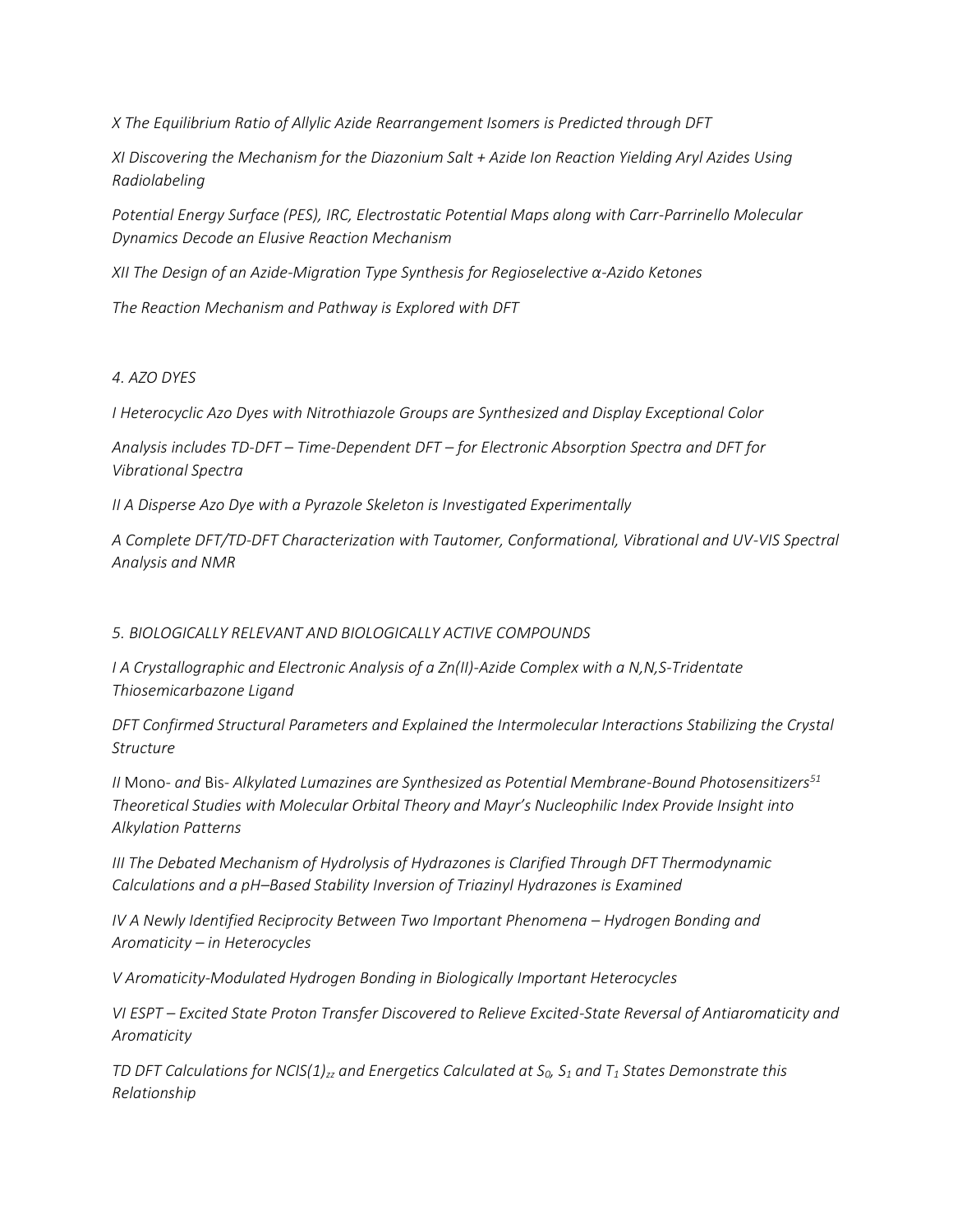*X The Equilibrium Ratio of Allylic Azide Rearrangement Isomers is Predicted through DFT*

*XI Discovering the Mechanism for the Diazonium Salt + Azide Ion Reaction Yielding Aryl Azides Using Radiolabeling*

*Potential Energy Surface (PES), IRC, Electrostatic Potential Maps along with Carr-Parrinello Molecular Dynamics Decode an Elusive Reaction Mechanism*

*XII The Design of an Azide-Migration Type Synthesis for Regioselective α-Azido Ketones*

*The Reaction Mechanism and Pathway is Explored with DFT*

*4. AZO DYES*

*I Heterocyclic Azo Dyes with Nitrothiazole Groups are Synthesized and Display Exceptional Color*

*Analysis includes TD-DFT – Time-Dependent DFT – for Electronic Absorption Spectra and DFT for Vibrational Spectra*

*II A Disperse Azo Dye with a Pyrazole Skeleton is Investigated Experimentally*

*A Complete DFT/TD-DFT Characterization with Tautomer, Conformational, Vibrational and UV-VIS Spectral Analysis and NMR*

*5. BIOLOGICALLY RELEVANT AND BIOLOGICALLY ACTIVE COMPOUNDS*

*I A Crystallographic and Electronic Analysis of a Zn(II)-Azide Complex with a N,N,S-Tridentate Thiosemicarbazone Ligand*

*DFT Confirmed Structural Parameters and Explained the Intermolecular Interactions Stabilizing the Crystal Structure*

*II* Mono- *and* Bis- *Alkylated Lumazines are Synthesized as Potential Membrane-Bound Photosensitizers*[51]
*Theoretical Studies with Molecular Orbital Theory and Mayr's Nucleophilic Index Provide Insight into Alkylation Patterns*

*III The Debated Mechanism of Hydrolysis of Hydrazones is Clarified Through DFT Thermodynamic Calculations and a pH–Based Stability Inversion of Triazinyl Hydrazones is Examined*

*IV A Newly Identified Reciprocity Between Two Important Phenomena – Hydrogen Bonding and Aromaticity – in Heterocycles*

*V Aromaticity-Modulated Hydrogen Bonding in Biologically Important Heterocycles*

*VI ESPT – Excited State Proton Transfer Discovered to Relieve Excited-State Reversal of Antiaromaticity and Aromaticity*

*TD DFT Calculations for $NICS(1)_{zz}$ and Energetics Calculated at $S_0$, $S_1$ and $T_1$ States Demonstrate this Relationship*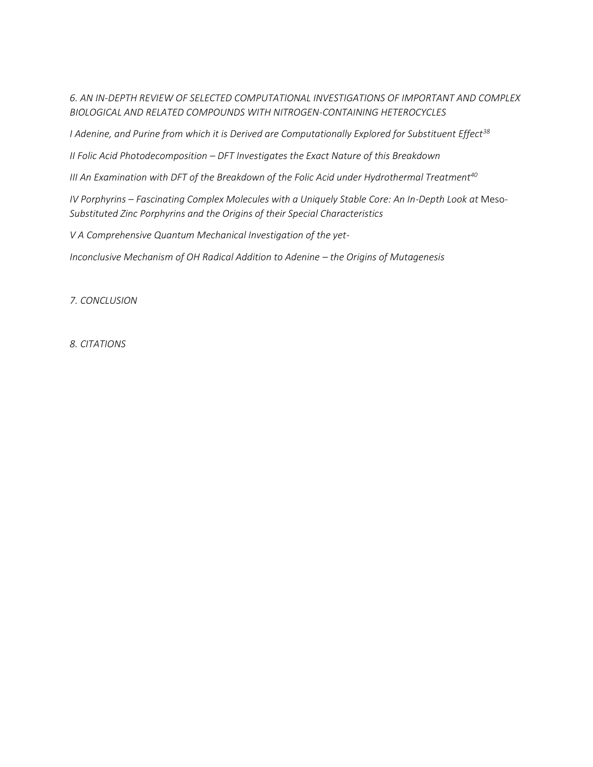*6. AN IN-DEPTH REVIEW OF SELECTED COMPUTATIONAL INVESTIGATIONS OF IMPORTANT AND COMPLEX BIOLOGICAL AND RELATED COMPOUNDS WITH NITROGEN-CONTAINING HETEROCYCLES*

*I Adenine, and Purine from which it is Derived are Computationally Explored for Substituent Effect*[38]

*II Folic Acid Photodecomposition – DFT Investigates the Exact Nature of this Breakdown*

*III An Examination with DFT of the Breakdown of the Folic Acid under Hydrothermal Treatment*[40]

*IV Porphyrins – Fascinating Complex Molecules with a Uniquely Stable Core: An In-Depth Look at* Meso-*Substituted Zinc Porphyrins and the Origins of their Special Characteristics*

*V A Comprehensive Quantum Mechanical Investigation of the yet-*

*Inconclusive Mechanism of OH Radical Addition to Adenine – the Origins of Mutagenesis*

*7. CONCLUSION*

*8. CITATIONS*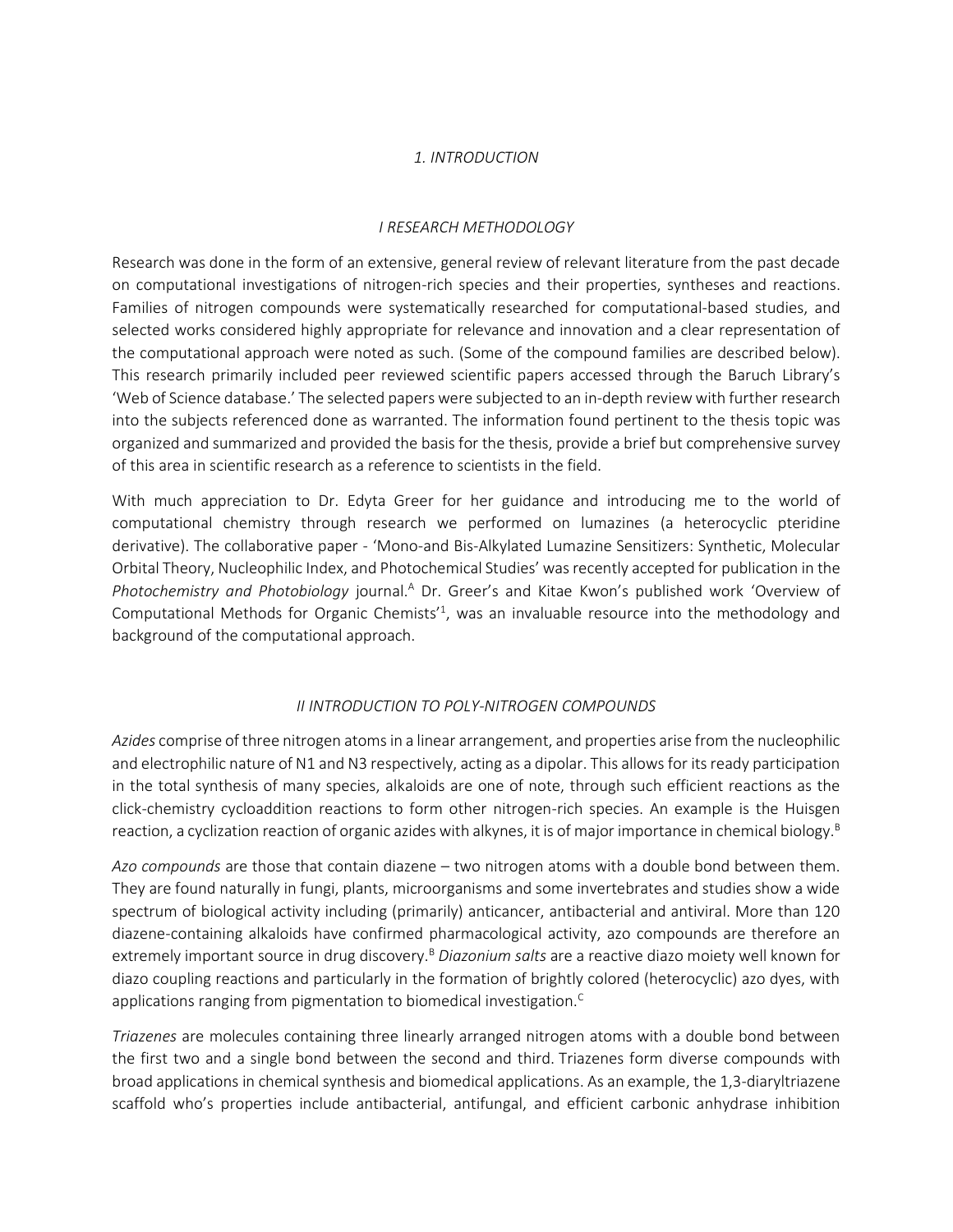## *1. INTRODUCTION*

### *I RESEARCH METHODOLOGY*

Research was done in the form of an extensive, general review of relevant literature from the past decade on computational investigations of nitrogen-rich species and their properties, syntheses and reactions. Families of nitrogen compounds were systematically researched for computational-based studies, and selected works considered highly appropriate for relevance and innovation and a clear representation of the computational approach were noted as such. (Some of the compound families are described below). This research primarily included peer reviewed scientific papers accessed through the Baruch Library's 'Web of Science database.' The selected papers were subjected to an in-depth review with further research into the subjects referenced done as warranted. The information found pertinent to the thesis topic was organized and summarized and provided the basis for the thesis, provide a brief but comprehensive survey of this area in scientific research as a reference to scientists in the field.

With much appreciation to Dr. Edyta Greer for her guidance and introducing me to the world of computational chemistry through research we performed on lumazines (a heterocyclic pteridine derivative). The collaborative paper - 'Mono-and Bis-Alkylated Lumazine Sensitizers: Synthetic, Molecular Orbital Theory, Nucleophilic Index, and Photochemical Studies' was recently accepted for publication in the *Photochemistry and Photobiology* journal.[A] Dr. Greer's and Kitae Kwon's published work 'Overview of Computational Methods for Organic Chemists'[1], was an invaluable resource into the methodology and background of the computational approach.

### *II INTRODUCTION TO POLY-NITROGEN COMPOUNDS*

*Azides* comprise of three nitrogen atoms in a linear arrangement, and properties arise from the nucleophilic and electrophilic nature of N1 and N3 respectively, acting as a dipolar. This allows for its ready participation in the total synthesis of many species, alkaloids are one of note, through such efficient reactions as the click-chemistry cycloaddition reactions to form other nitrogen-rich species. An example is the Huisgen reaction, a cyclization reaction of organic azides with alkynes, it is of major importance in chemical biology.[B]

*Azo compounds* are those that contain diazene – two nitrogen atoms with a double bond between them. They are found naturally in fungi, plants, microorganisms and some invertebrates and studies show a wide spectrum of biological activity including (primarily) anticancer, antibacterial and antiviral. More than 120 diazene-containing alkaloids have confirmed pharmacological activity, azo compounds are therefore an extremely important source in drug discovery.[B] *Diazonium salts* are a reactive diazo moiety well known for diazo coupling reactions and particularly in the formation of brightly colored (heterocyclic) azo dyes, with applications ranging from pigmentation to biomedical investigation.[C]

*Triazenes* are molecules containing three linearly arranged nitrogen atoms with a double bond between the first two and a single bond between the second and third. Triazenes form diverse compounds with broad applications in chemical synthesis and biomedical applications. As an example, the 1,3-diaryltriazene scaffold who's properties include antibacterial, antifungal, and efficient carbonic anhydrase inhibition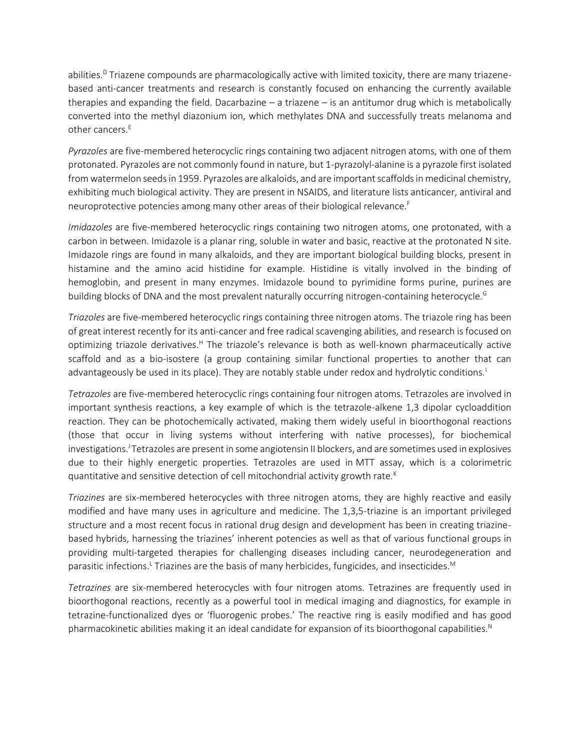abilities.[D] Triazene compounds are pharmacologically active with limited toxicity, there are many triazene-based anti-cancer treatments and research is constantly focused on enhancing the currently available therapies and expanding the field. Dacarbazine – a triazene – is an antitumor drug which is metabolically converted into the methyl diazonium ion, which methylates DNA and successfully treats melanoma and other cancers.[E]

*Pyrazoles* are five-membered heterocyclic rings containing two adjacent nitrogen atoms, with one of them protonated. Pyrazoles are not commonly found in nature, but 1-pyrazolyl-alanine is a pyrazole first isolated from watermelon seeds in 1959. Pyrazoles are alkaloids, and are important scaffolds in medicinal chemistry, exhibiting much biological activity. They are present in NSAIDS, and literature lists anticancer, antiviral and neuroprotective potencies among many other areas of their biological relevance.[F]

*Imidazoles* are five-membered heterocyclic rings containing two nitrogen atoms, one protonated, with a carbon in between. Imidazole is a planar ring, soluble in water and basic, reactive at the protonated N site. Imidazole rings are found in many alkaloids, and they are important biological building blocks, present in histamine and the amino acid histidine for example. Histidine is vitally involved in the binding of hemoglobin, and present in many enzymes. Imidazole bound to pyrimidine forms purine, purines are building blocks of DNA and the most prevalent naturally occurring nitrogen-containing heterocycle.[G]

*Triazoles* are five-membered heterocyclic rings containing three nitrogen atoms. The triazole ring has been of great interest recently for its anti-cancer and free radical scavenging abilities, and research is focused on optimizing triazole derivatives.[H] The triazole's relevance is both as well-known pharmaceutically active scaffold and as a bio-isostere (a group containing similar functional properties to another that can advantageously be used in its place). They are notably stable under redox and hydrolytic conditions.[I]

*Tetrazoles* are five-membered heterocyclic rings containing four nitrogen atoms. Tetrazoles are involved in important synthesis reactions, a key example of which is the tetrazole-alkene 1,3 dipolar cycloaddition reaction. They can be photochemically activated, making them widely useful in bioorthogonal reactions (those that occur in living systems without interfering with native processes), for biochemical investigations.[J] Tetrazoles are present in some angiotensin II blockers, and are sometimes used in explosives due to their highly energetic properties. Tetrazoles are used in MTT assay, which is a colorimetric quantitative and sensitive detection of cell mitochondrial activity growth rate.[K]

*Triazines* are six-membered heterocycles with three nitrogen atoms, they are highly reactive and easily modified and have many uses in agriculture and medicine. The 1,3,5-triazine is an important privileged structure and a most recent focus in rational drug design and development has been in creating triazine-based hybrids, harnessing the triazines' inherent potencies as well as that of various functional groups in providing multi-targeted therapies for challenging diseases including cancer, neurodegeneration and parasitic infections.[L] Triazines are the basis of many herbicides, fungicides, and insecticides.[M]

*Tetrazines* are six-membered heterocycles with four nitrogen atoms. Tetrazines are frequently used in bioorthogonal reactions, recently as a powerful tool in medical imaging and diagnostics, for example in tetrazine-functionalized dyes or 'fluorogenic probes.' The reactive ring is easily modified and has good pharmacokinetic abilities making it an ideal candidate for expansion of its bioorthogonal capabilities.[N]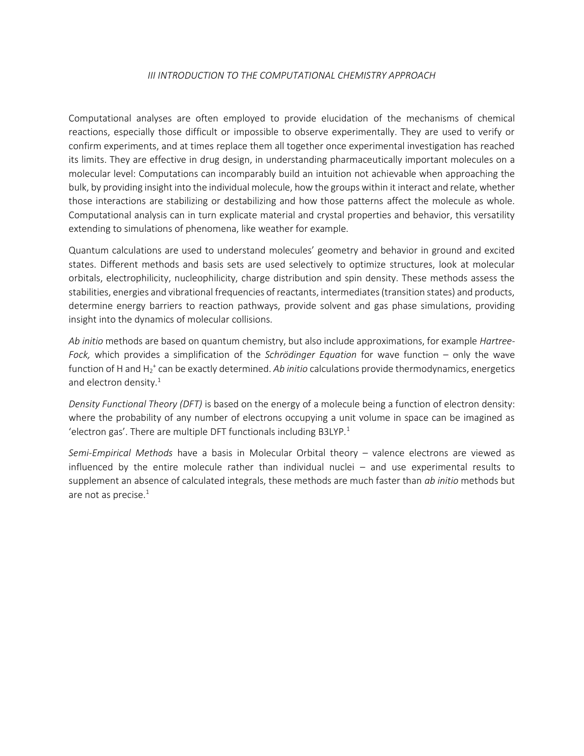## *III INTRODUCTION TO THE COMPUTATIONAL CHEMISTRY APPROACH*

Computational analyses are often employed to provide elucidation of the mechanisms of chemical reactions, especially those difficult or impossible to observe experimentally. They are used to verify or confirm experiments, and at times replace them all together once experimental investigation has reached its limits. They are effective in drug design, in understanding pharmaceutically important molecules on a molecular level: Computations can incomparably build an intuition not achievable when approaching the bulk, by providing insight into the individual molecule, how the groups within it interact and relate, whether those interactions are stabilizing or destabilizing and how those patterns affect the molecule as whole. Computational analysis can in turn explicate material and crystal properties and behavior, this versatility extending to simulations of phenomena, like weather for example.

Quantum calculations are used to understand molecules' geometry and behavior in ground and excited states. Different methods and basis sets are used selectively to optimize structures, look at molecular orbitals, electrophilicity, nucleophilicity, charge distribution and spin density. These methods assess the stabilities, energies and vibrational frequencies of reactants, intermediates (transition states) and products, determine energy barriers to reaction pathways, provide solvent and gas phase simulations, providing insight into the dynamics of molecular collisions.

*Ab initio* methods are based on quantum chemistry, but also include approximations, for example *Hartree-Fock,* which provides a simplification of the *Schrödinger Equation* for wave function – only the wave function of H and $H_2^+$ can be exactly determined. *Ab initio* calculations provide thermodynamics, energetics and electron density.[1]

*Density Functional Theory (DFT)* is based on the energy of a molecule being a function of electron density: where the probability of any number of electrons occupying a unit volume in space can be imagined as 'electron gas'. There are multiple DFT functionals including B3LYP.[1]

*Semi-Empirical Methods* have a basis in Molecular Orbital theory – valence electrons are viewed as influenced by the entire molecule rather than individual nuclei – and use experimental results to supplement an absence of calculated integrals, these methods are much faster than *ab initio* methods but are not as precise.[1]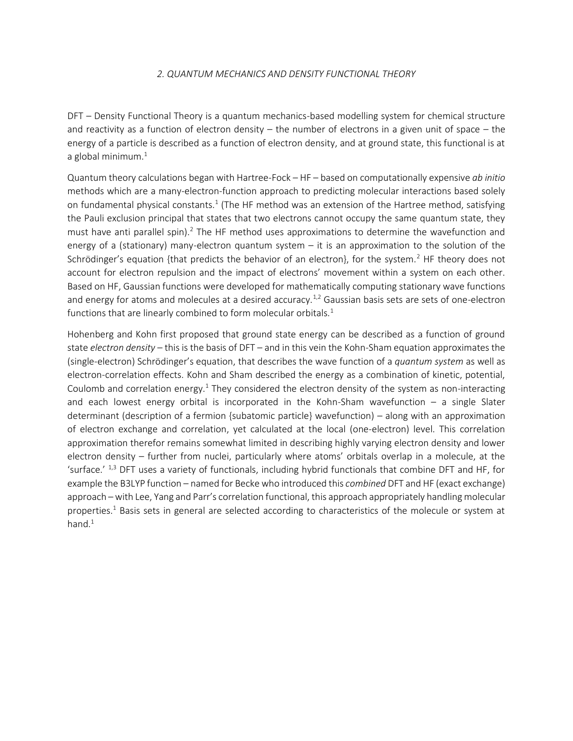## *2. QUANTUM MECHANICS AND DENSITY FUNCTIONAL THEORY*

DFT – Density Functional Theory is a quantum mechanics-based modelling system for chemical structure and reactivity as a function of electron density – the number of electrons in a given unit of space – the energy of a particle is described as a function of electron density, and at ground state, this functional is at a global minimum.[1]

Quantum theory calculations began with Hartree-Fock – HF – based on computationally expensive *ab initio* methods which are a many-electron-function approach to predicting molecular interactions based solely on fundamental physical constants.[1] (The HF method was an extension of the Hartree method, satisfying the Pauli exclusion principal that states that two electrons cannot occupy the same quantum state, they must have anti parallel spin).[2] The HF method uses approximations to determine the wavefunction and energy of a (stationary) many-electron quantum system – it is an approximation to the solution of the Schrödinger's equation {that predicts the behavior of an electron}, for the system.[2] HF theory does not account for electron repulsion and the impact of electrons' movement within a system on each other. Based on HF, Gaussian functions were developed for mathematically computing stationary wave functions and energy for atoms and molecules at a desired accuracy.[1,2] Gaussian basis sets are sets of one-electron functions that are linearly combined to form molecular orbitals.[1]

Hohenberg and Kohn first proposed that ground state energy can be described as a function of ground state *electron density* – this is the basis of DFT – and in this vein the Kohn-Sham equation approximates the (single-electron) Schrödinger's equation, that describes the wave function of a *quantum system* as well as electron-correlation effects. Kohn and Sham described the energy as a combination of kinetic, potential, Coulomb and correlation energy.[1] They considered the electron density of the system as non-interacting and each lowest energy orbital is incorporated in the Kohn-Sham wavefunction – a single Slater determinant (description of a fermion {subatomic particle} wavefunction) – along with an approximation of electron exchange and correlation, yet calculated at the local (one-electron) level. This correlation approximation therefor remains somewhat limited in describing highly varying electron density and lower electron density – further from nuclei, particularly where atoms' orbitals overlap in a molecule, at the 'surface.' [1,3] DFT uses a variety of functionals, including hybrid functionals that combine DFT and HF, for example the B3LYP function – named for Becke who introduced this *combined* DFT and HF (exact exchange) approach – with Lee, Yang and Parr's correlation functional, this approach appropriately handling molecular properties.[1] Basis sets in general are selected according to characteristics of the molecule or system at hand.[1]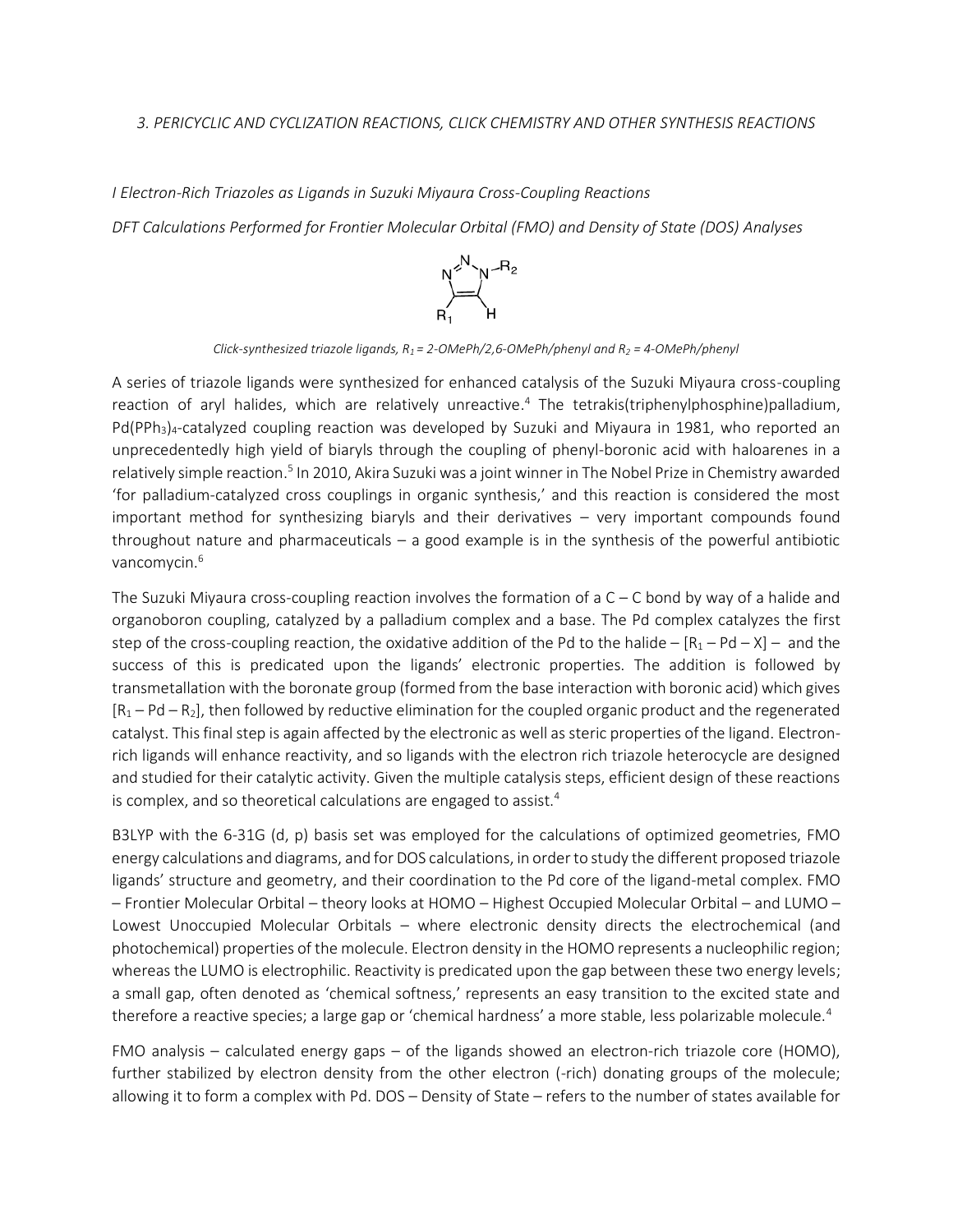*3. PERICYCLIC AND CYCLIZATION REACTIONS, CLICK CHEMISTRY AND OTHER SYNTHESIS REACTIONS*

*I Electron-Rich Triazoles as Ligands in Suzuki Miyaura Cross-Coupling Reactions*

*DFT Calculations Performed for Frontier Molecular Orbital (FMO) and Density of State (DOS) Analyses*

*Click-synthesized triazole ligands, $R_1$ = 2-OMePh/2,6-OMePh/phenyl and $R_2$ = 4-OMePh/phenyl*

A series of triazole ligands were synthesized for enhanced catalysis of the Suzuki Miyaura cross-coupling reaction of aryl halides, which are relatively unreactive.[4] The tetrakis(triphenylphosphine)palladium, $Pd(PPh_3)_4$-catalyzed coupling reaction was developed by Suzuki and Miyaura in 1981, who reported an unprecedentedly high yield of biaryls through the coupling of phenyl-boronic acid with haloarenes in a relatively simple reaction.[5] In 2010, Akira Suzuki was a joint winner in The Nobel Prize in Chemistry awarded 'for palladium-catalyzed cross couplings in organic synthesis,' and this reaction is considered the most important method for synthesizing biaryls and their derivatives – very important compounds found throughout nature and pharmaceuticals – a good example is in the synthesis of the powerful antibiotic vancomycin.[6]

The Suzuki Miyaura cross-coupling reaction involves the formation of a C – C bond by way of a halide and organoboron coupling, catalyzed by a palladium complex and a base. The Pd complex catalyzes the first step of the cross-coupling reaction, the oxidative addition of the Pd to the halide – [$R_1$ – Pd – X] – and the success of this is predicated upon the ligands' electronic properties. The addition is followed by transmetallation with the boronate group (formed from the base interaction with boronic acid) which gives [$R_1$ – Pd – $R_2$], then followed by reductive elimination for the coupled organic product and the regenerated catalyst. This final step is again affected by the electronic as well as steric properties of the ligand. Electron-rich ligands will enhance reactivity, and so ligands with the electron rich triazole heterocycle are designed and studied for their catalytic activity. Given the multiple catalysis steps, efficient design of these reactions is complex, and so theoretical calculations are engaged to assist.[4]

B3LYP with the 6-31G (d, p) basis set was employed for the calculations of optimized geometries, FMO energy calculations and diagrams, and for DOS calculations, in order to study the different proposed triazole ligands' structure and geometry, and their coordination to the Pd core of the ligand-metal complex. FMO – Frontier Molecular Orbital – theory looks at HOMO – Highest Occupied Molecular Orbital – and LUMO – Lowest Unoccupied Molecular Orbitals – where electronic density directs the electrochemical (and photochemical) properties of the molecule. Electron density in the HOMO represents a nucleophilic region; whereas the LUMO is electrophilic. Reactivity is predicated upon the gap between these two energy levels; a small gap, often denoted as 'chemical softness,' represents an easy transition to the excited state and therefore a reactive species; a large gap or 'chemical hardness' a more stable, less polarizable molecule.[4]

FMO analysis – calculated energy gaps – of the ligands showed an electron-rich triazole core (HOMO), further stabilized by electron density from the other electron (-rich) donating groups of the molecule; allowing it to form a complex with Pd. DOS – Density of State – refers to the number of states available for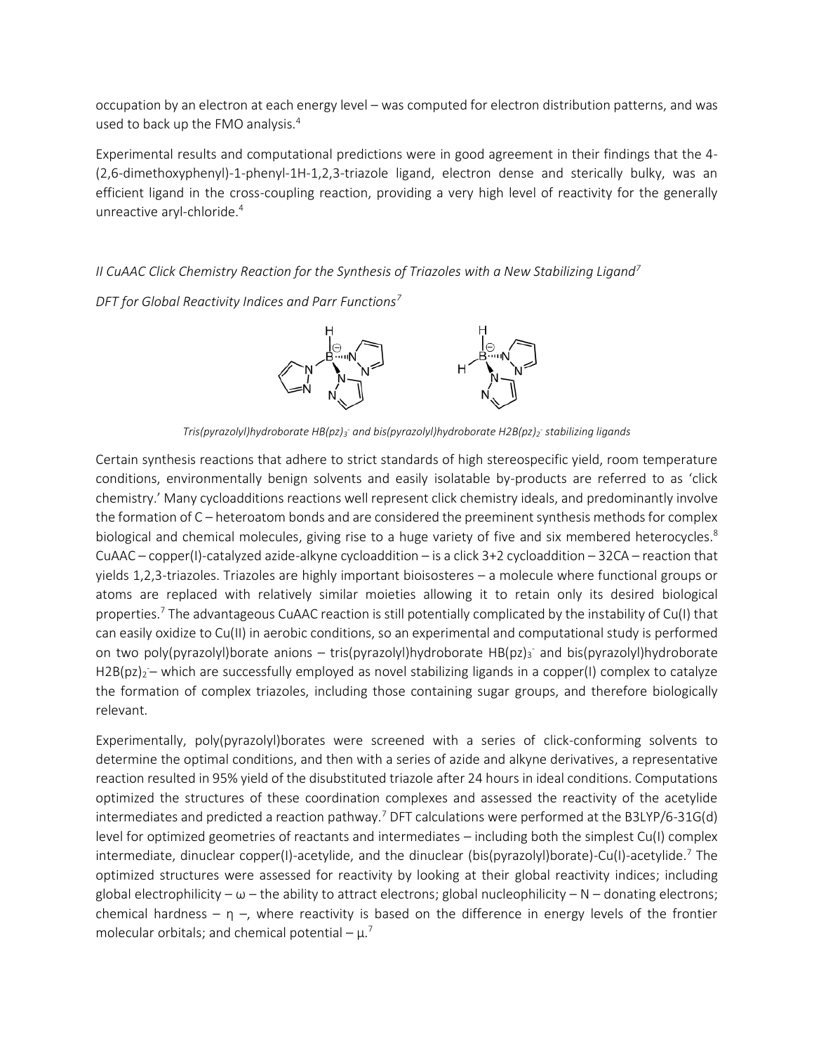occupation by an electron at each energy level – was computed for electron distribution patterns, and was used to back up the FMO analysis.[4]

Experimental results and computational predictions were in good agreement in their findings that the 4-(2,6-dimethoxyphenyl)-1-phenyl-1H-1,2,3-triazole ligand, electron dense and sterically bulky, was an efficient ligand in the cross-coupling reaction, providing a very high level of reactivity for the generally unreactive aryl-chloride.[4]

*II CuAAC Click Chemistry Reaction for the Synthesis of Triazoles with a New Stabilizing Ligand*[7]

*DFT for Global Reactivity Indices and Parr Functions*[7]

*Tris(pyrazolyl)hydroborate $HB(pz)_3^-$ and bis(pyrazolyl)hydroborate $H2B(pz)_2^-$ stabilizing ligands*

Certain synthesis reactions that adhere to strict standards of high stereospecific yield, room temperature conditions, environmentally benign solvents and easily isolatable by-products are referred to as 'click chemistry.' Many cycloadditions reactions well represent click chemistry ideals, and predominantly involve the formation of C – heteroatom bonds and are considered the preeminent synthesis methods for complex biological and chemical molecules, giving rise to a huge variety of five and six membered heterocycles.[8] CuAAC – copper(I)-catalyzed azide-alkyne cycloaddition – is a click 3+2 cycloaddition – 32CA – reaction that yields 1,2,3-triazoles. Triazoles are highly important bioisosteres – a molecule where functional groups or atoms are replaced with relatively similar moieties allowing it to retain only its desired biological properties.[7] The advantageous CuAAC reaction is still potentially complicated by the instability of Cu(I) that can easily oxidize to Cu(II) in aerobic conditions, so an experimental and computational study is performed on two poly(pyrazolyl)borate anions – tris(pyrazolyl)hydroborate $HB(pz)_3^-$ and bis(pyrazolyl)hydroborate $H2B(pz)_2^-$ – which are successfully employed as novel stabilizing ligands in a copper(I) complex to catalyze the formation of complex triazoles, including those containing sugar groups, and therefore biologically relevant.

Experimentally, poly(pyrazolyl)borates were screened with a series of click-conforming solvents to determine the optimal conditions, and then with a series of azide and alkyne derivatives, a representative reaction resulted in 95% yield of the disubstituted triazole after 24 hours in ideal conditions. Computations optimized the structures of these coordination complexes and assessed the reactivity of the acetylide intermediates and predicted a reaction pathway.[7] DFT calculations were performed at the B3LYP/6-31G(d) level for optimized geometries of reactants and intermediates – including both the simplest Cu(I) complex intermediate, dinuclear copper(I)-acetylide, and the dinuclear (bis(pyrazolyl)borate)-Cu(I)-acetylide.[7] The optimized structures were assessed for reactivity by looking at their global reactivity indices; including global electrophilicity – $\omega$ – the ability to attract electrons; global nucleophilicity – N – donating electrons; chemical hardness – $\eta$ –, where reactivity is based on the difference in energy levels of the frontier molecular orbitals; and chemical potential – $\mu$.[7]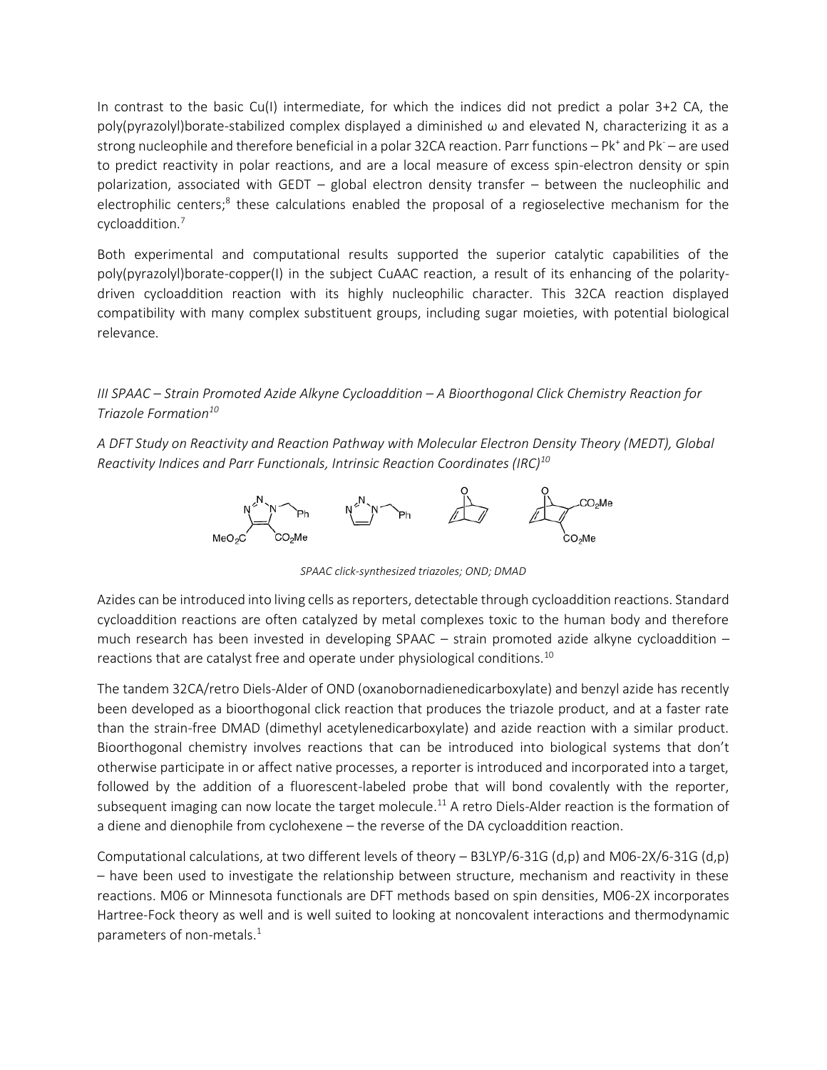In contrast to the basic Cu(I) intermediate, for which the indices did not predict a polar 3+2 CA, the poly(pyrazolyl)borate-stabilized complex displayed a diminished ω and elevated N, characterizing it as a strong nucleophile and therefore beneficial in a polar 32CA reaction. Parr functions – $Pk^+$ and $Pk^-$ – are used to predict reactivity in polar reactions, and are a local measure of excess spin-electron density or spin polarization, associated with GEDT – global electron density transfer – between the nucleophilic and electrophilic centers;[8] these calculations enabled the proposal of a regioselective mechanism for the cycloaddition.[7]

Both experimental and computational results supported the superior catalytic capabilities of the poly(pyrazolyl)borate-copper(I) in the subject CuAAC reaction, a result of its enhancing of the polarity-driven cycloaddition reaction with its highly nucleophilic character. This 32CA reaction displayed compatibility with many complex substituent groups, including sugar moieties, with potential biological relevance.

### *III SPAAC – Strain Promoted Azide Alkyne Cycloaddition – A Bioorthogonal Click Chemistry Reaction for Triazole Formation[10]*

*A DFT Study on Reactivity and Reaction Pathway with Molecular Electron Density Theory (MEDT), Global Reactivity Indices and Parr Functionals, Intrinsic Reaction Coordinates (IRC)[10]*

*SPAAC click-synthesized triazoles; OND; DMAD*

Azides can be introduced into living cells as reporters, detectable through cycloaddition reactions. Standard cycloaddition reactions are often catalyzed by metal complexes toxic to the human body and therefore much research has been invested in developing SPAAC – strain promoted azide alkyne cycloaddition – reactions that are catalyst free and operate under physiological conditions.[10]

The tandem 32CA/retro Diels-Alder of OND (oxanobornadienedicarboxylate) and benzyl azide has recently been developed as a bioorthogonal click reaction that produces the triazole product, and at a faster rate than the strain-free DMAD (dimethyl acetylenedicarboxylate) and azide reaction with a similar product. Bioorthogonal chemistry involves reactions that can be introduced into biological systems that don't otherwise participate in or affect native processes, a reporter is introduced and incorporated into a target, followed by the addition of a fluorescent-labeled probe that will bond covalently with the reporter, subsequent imaging can now locate the target molecule.[11] A retro Diels-Alder reaction is the formation of a diene and dienophile from cyclohexene – the reverse of the DA cycloaddition reaction.

Computational calculations, at two different levels of theory – B3LYP/6-31G (d,p) and M06-2X/6-31G (d,p) – have been used to investigate the relationship between structure, mechanism and reactivity in these reactions. M06 or Minnesota functionals are DFT methods based on spin densities, M06-2X incorporates Hartree-Fock theory as well and is well suited to looking at noncovalent interactions and thermodynamic parameters of non-metals.[1]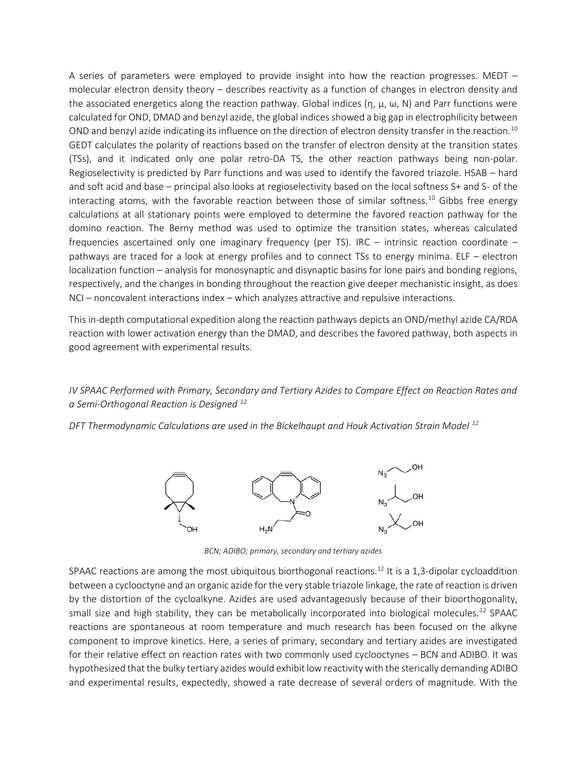A series of parameters were employed to provide insight into how the reaction progresses. MEDT – molecular electron density theory – describes reactivity as a function of changes in electron density and the associated energetics along the reaction pathway. Global indices (η, μ, ω, N) and Parr functions were calculated for OND, DMAD and benzyl azide, the global indices showed a big gap in electrophilicity between OND and benzyl azide indicating its influence on the direction of electron density transfer in the reaction.[10] GEDT calculates the polarity of reactions based on the transfer of electron density at the transition states (TSs), and it indicated only one polar retro-DA TS, the other reaction pathways being non-polar. Regioselectivity is predicted by Parr functions and was used to identify the favored triazole. HSAB – hard and soft acid and base – principal also looks at regioselectivity based on the local softness S+ and S- of the interacting atoms, with the favorable reaction between those of similar softness.[10] Gibbs free energy calculations at all stationary points were employed to determine the favored reaction pathway for the domino reaction. The Berny method was used to optimize the transition states, whereas calculated frequencies ascertained only one imaginary frequency (per TS). IRC – intrinsic reaction coordinate – pathways are traced for a look at energy profiles and to connect TSs to energy minima. ELF – electron localization function – analysis for monosynaptic and disynaptic basins for lone pairs and bonding regions, respectively, and the changes in bonding throughout the reaction give deeper mechanistic insight, as does NCI – noncovalent interactions index – which analyzes attractive and repulsive interactions.

This in-depth computational expedition along the reaction pathways depicts an OND/methyl azide CA/RDA reaction with lower activation energy than the DMAD, and describes the favored pathway, both aspects in good agreement with experimental results.

*IV SPAAC Performed with Primary, Secondary and Tertiary Azides to Compare Effect on Reaction Rates and a Semi-Orthogonal Reaction is Designed [12]*

*DFT Thermodynamic Calculations are used in the Bickelhaupt and Houk Activation Strain Model [12]*

*BCN; ADIBO; primary, secondary and tertiary azides*

SPAAC reactions are among the most ubiquitous biorthogonal reactions.[12] It is a 1,3-dipolar cycloaddition between a cyclooctyne and an organic azide for the very stable triazole linkage, the rate of reaction is driven by the distortion of the cycloalkyne. Azides are used advantageously because of their bioorthogonality, small size and high stability, they can be metabolically incorporated into biological molecules.[12] SPAAC reactions are spontaneous at room temperature and much research has been focused on the alkyne component to improve kinetics. Here, a series of primary, secondary and tertiary azides are investigated for their relative effect on reaction rates with two commonly used cyclooctynes – BCN and ADIBO. It was hypothesized that the bulky tertiary azides would exhibit low reactivity with the sterically demanding ADIBO and experimental results, expectedly, showed a rate decrease of several orders of magnitude. With the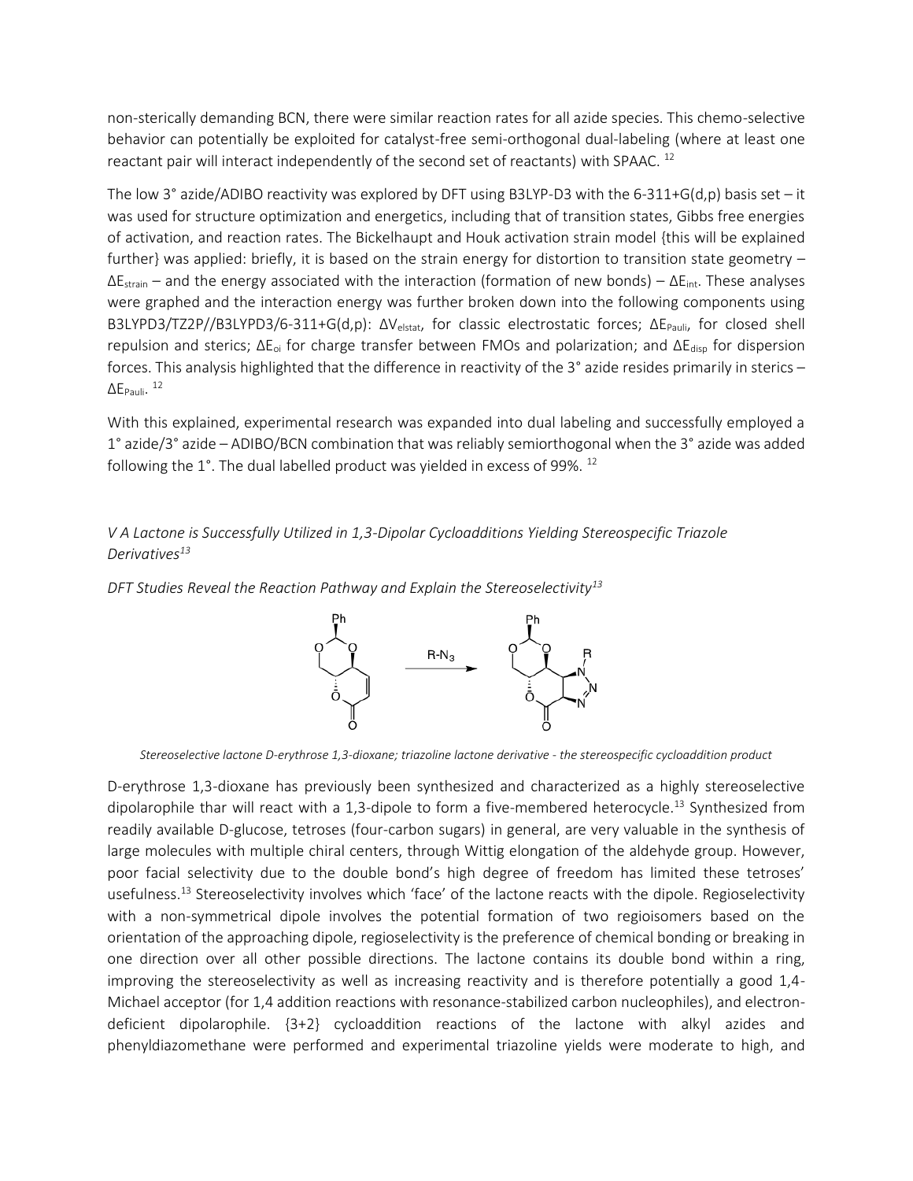non-sterically demanding BCN, there were similar reaction rates for all azide species. This chemo-selective behavior can potentially be exploited for catalyst-free semi-orthogonal dual-labeling (where at least one reactant pair will interact independently of the second set of reactants) with SPAAC. [12]

The low 3° azide/ADIBO reactivity was explored by DFT using B3LYP-D3 with the 6-311+G(d,p) basis set – it was used for structure optimization and energetics, including that of transition states, Gibbs free energies of activation, and reaction rates. The Bickelhaupt and Houk activation strain model {this will be explained further} was applied: briefly, it is based on the strain energy for distortion to transition state geometry – $\Delta E_{strain}$ – and the energy associated with the interaction (formation of new bonds) – $\Delta E_{int}$. These analyses were graphed and the interaction energy was further broken down into the following components using B3LYPD3/TZ2P//B3LYPD3/6-311+G(d,p): $\Delta V_{elstat}$, for classic electrostatic forces; $\Delta E_{Pauli}$, for closed shell repulsion and sterics; $\Delta E_{oi}$ for charge transfer between FMOs and polarization; and $\Delta E_{disp}$ for dispersion forces. This analysis highlighted that the difference in reactivity of the 3° azide resides primarily in sterics – $\Delta E_{Pauli}$. [12]

With this explained, experimental research was expanded into dual labeling and successfully employed a 1° azide/3° azide – ADIBO/BCN combination that was reliably semiorthogonal when the 3° azide was added following the 1°. The dual labelled product was yielded in excess of 99%. [12]

*V A Lactone is Successfully Utilized in 1,3-Dipolar Cycloadditions Yielding Stereospecific Triazole Derivatives[13]*

*DFT Studies Reveal the Reaction Pathway and Explain the Stereoselectivity[13]*

*Stereoselective lactone D-erythrose 1,3-dioxane; triazoline lactone derivative - the stereospecific cycloaddition product*

D-erythrose 1,3-dioxane has previously been synthesized and characterized as a highly stereoselective dipolarophile thar will react with a 1,3-dipole to form a five-membered heterocycle.[13] Synthesized from readily available D-glucose, tetroses (four-carbon sugars) in general, are very valuable in the synthesis of large molecules with multiple chiral centers, through Wittig elongation of the aldehyde group. However, poor facial selectivity due to the double bond's high degree of freedom has limited these tetroses' usefulness.[13] Stereoselectivity involves which 'face' of the lactone reacts with the dipole. Regioselectivity with a non-symmetrical dipole involves the potential formation of two regioisomers based on the orientation of the approaching dipole, regioselectivity is the preference of chemical bonding or breaking in one direction over all other possible directions. The lactone contains its double bond within a ring, improving the stereoselectivity as well as increasing reactivity and is therefore potentially a good 1,4-Michael acceptor (for 1,4 addition reactions with resonance-stabilized carbon nucleophiles), and electron-deficient dipolarophile. {3+2} cycloaddition reactions of the lactone with alkyl azides and phenyldiazomethane were performed and experimental triazoline yields were moderate to high, and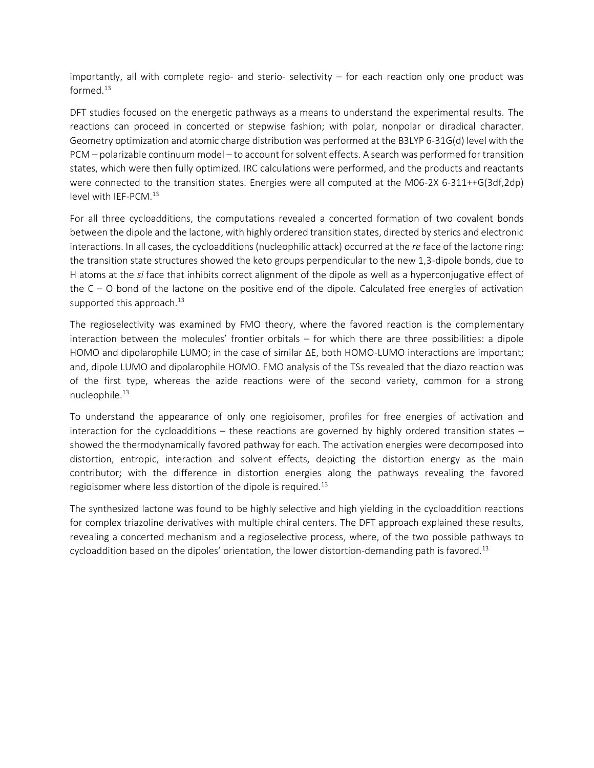importantly, all with complete regio- and sterio- selectivity – for each reaction only one product was formed.[13]

DFT studies focused on the energetic pathways as a means to understand the experimental results. The reactions can proceed in concerted or stepwise fashion; with polar, nonpolar or diradical character. Geometry optimization and atomic charge distribution was performed at the B3LYP 6-31G(d) level with the PCM – polarizable continuum model – to account for solvent effects. A search was performed for transition states, which were then fully optimized. IRC calculations were performed, and the products and reactants were connected to the transition states. Energies were all computed at the M06-2X 6-311++G(3df,2dp) level with IEF-PCM.[13]

For all three cycloadditions, the computations revealed a concerted formation of two covalent bonds between the dipole and the lactone, with highly ordered transition states, directed by sterics and electronic interactions. In all cases, the cycloadditions (nucleophilic attack) occurred at the *re* face of the lactone ring: the transition state structures showed the keto groups perpendicular to the new 1,3-dipole bonds, due to H atoms at the *si* face that inhibits correct alignment of the dipole as well as a hyperconjugative effect of the C – O bond of the lactone on the positive end of the dipole. Calculated free energies of activation supported this approach.[13]

The regioselectivity was examined by FMO theory, where the favored reaction is the complementary interaction between the molecules' frontier orbitals – for which there are three possibilities: a dipole HOMO and dipolarophile LUMO; in the case of similar $\Delta E$, both HOMO-LUMO interactions are important; and, dipole LUMO and dipolarophile HOMO. FMO analysis of the TSs revealed that the diazo reaction was of the first type, whereas the azide reactions were of the second variety, common for a strong nucleophile.[13]

To understand the appearance of only one regioisomer, profiles for free energies of activation and interaction for the cycloadditions – these reactions are governed by highly ordered transition states – showed the thermodynamically favored pathway for each. The activation energies were decomposed into distortion, entropic, interaction and solvent effects, depicting the distortion energy as the main contributor; with the difference in distortion energies along the pathways revealing the favored regioisomer where less distortion of the dipole is required.[13]

The synthesized lactone was found to be highly selective and high yielding in the cycloaddition reactions for complex triazoline derivatives with multiple chiral centers. The DFT approach explained these results, revealing a concerted mechanism and a regioselective process, where, of the two possible pathways to cycloaddition based on the dipoles' orientation, the lower distortion-demanding path is favored.[13]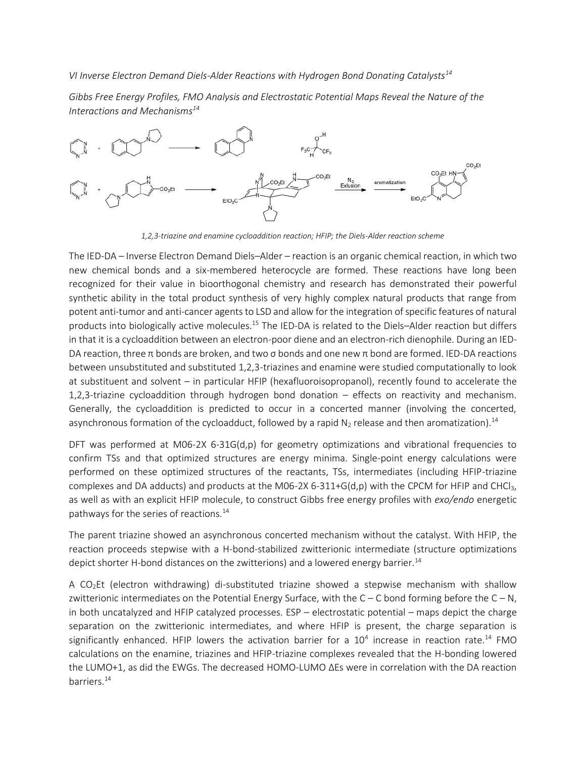*VI Inverse Electron Demand Diels-Alder Reactions with Hydrogen Bond Donating Catalysts*[14]

*Gibbs Free Energy Profiles, FMO Analysis and Electrostatic Potential Maps Reveal the Nature of the Interactions and Mechanisms*[14]

*1,2,3-triazine and enamine cycloaddition reaction; HFIP; the Diels-Alder reaction scheme*

The IED-DA – Inverse Electron Demand Diels–Alder – reaction is an organic chemical reaction, in which two new chemical bonds and a six-membered heterocycle are formed. These reactions have long been recognized for their value in bioorthogonal chemistry and research has demonstrated their powerful synthetic ability in the total product synthesis of very highly complex natural products that range from potent anti-tumor and anti-cancer agents to LSD and allow for the integration of specific features of natural products into biologically active molecules.[15] The IED-DA is related to the Diels–Alder reaction but differs in that it is a cycloaddition between an electron-poor diene and an electron-rich dienophile. During an IED-DA reaction, three π bonds are broken, and two σ bonds and one new π bond are formed. IED-DA reactions between unsubstituted and substituted 1,2,3-triazines and enamine were studied computationally to look at substituent and solvent – in particular HFIP (hexafluoroisopropanol), recently found to accelerate the 1,2,3-triazine cycloaddition through hydrogen bond donation – effects on reactivity and mechanism. Generally, the cycloaddition is predicted to occur in a concerted manner (involving the concerted, asynchronous formation of the cycloadduct, followed by a rapid $N_2$ release and then aromatization).[14]

DFT was performed at M06-2X 6-31G(d,p) for geometry optimizations and vibrational frequencies to confirm TSs and that optimized structures are energy minima. Single-point energy calculations were performed on these optimized structures of the reactants, TSs, intermediates (including HFIP-triazine complexes and DA adducts) and products at the M06-2X 6-311+G(d,p) with the CPCM for HFIP and $CHCl_3$, as well as with an explicit HFIP molecule, to construct Gibbs free energy profiles with *exo/endo* energetic pathways for the series of reactions.[14]

The parent triazine showed an asynchronous concerted mechanism without the catalyst. With HFIP, the reaction proceeds stepwise with a H-bond-stabilized zwitterionic intermediate (structure optimizations depict shorter H-bond distances on the zwitterions) and a lowered energy barrier.[14]

A $CO_2Et$ (electron withdrawing) di-substituted triazine showed a stepwise mechanism with shallow zwitterionic intermediates on the Potential Energy Surface, with the C – C bond forming before the C – N, in both uncatalyzed and HFIP catalyzed processes. ESP – electrostatic potential – maps depict the charge separation on the zwitterionic intermediates, and where HFIP is present, the charge separation is significantly enhanced. HFIP lowers the activation barrier for a $10^4$ increase in reaction rate.[14] FMO calculations on the enamine, triazines and HFIP-triazine complexes revealed that the H-bonding lowered the LUMO+1, as did the EWGs. The decreased HOMO-LUMO ΔEs were in correlation with the DA reaction barriers.[14]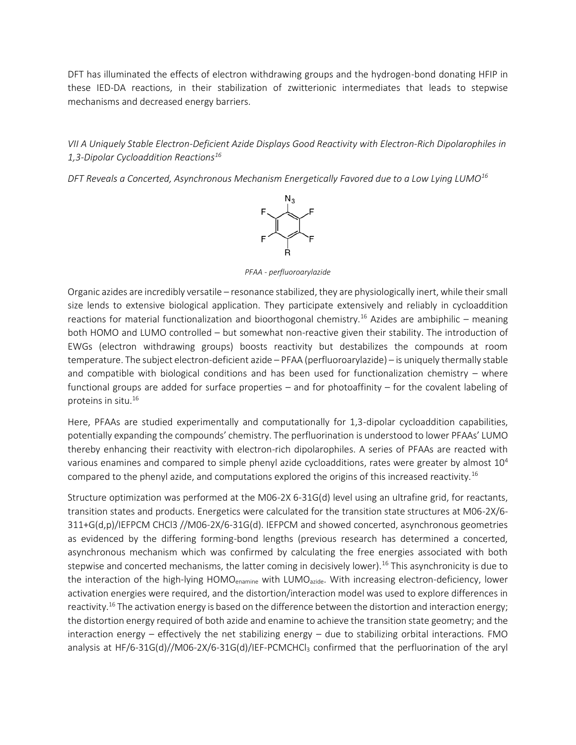DFT has illuminated the effects of electron withdrawing groups and the hydrogen-bond donating HFIP in these IED-DA reactions, in their stabilization of zwitterionic intermediates that leads to stepwise mechanisms and decreased energy barriers.

*VII A Uniquely Stable Electron-Deficient Azide Displays Good Reactivity with Electron-Rich Dipolarophiles in 1,3-Dipolar Cycloaddition Reactions*[16]

*DFT Reveals a Concerted, Asynchronous Mechanism Energetically Favored due to a Low Lying LUMO*[16]

*PFAA - perfluoroarylazide*

Organic azides are incredibly versatile – resonance stabilized, they are physiologically inert, while their small size lends to extensive biological application. They participate extensively and reliably in cycloaddition reactions for material functionalization and bioorthogonal chemistry.[16] Azides are ambiphilic – meaning both HOMO and LUMO controlled – but somewhat non-reactive given their stability. The introduction of EWGs (electron withdrawing groups) boosts reactivity but destabilizes the compounds at room temperature. The subject electron-deficient azide – PFAA (perfluoroarylazide) – is uniquely thermally stable and compatible with biological conditions and has been used for functionalization chemistry – where functional groups are added for surface properties – and for photoaffinity – for the covalent labeling of proteins in situ.[16]

Here, PFAAs are studied experimentally and computationally for 1,3-dipolar cycloaddition capabilities, potentially expanding the compounds' chemistry. The perfluorination is understood to lower PFAAs' LUMO thereby enhancing their reactivity with electron-rich dipolarophiles. A series of PFAAs are reacted with various enamines and compared to simple phenyl azide cycloadditions, rates were greater by almost $10^4$ compared to the phenyl azide, and computations explored the origins of this increased reactivity.[16]

Structure optimization was performed at the M06-2X 6-31G(d) level using an ultrafine grid, for reactants, transition states and products. Energetics were calculated for the transition state structures at M06-2X/6-311+G(d,p)/IEFPCM CHCl3 //M06-2X/6-31G(d). IEFPCM and showed concerted, asynchronous geometries as evidenced by the differing forming-bond lengths (previous research has determined a concerted, asynchronous mechanism which was confirmed by calculating the free energies associated with both stepwise and concerted mechanisms, the latter coming in decisively lower).[16] This asynchronicity is due to the interaction of the high-lying $HOMO_{enamine}$ with $LUMO_{azide}$. With increasing electron-deficiency, lower activation energies were required, and the distortion/interaction model was used to explore differences in reactivity.[16] The activation energy is based on the difference between the distortion and interaction energy; the distortion energy required of both azide and enamine to achieve the transition state geometry; and the interaction energy – effectively the net stabilizing energy – due to stabilizing orbital interactions. FMO analysis at HF/6-31G(d)//M06-2X/6-31G(d)/IEF-PCMCH$Cl_3$ confirmed that the perfluorination of the aryl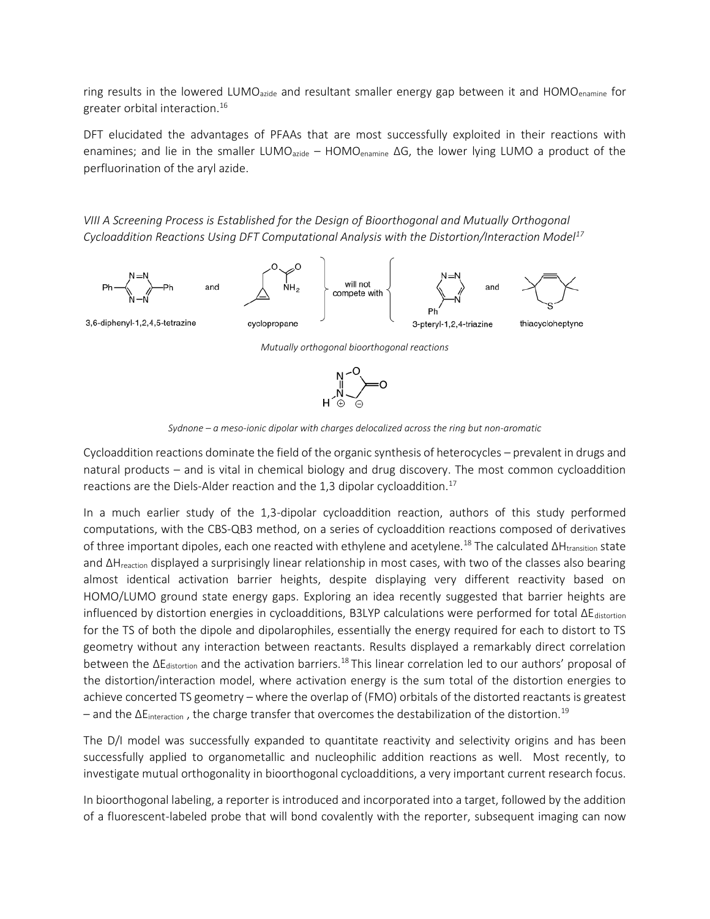ring results in the lowered $LUMO_{azide}$ and resultant smaller energy gap between it and $HOMO_{enamine}$ for greater orbital interaction.[16]

DFT elucidated the advantages of PFAAs that are most successfully exploited in their reactions with enamines; and lie in the smaller $LUMO_{azide}$ – $HOMO_{enamine}$ ΔG, the lower lying LUMO a product of the perfluorination of the aryl azide.

### *VIII A Screening Process is Established for the Design of Bioorthogonal and Mutually Orthogonal Cycloaddition Reactions Using DFT Computational Analysis with the Distortion/Interaction Model*[17]

3,6-diphenyl-1,2,4,5-tetrazine and cyclopropane will not compete with 3-pteryl-1,2,4-triazine and thiacycloheptyne

*Mutually orthogonal bioorthogonal reactions*

*Sydnone – a meso-ionic dipolar with charges delocalized across the ring but non-aromatic*

Cycloaddition reactions dominate the field of the organic synthesis of heterocycles – prevalent in drugs and natural products – and is vital in chemical biology and drug discovery. The most common cycloaddition reactions are the Diels-Alder reaction and the 1,3 dipolar cycloaddition.[17]

In a much earlier study of the 1,3-dipolar cycloaddition reaction, authors of this study performed computations, with the CBS-QB3 method, on a series of cycloaddition reactions composed of derivatives of three important dipoles, each one reacted with ethylene and acetylene.[18] The calculated $\Delta H_{transition}$ state and $\Delta H_{reaction}$ displayed a surprisingly linear relationship in most cases, with two of the classes also bearing almost identical activation barrier heights, despite displaying very different reactivity based on HOMO/LUMO ground state energy gaps. Exploring an idea recently suggested that barrier heights are influenced by distortion energies in cycloadditions, B3LYP calculations were performed for total $\Delta E_{distortion}$ for the TS of both the dipole and dipolarophiles, essentially the energy required for each to distort to TS geometry without any interaction between reactants. Results displayed a remarkably direct correlation between the $\Delta E_{distortion}$ and the activation barriers.[18] This linear correlation led to our authors' proposal of the distortion/interaction model, where activation energy is the sum total of the distortion energies to achieve concerted TS geometry – where the overlap of (FMO) orbitals of the distorted reactants is greatest – and the $\Delta E_{interaction}$ , the charge transfer that overcomes the destabilization of the distortion.[19]

The D/I model was successfully expanded to quantitate reactivity and selectivity origins and has been successfully applied to organometallic and nucleophilic addition reactions as well. Most recently, to investigate mutual orthogonality in bioorthogonal cycloadditions, a very important current research focus.

In bioorthogonal labeling, a reporter is introduced and incorporated into a target, followed by the addition of a fluorescent-labeled probe that will bond covalently with the reporter, subsequent imaging can now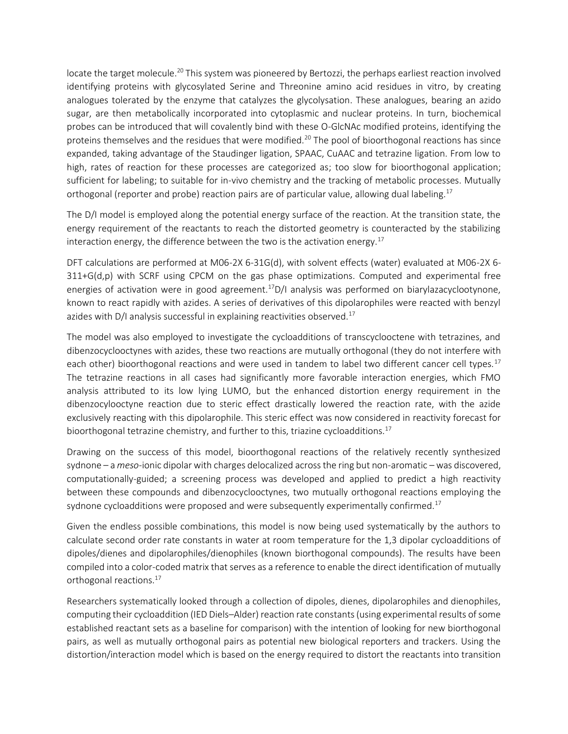locate the target molecule.[20] This system was pioneered by Bertozzi, the perhaps earliest reaction involved identifying proteins with glycosylated Serine and Threonine amino acid residues in vitro, by creating analogues tolerated by the enzyme that catalyzes the glycolysation. These analogues, bearing an azido sugar, are then metabolically incorporated into cytoplasmic and nuclear proteins. In turn, biochemical probes can be introduced that will covalently bind with these O-GlcNAc modified proteins, identifying the proteins themselves and the residues that were modified.[20] The pool of bioorthogonal reactions has since expanded, taking advantage of the Staudinger ligation, SPAAC, CuAAC and tetrazine ligation. From low to high, rates of reaction for these processes are categorized as; too slow for bioorthogonal application; sufficient for labeling; to suitable for in-vivo chemistry and the tracking of metabolic processes. Mutually orthogonal (reporter and probe) reaction pairs are of particular value, allowing dual labeling.[17]

The D/I model is employed along the potential energy surface of the reaction. At the transition state, the energy requirement of the reactants to reach the distorted geometry is counteracted by the stabilizing interaction energy, the difference between the two is the activation energy.[17]

DFT calculations are performed at M06-2X 6-31G(d), with solvent effects (water) evaluated at M06-2X 6-311+G(d,p) with SCRF using CPCM on the gas phase optimizations. Computed and experimental free energies of activation were in good agreement.[17]D/I analysis was performed on biarylazacyclootynone, known to react rapidly with azides. A series of derivatives of this dipolarophiles were reacted with benzyl azides with D/I analysis successful in explaining reactivities observed.[17]

The model was also employed to investigate the cycloadditions of transcyclooctene with tetrazines, and dibenzocyclooctynes with azides, these two reactions are mutually orthogonal (they do not interfere with each other) bioorthogonal reactions and were used in tandem to label two different cancer cell types.[17] The tetrazine reactions in all cases had significantly more favorable interaction energies, which FMO analysis attributed to its low lying LUMO, but the enhanced distortion energy requirement in the dibenzocylooctyne reaction due to steric effect drastically lowered the reaction rate, with the azide exclusively reacting with this dipolarophile. This steric effect was now considered in reactivity forecast for bioorthogonal tetrazine chemistry, and further to this, triazine cycloadditions.[17]

Drawing on the success of this model, bioorthogonal reactions of the relatively recently synthesized sydnone – a *meso*-ionic dipolar with charges delocalized across the ring but non-aromatic – was discovered, computationally-guided; a screening process was developed and applied to predict a high reactivity between these compounds and dibenzocyclooctynes, two mutually orthogonal reactions employing the sydnone cycloadditions were proposed and were subsequently experimentally confirmed.[17]

Given the endless possible combinations, this model is now being used systematically by the authors to calculate second order rate constants in water at room temperature for the 1,3 dipolar cycloadditions of dipoles/dienes and dipolarophiles/dienophiles (known biorthogonal compounds). The results have been compiled into a color-coded matrix that serves as a reference to enable the direct identification of mutually orthogonal reactions.[17]

Researchers systematically looked through a collection of dipoles, dienes, dipolarophiles and dienophiles, computing their cycloaddition (IED Diels–Alder) reaction rate constants (using experimental results of some established reactant sets as a baseline for comparison) with the intention of looking for new biorthogonal pairs, as well as mutually orthogonal pairs as potential new biological reporters and trackers. Using the distortion/interaction model which is based on the energy required to distort the reactants into transition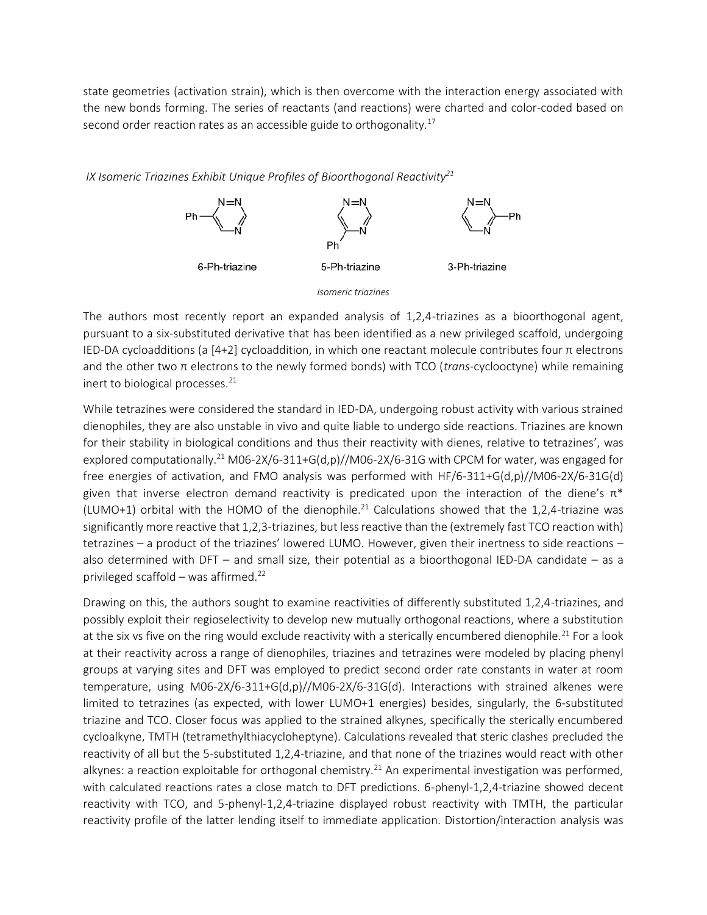state geometries (activation strain), which is then overcome with the interaction energy associated with the new bonds forming. The series of reactants (and reactions) were charted and color-coded based on second order reaction rates as an accessible guide to orthogonality.[17]

*IX Isomeric Triazines Exhibit Unique Profiles of Bioorthogonal Reactivity*[21]

6-Ph-triazine    5-Ph-triazine    3-Ph-triazine

*Isomeric triazines*

The authors most recently report an expanded analysis of 1,2,4-triazines as a bioorthogonal agent, pursuant to a six-substituted derivative that has been identified as a new privileged scaffold, undergoing IED-DA cycloadditions (a [4+2] cycloaddition, in which one reactant molecule contributes four π electrons and the other two π electrons to the newly formed bonds) with TCO (*trans*-cyclooctyne) while remaining inert to biological processes.[21]

While tetrazines were considered the standard in IED-DA, undergoing robust activity with various strained dienophiles, they are also unstable in vivo and quite liable to undergo side reactions. Triazines are known for their stability in biological conditions and thus their reactivity with dienes, relative to tetrazines', was explored computationally.[21] M06-2X/6-311+G(d,p)//M06-2X/6-31G with CPCM for water, was engaged for free energies of activation, and FMO analysis was performed with HF/6-311+G(d,p)//M06-2X/6-31G(d) given that inverse electron demand reactivity is predicated upon the interaction of the diene's π* (LUMO+1) orbital with the HOMO of the dienophile.[21] Calculations showed that the 1,2,4-triazine was significantly more reactive that 1,2,3-triazines, but less reactive than the (extremely fast TCO reaction with) tetrazines – a product of the triazines' lowered LUMO. However, given their inertness to side reactions – also determined with DFT – and small size, their potential as a bioorthogonal IED-DA candidate – as a privileged scaffold – was affirmed.[22]

Drawing on this, the authors sought to examine reactivities of differently substituted 1,2,4-triazines, and possibly exploit their regioselectivity to develop new mutually orthogonal reactions, where a substitution at the six vs five on the ring would exclude reactivity with a sterically encumbered dienophile.[21] For a look at their reactivity across a range of dienophiles, triazines and tetrazines were modeled by placing phenyl groups at varying sites and DFT was employed to predict second order rate constants in water at room temperature, using M06-2X/6-311+G(d,p)//M06-2X/6-31G(d). Interactions with strained alkenes were limited to tetrazines (as expected, with lower LUMO+1 energies) besides, singularly, the 6-substituted triazine and TCO. Closer focus was applied to the strained alkynes, specifically the sterically encumbered cycloalkyne, TMTH (tetramethylthiacycloheptyne). Calculations revealed that steric clashes precluded the reactivity of all but the 5-substituted 1,2,4-triazine, and that none of the triazines would react with other alkynes: a reaction exploitable for orthogonal chemistry.[21] An experimental investigation was performed, with calculated reactions rates a close match to DFT predictions. 6-phenyl-1,2,4-triazine showed decent reactivity with TCO, and 5-phenyl-1,2,4-triazine displayed robust reactivity with TMTH, the particular reactivity profile of the latter lending itself to immediate application. Distortion/interaction analysis was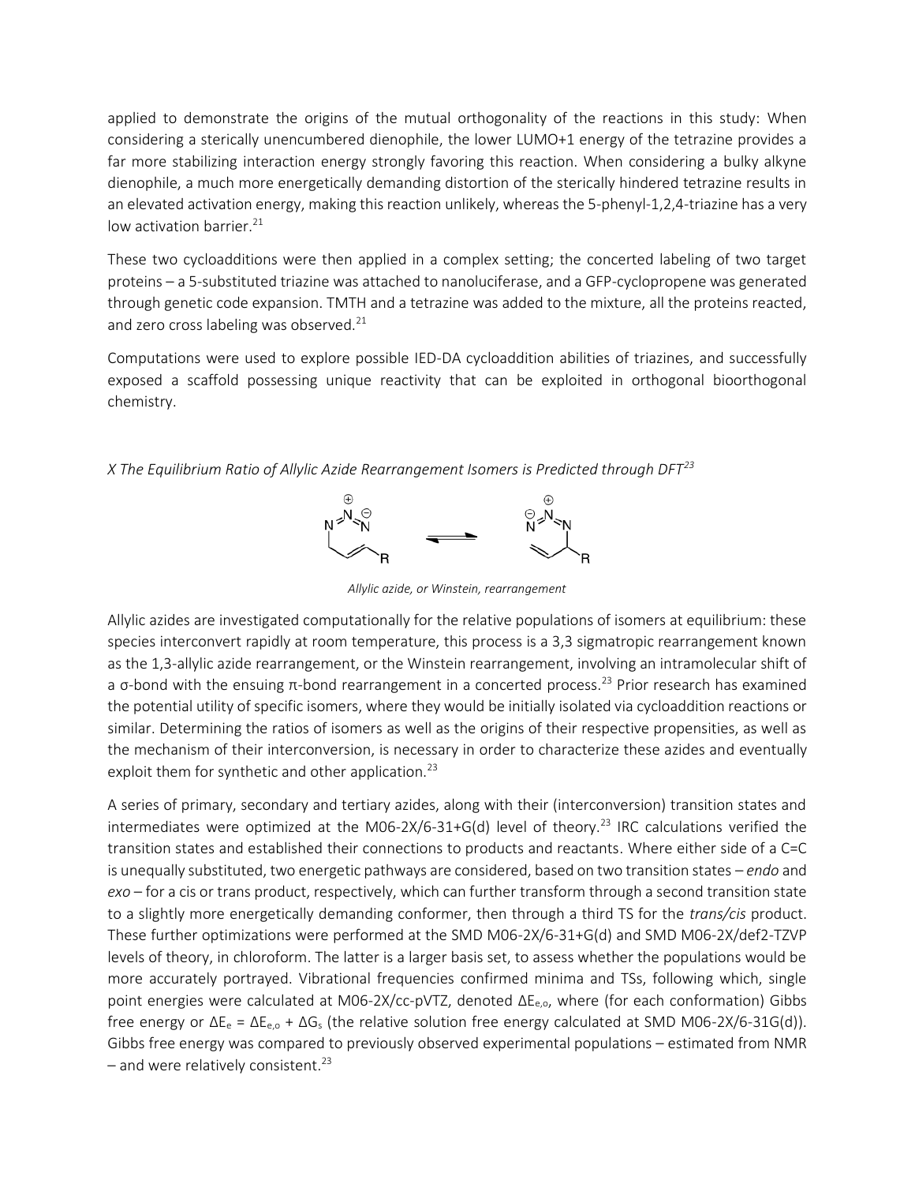applied to demonstrate the origins of the mutual orthogonality of the reactions in this study: When considering a sterically unencumbered dienophile, the lower LUMO+1 energy of the tetrazine provides a far more stabilizing interaction energy strongly favoring this reaction. When considering a bulky alkyne dienophile, a much more energetically demanding distortion of the sterically hindered tetrazine results in an elevated activation energy, making this reaction unlikely, whereas the 5-phenyl-1,2,4-triazine has a very low activation barrier.[21]

These two cycloadditions were then applied in a complex setting; the concerted labeling of two target proteins – a 5-substituted triazine was attached to nanoluciferase, and a GFP-cyclopropene was generated through genetic code expansion. TMTH and a tetrazine was added to the mixture, all the proteins reacted, and zero cross labeling was observed.[21]

Computations were used to explore possible IED-DA cycloaddition abilities of triazines, and successfully exposed a scaffold possessing unique reactivity that can be exploited in orthogonal bioorthogonal chemistry.

*X The Equilibrium Ratio of Allylic Azide Rearrangement Isomers is Predicted through DFT*[23]

*Allylic azide, or Winstein, rearrangement*

Allylic azides are investigated computationally for the relative populations of isomers at equilibrium: these species interconvert rapidly at room temperature, this process is a 3,3 sigmatropic rearrangement known as the 1,3-allylic azide rearrangement, or the Winstein rearrangement, involving an intramolecular shift of a σ-bond with the ensuing π-bond rearrangement in a concerted process.[23] Prior research has examined the potential utility of specific isomers, where they would be initially isolated via cycloaddition reactions or similar. Determining the ratios of isomers as well as the origins of their respective propensities, as well as the mechanism of their interconversion, is necessary in order to characterize these azides and eventually exploit them for synthetic and other application.[23]

A series of primary, secondary and tertiary azides, along with their (interconversion) transition states and intermediates were optimized at the M06-2X/6-31+G(d) level of theory.[23] IRC calculations verified the transition states and established their connections to products and reactants. Where either side of a C=C is unequally substituted, two energetic pathways are considered, based on two transition states – *endo* and *exo* – for a cis or trans product, respectively, which can further transform through a second transition state to a slightly more energetically demanding conformer, then through a third TS for the *trans/cis* product. These further optimizations were performed at the SMD M06-2X/6-31+G(d) and SMD M06-2X/def2-TZVP levels of theory, in chloroform. The latter is a larger basis set, to assess whether the populations would be more accurately portrayed. Vibrational frequencies confirmed minima and TSs, following which, single point energies were calculated at M06-2X/cc-pVTZ, denoted $\Delta E_{e,o}$, where (for each conformation) Gibbs free energy or $\Delta E_e = \Delta E_{e,o} + \Delta G_s$ (the relative solution free energy calculated at SMD M06-2X/6-31G(d)). Gibbs free energy was compared to previously observed experimental populations – estimated from NMR – and were relatively consistent.[23]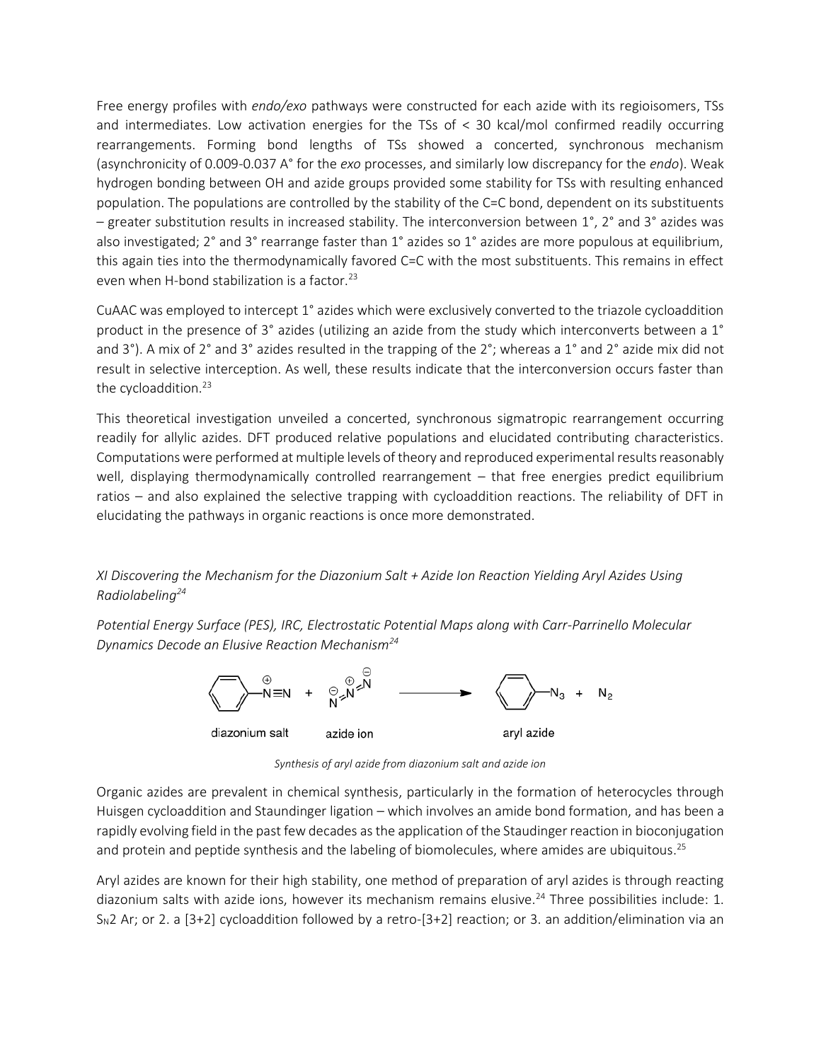Free energy profiles with *endo/exo* pathways were constructed for each azide with its regioisomers, TSs and intermediates. Low activation energies for the TSs of < 30 kcal/mol confirmed readily occurring rearrangements. Forming bond lengths of TSs showed a concerted, synchronous mechanism (asynchronicity of 0.009-0.037 A° for the *exo* processes, and similarly low discrepancy for the *endo*). Weak hydrogen bonding between OH and azide groups provided some stability for TSs with resulting enhanced population. The populations are controlled by the stability of the C=C bond, dependent on its substituents – greater substitution results in increased stability. The interconversion between 1°, 2° and 3° azides was also investigated; 2° and 3° rearrange faster than 1° azides so 1° azides are more populous at equilibrium, this again ties into the thermodynamically favored C=C with the most substituents. This remains in effect even when H-bond stabilization is a factor.[23]

CuAAC was employed to intercept 1° azides which were exclusively converted to the triazole cycloaddition product in the presence of 3° azides (utilizing an azide from the study which interconverts between a 1° and 3°). A mix of 2° and 3° azides resulted in the trapping of the 2°; whereas a 1° and 2° azide mix did not result in selective interception. As well, these results indicate that the interconversion occurs faster than the cycloaddition.[23]

This theoretical investigation unveiled a concerted, synchronous sigmatropic rearrangement occurring readily for allylic azides. DFT produced relative populations and elucidated contributing characteristics. Computations were performed at multiple levels of theory and reproduced experimental results reasonably well, displaying thermodynamically controlled rearrangement – that free energies predict equilibrium ratios – and also explained the selective trapping with cycloaddition reactions. The reliability of DFT in elucidating the pathways in organic reactions is once more demonstrated.

### *XI Discovering the Mechanism for the Diazonium Salt + Azide Ion Reaction Yielding Aryl Azides Using Radiolabeling[24]*

*Potential Energy Surface (PES), IRC, Electrostatic Potential Maps along with Carr-Parrinello Molecular Dynamics Decode an Elusive Reaction Mechanism[24]*

diazonium salt + azide ion → aryl azide + $N_2$

*Synthesis of aryl azide from diazonium salt and azide ion*

Organic azides are prevalent in chemical synthesis, particularly in the formation of heterocycles through Huisgen cycloaddition and Staundinger ligation – which involves an amide bond formation, and has been a rapidly evolving field in the past few decades as the application of the Staudinger reaction in bioconjugation and protein and peptide synthesis and the labeling of biomolecules, where amides are ubiquitous.[25]

Aryl azides are known for their high stability, one method of preparation of aryl azides is through reacting diazonium salts with azide ions, however its mechanism remains elusive.[24] Three possibilities include: 1. $S_N2$ Ar; or 2. a [3+2] cycloaddition followed by a retro-[3+2] reaction; or 3. an addition/elimination via an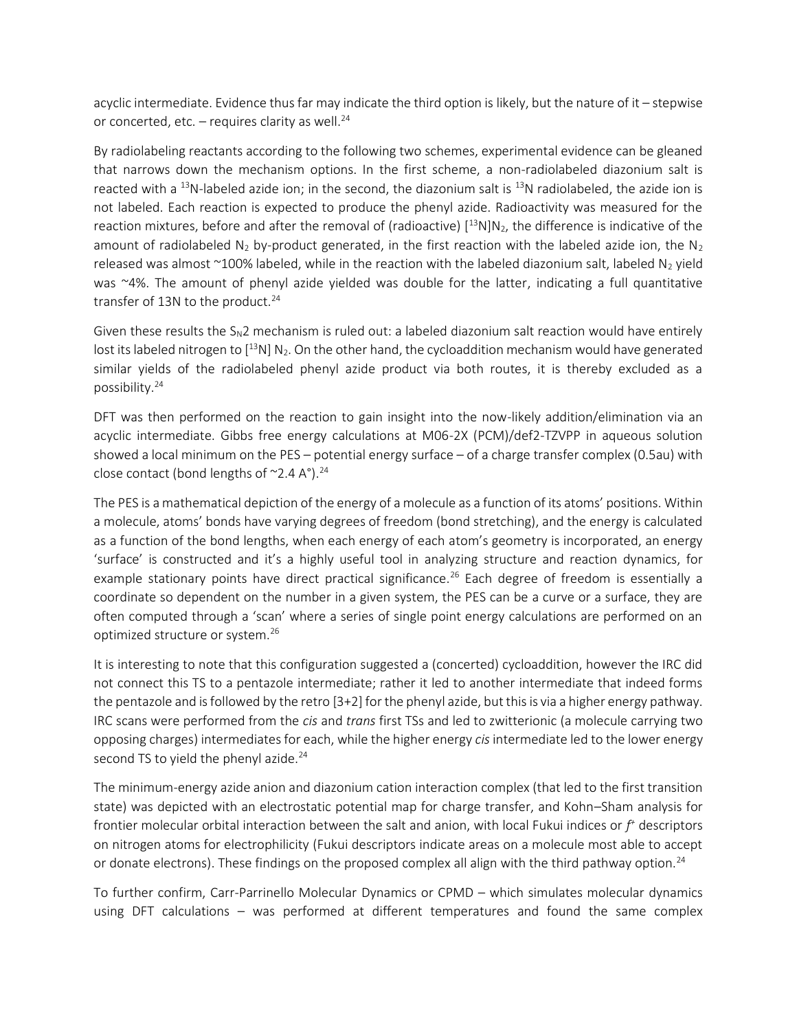acyclic intermediate. Evidence thus far may indicate the third option is likely, but the nature of it – stepwise or concerted, etc. – requires clarity as well.[24]

By radiolabeling reactants according to the following two schemes, experimental evidence can be gleaned that narrows down the mechanism options. In the first scheme, a non-radiolabeled diazonium salt is reacted with a $^{13}N$-labeled azide ion; in the second, the diazonium salt is $^{13}N$ radiolabeled, the azide ion is not labeled. Each reaction is expected to produce the phenyl azide. Radioactivity was measured for the reaction mixtures, before and after the removal of (radioactive) $[^{13}N]N_2$, the difference is indicative of the amount of radiolabeled $N_2$ by-product generated, in the first reaction with the labeled azide ion, the $N_2$ released was almost ~100% labeled, while in the reaction with the labeled diazonium salt, labeled $N_2$ yield was ~4%. The amount of phenyl azide yielded was double for the latter, indicating a full quantitative transfer of 13N to the product.[24]

Given these results the $S_N2$ mechanism is ruled out: a labeled diazonium salt reaction would have entirely lost its labeled nitrogen to $[^{13}N]$ $N_2$. On the other hand, the cycloaddition mechanism would have generated similar yields of the radiolabeled phenyl azide product via both routes, it is thereby excluded as a possibility.[24]

DFT was then performed on the reaction to gain insight into the now-likely addition/elimination via an acyclic intermediate. Gibbs free energy calculations at M06-2X (PCM)/def2-TZVPP in aqueous solution showed a local minimum on the PES – potential energy surface – of a charge transfer complex (0.5au) with close contact (bond lengths of ~2.4 A°).[24]

The PES is a mathematical depiction of the energy of a molecule as a function of its atoms' positions. Within a molecule, atoms' bonds have varying degrees of freedom (bond stretching), and the energy is calculated as a function of the bond lengths, when each energy of each atom's geometry is incorporated, an energy 'surface' is constructed and it's a highly useful tool in analyzing structure and reaction dynamics, for example stationary points have direct practical significance.[26] Each degree of freedom is essentially a coordinate so dependent on the number in a given system, the PES can be a curve or a surface, they are often computed through a 'scan' where a series of single point energy calculations are performed on an optimized structure or system.[26]

It is interesting to note that this configuration suggested a (concerted) cycloaddition, however the IRC did not connect this TS to a pentazole intermediate; rather it led to another intermediate that indeed forms the pentazole and is followed by the retro [3+2] for the phenyl azide, but this is via a higher energy pathway. IRC scans were performed from the *cis* and *trans* first TSs and led to zwitterionic (a molecule carrying two opposing charges) intermediates for each, while the higher energy *cis* intermediate led to the lower energy second TS to yield the phenyl azide.[24]

The minimum-energy azide anion and diazonium cation interaction complex (that led to the first transition state) was depicted with an electrostatic potential map for charge transfer, and Kohn–Sham analysis for frontier molecular orbital interaction between the salt and anion, with local Fukui indices or $f^+$ descriptors on nitrogen atoms for electrophilicity (Fukui descriptors indicate areas on a molecule most able to accept or donate electrons). These findings on the proposed complex all align with the third pathway option.[24]

To further confirm, Carr-Parrinello Molecular Dynamics or CPMD – which simulates molecular dynamics using DFT calculations – was performed at different temperatures and found the same complex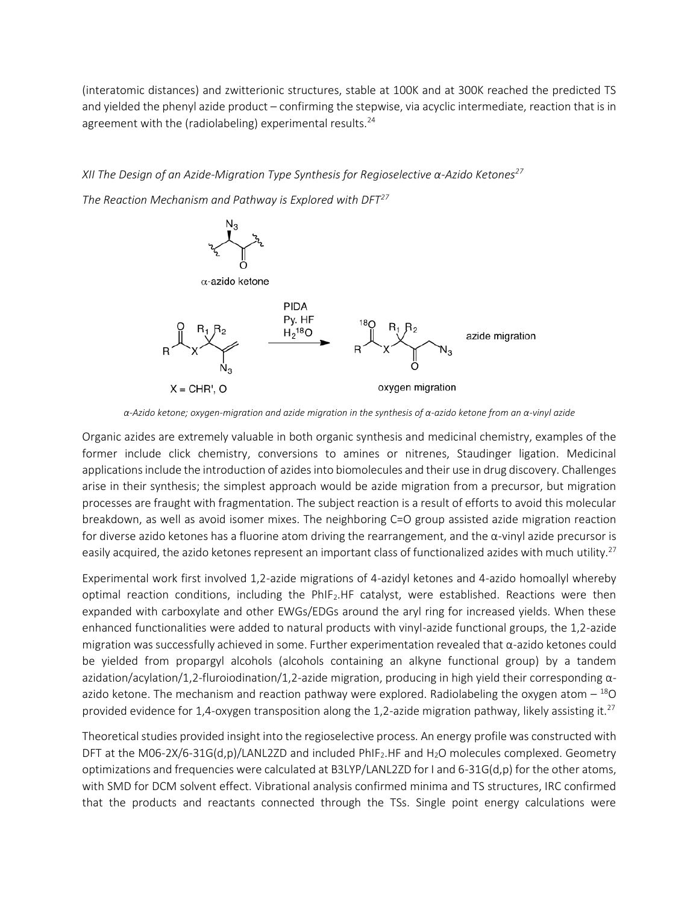(interatomic distances) and zwitterionic structures, stable at 100K and at 300K reached the predicted TS and yielded the phenyl azide product – confirming the stepwise, via acyclic intermediate, reaction that is in agreement with the (radiolabeling) experimental results.[24]

*XII The Design of an Azide-Migration Type Synthesis for Regioselective α-Azido Ketones[27]*

*The Reaction Mechanism and Pathway is Explored with DFT[27]*

*α-Azido ketone; oxygen-migration and azide migration in the synthesis of α-azido ketone from an α-vinyl azide*

Organic azides are extremely valuable in both organic synthesis and medicinal chemistry, examples of the former include click chemistry, conversions to amines or nitrenes, Staudinger ligation. Medicinal applications include the introduction of azides into biomolecules and their use in drug discovery. Challenges arise in their synthesis; the simplest approach would be azide migration from a precursor, but migration processes are fraught with fragmentation. The subject reaction is a result of efforts to avoid this molecular breakdown, as well as avoid isomer mixes. The neighboring C=O group assisted azide migration reaction for diverse azido ketones has a fluorine atom driving the rearrangement, and the α-vinyl azide precursor is easily acquired, the azido ketones represent an important class of functionalized azides with much utility.[27]

Experimental work first involved 1,2-azide migrations of 4-azidyl ketones and 4-azido homoallyl whereby optimal reaction conditions, including the $PhIF_2.HF$ catalyst, were established. Reactions were then expanded with carboxylate and other EWGs/EDGs around the aryl ring for increased yields. When these enhanced functionalities were added to natural products with vinyl-azide functional groups, the 1,2-azide migration was successfully achieved in some. Further experimentation revealed that α-azido ketones could be yielded from propargyl alcohols (alcohols containing an alkyne functional group) by a tandem azidation/acylation/1,2-fluroiodination/1,2-azide migration, producing in high yield their corresponding α-azido ketone. The mechanism and reaction pathway were explored. Radiolabeling the oxygen atom – $^{18}O$ provided evidence for 1,4-oxygen transposition along the 1,2-azide migration pathway, likely assisting it.[27]

Theoretical studies provided insight into the regioselective process. An energy profile was constructed with DFT at the M06-2X/6-31G(d,p)/LANL2ZD and included $PhIF_2.HF$ and $H_2O$ molecules complexed. Geometry optimizations and frequencies were calculated at B3LYP/LANL2ZD for I and 6-31G(d,p) for the other atoms, with SMD for DCM solvent effect. Vibrational analysis confirmed minima and TS structures, IRC confirmed that the products and reactants connected through the TSs. Single point energy calculations were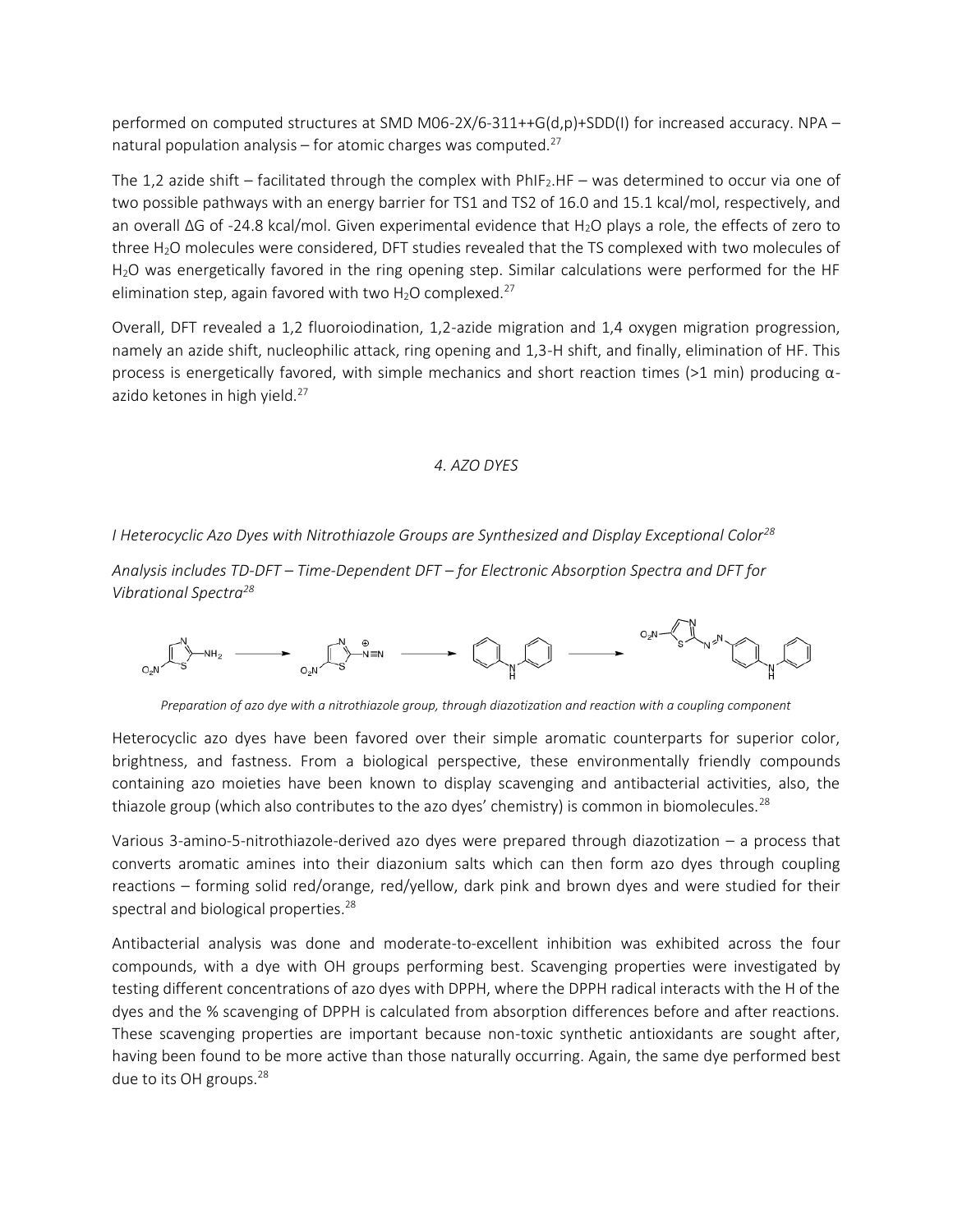performed on computed structures at SMD M06-2X/6-311++G(d,p)+SDD(I) for increased accuracy. NPA – natural population analysis – for atomic charges was computed.[27]

The 1,2 azide shift – facilitated through the complex with $PhIF_2.HF$ – was determined to occur via one of two possible pathways with an energy barrier for TS1 and TS2 of 16.0 and 15.1 kcal/mol, respectively, and an overall ΔG of -24.8 kcal/mol. Given experimental evidence that $H_2O$ plays a role, the effects of zero to three $H_2O$ molecules were considered, DFT studies revealed that the TS complexed with two molecules of $H_2O$ was energetically favored in the ring opening step. Similar calculations were performed for the HF elimination step, again favored with two $H_2O$ complexed.[27]

Overall, DFT revealed a 1,2 fluoroiodination, 1,2-azide migration and 1,4 oxygen migration progression, namely an azide shift, nucleophilic attack, ring opening and 1,3-H shift, and finally, elimination of HF. This process is energetically favored, with simple mechanics and short reaction times (>1 min) producing α-azido ketones in high yield.[27]

## *4. AZO DYES*

*I Heterocyclic Azo Dyes with Nitrothiazole Groups are Synthesized and Display Exceptional Color*[28]

*Analysis includes TD-DFT – Time-Dependent DFT – for Electronic Absorption Spectra and DFT for Vibrational Spectra*[28]

*Preparation of azo dye with a nitrothiazole group, through diazotization and reaction with a coupling component*

Heterocyclic azo dyes have been favored over their simple aromatic counterparts for superior color, brightness, and fastness. From a biological perspective, these environmentally friendly compounds containing azo moieties have been known to display scavenging and antibacterial activities, also, the thiazole group (which also contributes to the azo dyes' chemistry) is common in biomolecules.[28]

Various 3-amino-5-nitrothiazole-derived azo dyes were prepared through diazotization – a process that converts aromatic amines into their diazonium salts which can then form azo dyes through coupling reactions – forming solid red/orange, red/yellow, dark pink and brown dyes and were studied for their spectral and biological properties.[28]

Antibacterial analysis was done and moderate-to-excellent inhibition was exhibited across the four compounds, with a dye with OH groups performing best. Scavenging properties were investigated by testing different concentrations of azo dyes with DPPH, where the DPPH radical interacts with the H of the dyes and the % scavenging of DPPH is calculated from absorption differences before and after reactions. These scavenging properties are important because non-toxic synthetic antioxidants are sought after, having been found to be more active than those naturally occurring. Again, the same dye performed best due to its OH groups.[28]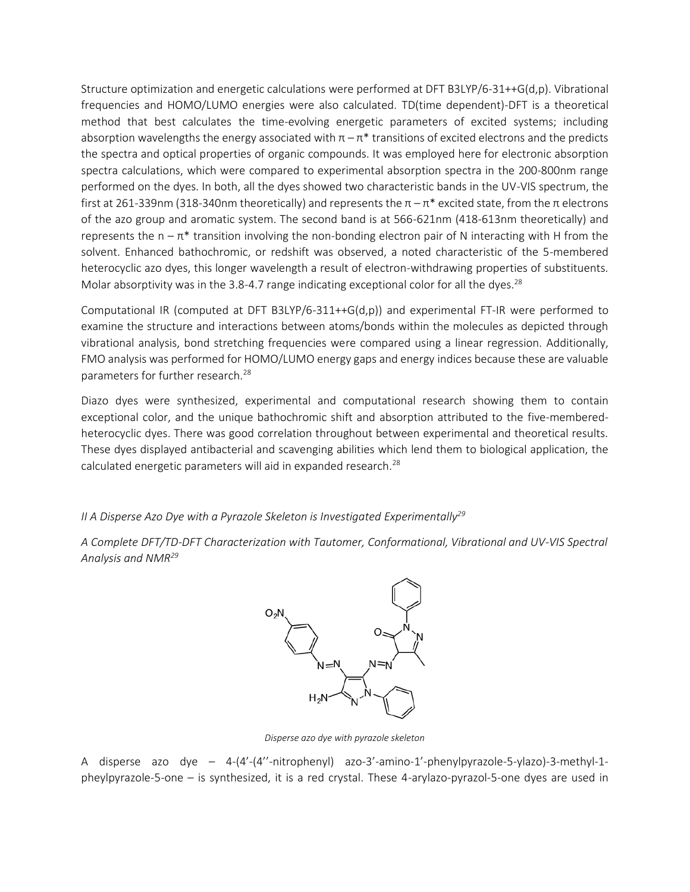Structure optimization and energetic calculations were performed at DFT B3LYP/6-31++G(d,p). Vibrational frequencies and HOMO/LUMO energies were also calculated. TD(time dependent)-DFT is a theoretical method that best calculates the time-evolving energetic parameters of excited systems; including absorption wavelengths the energy associated with $\pi-\pi^*$ transitions of excited electrons and the predicts the spectra and optical properties of organic compounds. It was employed here for electronic absorption spectra calculations, which were compared to experimental absorption spectra in the 200-800nm range performed on the dyes. In both, all the dyes showed two characteristic bands in the UV-VIS spectrum, the first at 261-339nm (318-340nm theoretically) and represents the $\pi-\pi^*$ excited state, from the π electrons of the azo group and aromatic system. The second band is at 566-621nm (418-613nm theoretically) and represents the $n-\pi^*$ transition involving the non-bonding electron pair of N interacting with H from the solvent. Enhanced bathochromic, or redshift was observed, a noted characteristic of the 5-membered heterocyclic azo dyes, this longer wavelength a result of electron-withdrawing properties of substituents. Molar absorptivity was in the 3.8-4.7 range indicating exceptional color for all the dyes.[28]

Computational IR (computed at DFT B3LYP/6-311++G(d,p)) and experimental FT-IR were performed to examine the structure and interactions between atoms/bonds within the molecules as depicted through vibrational analysis, bond stretching frequencies were compared using a linear regression. Additionally, FMO analysis was performed for HOMO/LUMO energy gaps and energy indices because these are valuable parameters for further research.[28]

Diazo dyes were synthesized, experimental and computational research showing them to contain exceptional color, and the unique bathochromic shift and absorption attributed to the five-membered-heterocyclic dyes. There was good correlation throughout between experimental and theoretical results. These dyes displayed antibacterial and scavenging abilities which lend them to biological application, the calculated energetic parameters will aid in expanded research.[28]

*II A Disperse Azo Dye with a Pyrazole Skeleton is Investigated Experimentally[29]*

*A Complete DFT/TD-DFT Characterization with Tautomer, Conformational, Vibrational and UV-VIS Spectral Analysis and NMR[29]*

*Disperse azo dye with pyrazole skeleton*

A disperse azo dye – 4-(4'-(4''-nitrophenyl) azo-3'-amino-1'-phenylpyrazole-5-ylazo)-3-methyl-1-pheylpyrazole-5-one – is synthesized, it is a red crystal. These 4-arylazo-pyrazol-5-one dyes are used in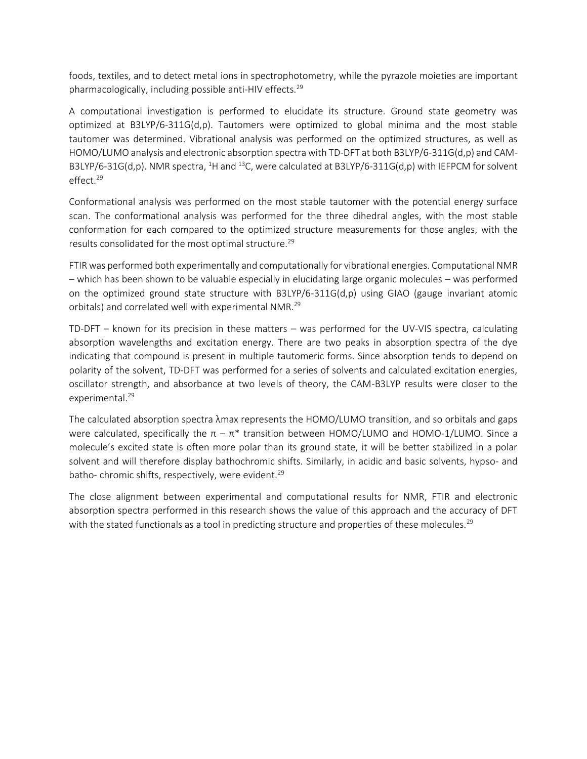foods, textiles, and to detect metal ions in spectrophotometry, while the pyrazole moieties are important pharmacologically, including possible anti-HIV effects.[29]

A computational investigation is performed to elucidate its structure. Ground state geometry was optimized at B3LYP/6-311G(d,p). Tautomers were optimized to global minima and the most stable tautomer was determined. Vibrational analysis was performed on the optimized structures, as well as HOMO/LUMO analysis and electronic absorption spectra with TD-DFT at both B3LYP/6-311G(d,p) and CAM-B3LYP/6-31G(d,p). NMR spectra, $^{1}H$ and $^{13}C$, were calculated at B3LYP/6-311G(d,p) with IEFPCM for solvent effect.[29]

Conformational analysis was performed on the most stable tautomer with the potential energy surface scan. The conformational analysis was performed for the three dihedral angles, with the most stable conformation for each compared to the optimized structure measurements for those angles, with the results consolidated for the most optimal structure.[29]

FTIR was performed both experimentally and computationally for vibrational energies. Computational NMR – which has been shown to be valuable especially in elucidating large organic molecules – was performed on the optimized ground state structure with B3LYP/6-311G(d,p) using GIAO (gauge invariant atomic orbitals) and correlated well with experimental NMR.[29]

TD-DFT – known for its precision in these matters – was performed for the UV-VIS spectra, calculating absorption wavelengths and excitation energy. There are two peaks in absorption spectra of the dye indicating that compound is present in multiple tautomeric forms. Since absorption tends to depend on polarity of the solvent, TD-DFT was performed for a series of solvents and calculated excitation energies, oscillator strength, and absorbance at two levels of theory, the CAM-B3LYP results were closer to the experimental.[29]

The calculated absorption spectra λmax represents the HOMO/LUMO transition, and so orbitals and gaps were calculated, specifically the $\pi - \pi^*$ transition between HOMO/LUMO and HOMO-1/LUMO. Since a molecule's excited state is often more polar than its ground state, it will be better stabilized in a polar solvent and will therefore display bathochromic shifts. Similarly, in acidic and basic solvents, hypso- and batho- chromic shifts, respectively, were evident.[29]

The close alignment between experimental and computational results for NMR, FTIR and electronic absorption spectra performed in this research shows the value of this approach and the accuracy of DFT with the stated functionals as a tool in predicting structure and properties of these molecules.[29]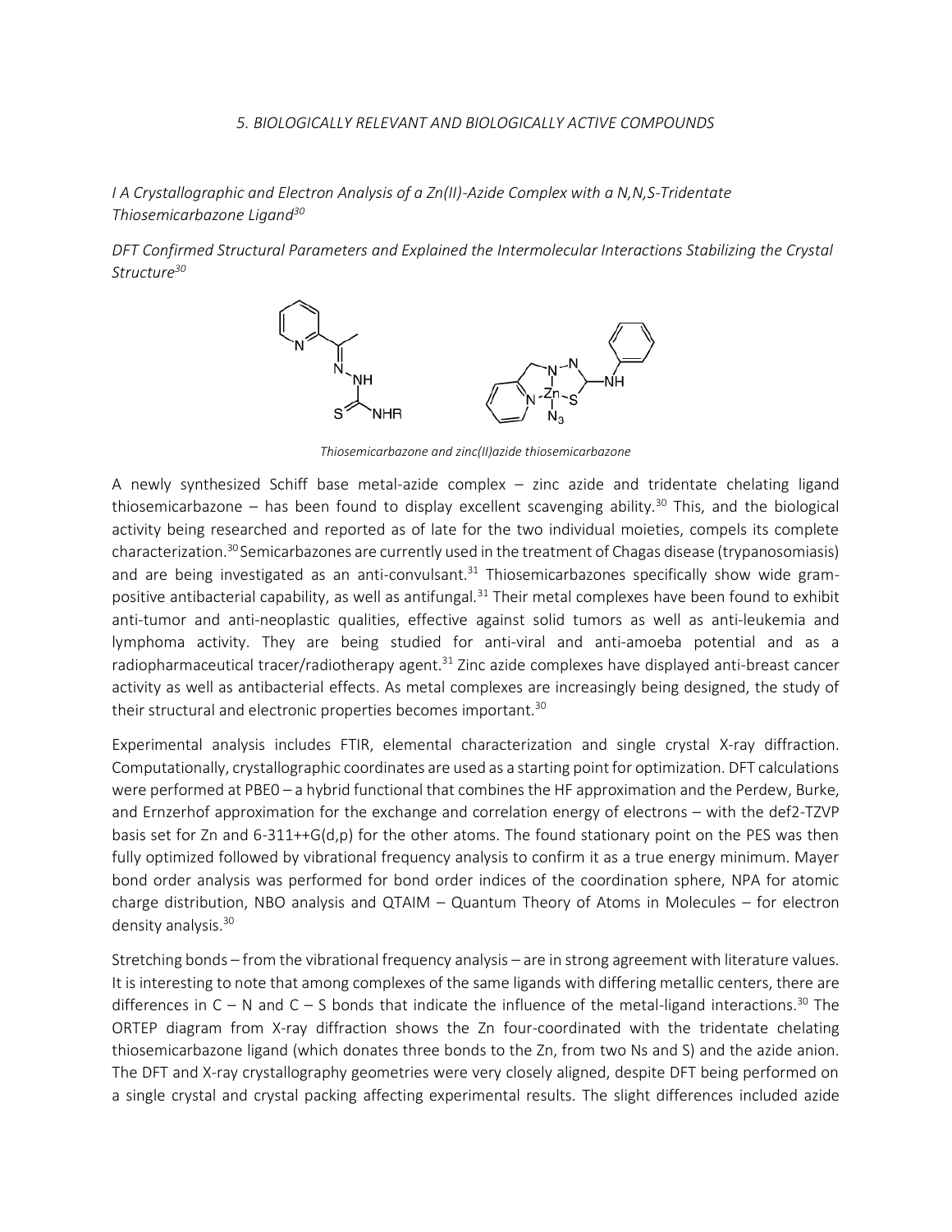*5. BIOLOGICALLY RELEVANT AND BIOLOGICALLY ACTIVE COMPOUNDS*

*I A Crystallographic and Electron Analysis of a Zn(II)-Azide Complex with a N,N,S-Tridentate Thiosemicarbazone Ligand*[30]

*DFT Confirmed Structural Parameters and Explained the Intermolecular Interactions Stabilizing the Crystal Structure*[30]

*Thiosemicarbazone and zinc(II)azide thiosemicarbazone*

A newly synthesized Schiff base metal-azide complex – zinc azide and tridentate chelating ligand thiosemicarbazone – has been found to display excellent scavenging ability.[30] This, and the biological activity being researched and reported as of late for the two individual moieties, compels its complete characterization.[30] Semicarbazones are currently used in the treatment of Chagas disease (trypanosomiasis) and are being investigated as an anti-convulsant.[31] Thiosemicarbazones specifically show wide gram-positive antibacterial capability, as well as antifungal.[31] Their metal complexes have been found to exhibit anti-tumor and anti-neoplastic qualities, effective against solid tumors as well as anti-leukemia and lymphoma activity. They are being studied for anti-viral and anti-amoeba potential and as a radiopharmaceutical tracer/radiotherapy agent.[31] Zinc azide complexes have displayed anti-breast cancer activity as well as antibacterial effects. As metal complexes are increasingly being designed, the study of their structural and electronic properties becomes important.[30]

Experimental analysis includes FTIR, elemental characterization and single crystal X-ray diffraction. Computationally, crystallographic coordinates are used as a starting point for optimization. DFT calculations were performed at PBE0 – a hybrid functional that combines the HF approximation and the Perdew, Burke, and Ernzerhof approximation for the exchange and correlation energy of electrons – with the def2-TZVP basis set for Zn and 6-311++G(d,p) for the other atoms. The found stationary point on the PES was then fully optimized followed by vibrational frequency analysis to confirm it as a true energy minimum. Mayer bond order analysis was performed for bond order indices of the coordination sphere, NPA for atomic charge distribution, NBO analysis and QTAIM – Quantum Theory of Atoms in Molecules – for electron density analysis.[30]

Stretching bonds – from the vibrational frequency analysis – are in strong agreement with literature values. It is interesting to note that among complexes of the same ligands with differing metallic centers, there are differences in C – N and C – S bonds that indicate the influence of the metal-ligand interactions.[30] The ORTEP diagram from X-ray diffraction shows the Zn four-coordinated with the tridentate chelating thiosemicarbazone ligand (which donates three bonds to the Zn, from two Ns and S) and the azide anion. The DFT and X-ray crystallography geometries were very closely aligned, despite DFT being performed on a single crystal and crystal packing affecting experimental results. The slight differences included azide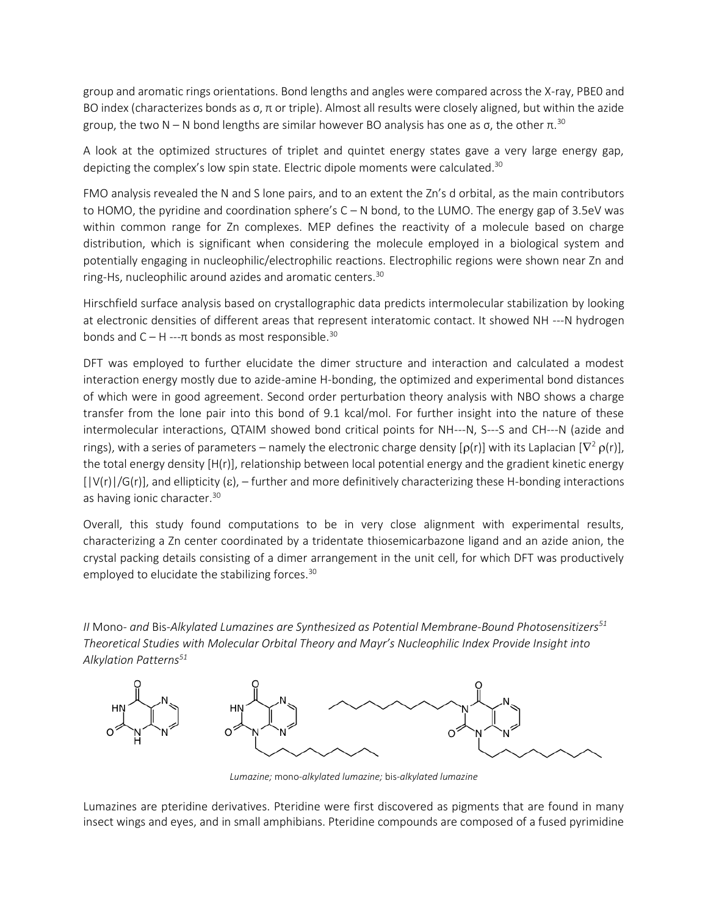group and aromatic rings orientations. Bond lengths and angles were compared across the X-ray, PBE0 and BO index (characterizes bonds as σ, π or triple). Almost all results were closely aligned, but within the azide group, the two N – N bond lengths are similar however BO analysis has one as σ, the other π.[30]

A look at the optimized structures of triplet and quintet energy states gave a very large energy gap, depicting the complex's low spin state. Electric dipole moments were calculated.[30]

FMO analysis revealed the N and S lone pairs, and to an extent the Zn's d orbital, as the main contributors to HOMO, the pyridine and coordination sphere's C – N bond, to the LUMO. The energy gap of 3.5eV was within common range for Zn complexes. MEP defines the reactivity of a molecule based on charge distribution, which is significant when considering the molecule employed in a biological system and potentially engaging in nucleophilic/electrophilic reactions. Electrophilic regions were shown near Zn and ring-Hs, nucleophilic around azides and aromatic centers.[30]

Hirschfield surface analysis based on crystallographic data predicts intermolecular stabilization by looking at electronic densities of different areas that represent interatomic contact. It showed NH ---N hydrogen bonds and C – H ---π bonds as most responsible.[30]

DFT was employed to further elucidate the dimer structure and interaction and calculated a modest interaction energy mostly due to azide-amine H-bonding, the optimized and experimental bond distances of which were in good agreement. Second order perturbation theory analysis with NBO shows a charge transfer from the lone pair into this bond of 9.1 kcal/mol. For further insight into the nature of these intermolecular interactions, QTAIM showed bond critical points for NH---N, S---S and CH---N (azide and rings), with a series of parameters – namely the electronic charge density [$\rho(r)$] with its Laplacian [$\nabla^2 \rho(r)$], the total energy density [$H(r)$], relationship between local potential energy and the gradient kinetic energy [$|V(r)|/G(r)$], and ellipticity ($\varepsilon$), – further and more definitively characterizing these H-bonding interactions as having ionic character.[30]

Overall, this study found computations to be in very close alignment with experimental results, characterizing a Zn center coordinated by a tridentate thiosemicarbazone ligand and an azide anion, the crystal packing details consisting of a dimer arrangement in the unit cell, for which DFT was productively employed to elucidate the stabilizing forces.[30]

*II* Mono- *and* Bis-*Alkylated Lumazines are Synthesized as Potential Membrane-Bound Photosensitizers*[51]
*Theoretical Studies with Molecular Orbital Theory and Mayr's Nucleophilic Index Provide Insight into Alkylation Patterns*[51]

*Lumazine;* mono-*alkylated lumazine;* bis-*alkylated lumazine*

Lumazines are pteridine derivatives. Pteridine were first discovered as pigments that are found in many insect wings and eyes, and in small amphibians. Pteridine compounds are composed of a fused pyrimidine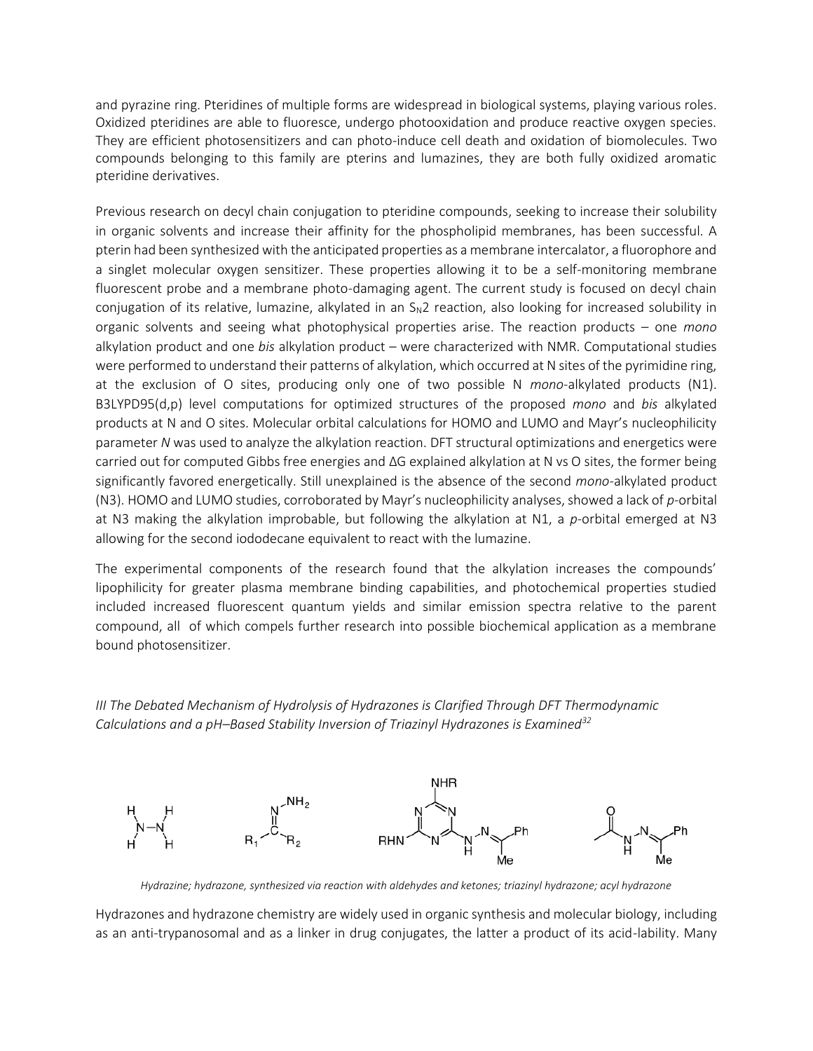and pyrazine ring. Pteridines of multiple forms are widespread in biological systems, playing various roles. Oxidized pteridines are able to fluoresce, undergo photooxidation and produce reactive oxygen species. They are efficient photosensitizers and can photo-induce cell death and oxidation of biomolecules. Two compounds belonging to this family are pterins and lumazines, they are both fully oxidized aromatic pteridine derivatives.

Previous research on decyl chain conjugation to pteridine compounds, seeking to increase their solubility in organic solvents and increase their affinity for the phospholipid membranes, has been successful. A pterin had been synthesized with the anticipated properties as a membrane intercalator, a fluorophore and a singlet molecular oxygen sensitizer. These properties allowing it to be a self-monitoring membrane fluorescent probe and a membrane photo-damaging agent. The current study is focused on decyl chain conjugation of its relative, lumazine, alkylated in an $S_N2$ reaction, also looking for increased solubility in organic solvents and seeing what photophysical properties arise. The reaction products – one *mono* alkylation product and one *bis* alkylation product – were characterized with NMR. Computational studies were performed to understand their patterns of alkylation, which occurred at N sites of the pyrimidine ring, at the exclusion of O sites, producing only one of two possible N *mono*-alkylated products (N1). B3LYPD95(d,p) level computations for optimized structures of the proposed *mono* and *bis* alkylated products at N and O sites. Molecular orbital calculations for HOMO and LUMO and Mayr's nucleophilicity parameter *N* was used to analyze the alkylation reaction. DFT structural optimizations and energetics were carried out for computed Gibbs free energies and ΔG explained alkylation at N vs O sites, the former being significantly favored energetically. Still unexplained is the absence of the second *mono*-alkylated product (N3). HOMO and LUMO studies, corroborated by Mayr's nucleophilicity analyses, showed a lack of *p*-orbital at N3 making the alkylation improbable, but following the alkylation at N1, a *p*-orbital emerged at N3 allowing for the second iododecane equivalent to react with the lumazine.

The experimental components of the research found that the alkylation increases the compounds' lipophilicity for greater plasma membrane binding capabilities, and photochemical properties studied included increased fluorescent quantum yields and similar emission spectra relative to the parent compound, all of which compels further research into possible biochemical application as a membrane bound photosensitizer.

### *III The Debated Mechanism of Hydrolysis of Hydrazones is Clarified Through DFT Thermodynamic Calculations and a pH–Based Stability Inversion of Triazinyl Hydrazones is Examined*[32]

*Hydrazine; hydrazone, synthesized via reaction with aldehydes and ketones; triazinyl hydrazone; acyl hydrazone*

Hydrazones and hydrazone chemistry are widely used in organic synthesis and molecular biology, including as an anti-trypanosomal and as a linker in drug conjugates, the latter a product of its acid-lability. Many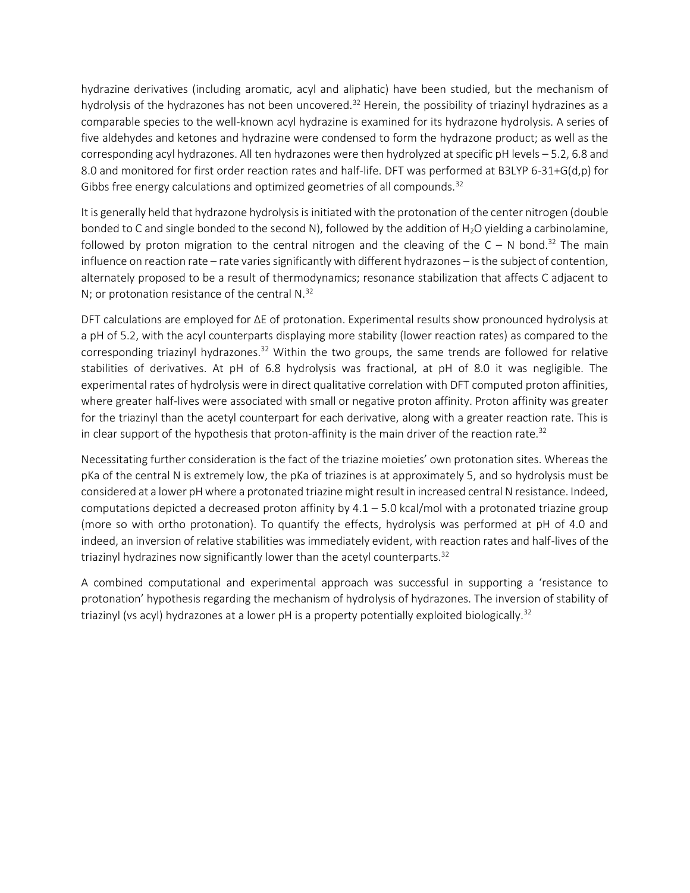hydrazine derivatives (including aromatic, acyl and aliphatic) have been studied, but the mechanism of hydrolysis of the hydrazones has not been uncovered.[32] Herein, the possibility of triazinyl hydrazines as a comparable species to the well-known acyl hydrazine is examined for its hydrazone hydrolysis. A series of five aldehydes and ketones and hydrazine were condensed to form the hydrazone product; as well as the corresponding acyl hydrazones. All ten hydrazones were then hydrolyzed at specific pH levels – 5.2, 6.8 and 8.0 and monitored for first order reaction rates and half-life. DFT was performed at B3LYP 6-31+G(d,p) for Gibbs free energy calculations and optimized geometries of all compounds.[32]

It is generally held that hydrazone hydrolysis is initiated with the protonation of the center nitrogen (double bonded to C and single bonded to the second N), followed by the addition of $H_2O$ yielding a carbinolamine, followed by proton migration to the central nitrogen and the cleaving of the C – N bond.[32] The main influence on reaction rate – rate varies significantly with different hydrazones – is the subject of contention, alternately proposed to be a result of thermodynamics; resonance stabilization that affects C adjacent to N; or protonation resistance of the central N.[32]

DFT calculations are employed for $\Delta E$ of protonation. Experimental results show pronounced hydrolysis at a pH of 5.2, with the acyl counterparts displaying more stability (lower reaction rates) as compared to the corresponding triazinyl hydrazones.[32] Within the two groups, the same trends are followed for relative stabilities of derivatives. At pH of 6.8 hydrolysis was fractional, at pH of 8.0 it was negligible. The experimental rates of hydrolysis were in direct qualitative correlation with DFT computed proton affinities, where greater half-lives were associated with small or negative proton affinity. Proton affinity was greater for the triazinyl than the acetyl counterpart for each derivative, along with a greater reaction rate. This is in clear support of the hypothesis that proton-affinity is the main driver of the reaction rate.[32]

Necessitating further consideration is the fact of the triazine moieties' own protonation sites. Whereas the pKa of the central N is extremely low, the pKa of triazines is at approximately 5, and so hydrolysis must be considered at a lower pH where a protonated triazine might result in increased central N resistance. Indeed, computations depicted a decreased proton affinity by 4.1 – 5.0 kcal/mol with a protonated triazine group (more so with ortho protonation). To quantify the effects, hydrolysis was performed at pH of 4.0 and indeed, an inversion of relative stabilities was immediately evident, with reaction rates and half-lives of the triazinyl hydrazines now significantly lower than the acetyl counterparts.[32]

A combined computational and experimental approach was successful in supporting a 'resistance to protonation' hypothesis regarding the mechanism of hydrolysis of hydrazones. The inversion of stability of triazinyl (vs acyl) hydrazones at a lower pH is a property potentially exploited biologically.[32]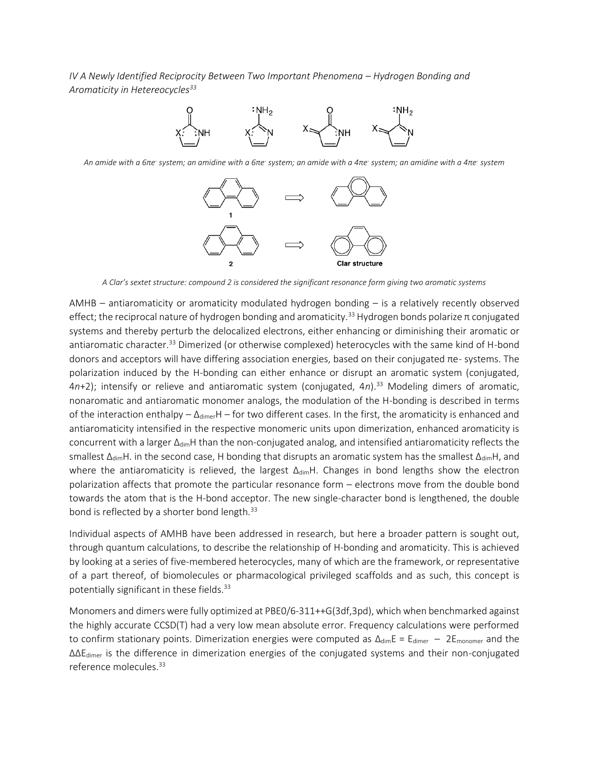*IV A Newly Identified Reciprocity Between Two Important Phenomena – Hydrogen Bonding and Aromaticity in Hetereocycles*[33]

*An amide with a 6πe⁻ system; an amidine with a 6πe⁻ system; an amide with a 4πe⁻ system; an amidine with a 4πe⁻ system*

*A Clar's sextet structure: compound 2 is considered the significant resonance form giving two aromatic systems*

AMHB – antiaromaticity or aromaticity modulated hydrogen bonding – is a relatively recently observed effect; the reciprocal nature of hydrogen bonding and aromaticity.[33] Hydrogen bonds polarize π conjugated systems and thereby perturb the delocalized electrons, either enhancing or diminishing their aromatic or antiaromatic character.[33] Dimerized (or otherwise complexed) heterocycles with the same kind of H-bond donors and acceptors will have differing association energies, based on their conjugated πe- systems. The polarization induced by the H-bonding can either enhance or disrupt an aromatic system (conjugated, $4n+2$); intensify or relieve and antiaromatic system (conjugated, $4n$).[33] Modeling dimers of aromatic, nonaromatic and antiaromatic monomer analogs, the modulation of the H-bonding is described in terms of the interaction enthalpy – $\Delta_{dimer}H$ – for two different cases. In the first, the aromaticity is enhanced and antiaromaticity intensified in the respective monomeric units upon dimerization, enhanced aromaticity is concurrent with a larger $\Delta_{dim}H$ than the non-conjugated analog, and intensified antiaromaticity reflects the smallest $\Delta_{dim}H$. in the second case, H bonding that disrupts an aromatic system has the smallest $\Delta_{dim}H$, and where the antiaromaticity is relieved, the largest $\Delta_{dim}H$. Changes in bond lengths show the electron polarization affects that promote the particular resonance form – electrons move from the double bond towards the atom that is the H-bond acceptor. The new single-character bond is lengthened, the double bond is reflected by a shorter bond length.[33]

Individual aspects of AMHB have been addressed in research, but here a broader pattern is sought out, through quantum calculations, to describe the relationship of H-bonding and aromaticity. This is achieved by looking at a series of five-membered heterocycles, many of which are the framework, or representative of a part thereof, of biomolecules or pharmacological privileged scaffolds and as such, this concept is potentially significant in these fields.[33]

Monomers and dimers were fully optimized at PBE0/6-311++G(3df,3pd), which when benchmarked against the highly accurate CCSD(T) had a very low mean absolute error. Frequency calculations were performed to confirm stationary points. Dimerization energies were computed as $\Delta_{dim}E = E_{dimer} - 2E_{monomer}$ and the $\Delta\Delta E_{dimer}$ is the difference in dimerization energies of the conjugated systems and their non-conjugated reference molecules.[33]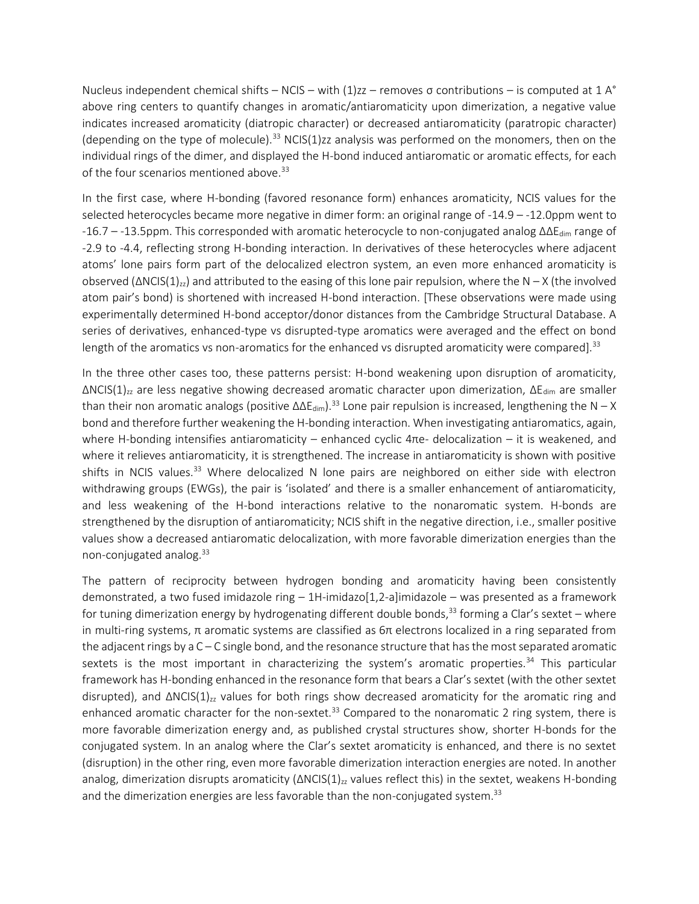Nucleus independent chemical shifts – NCIS – with (1)zz – removes σ contributions – is computed at 1 A° above ring centers to quantify changes in aromatic/antiaromaticity upon dimerization, a negative value indicates increased aromaticity (diatropic character) or decreased antiaromaticity (paratropic character) (depending on the type of molecule).[33] NCIS(1)zz analysis was performed on the monomers, then on the individual rings of the dimer, and displayed the H-bond induced antiaromatic or aromatic effects, for each of the four scenarios mentioned above.[33]

In the first case, where H-bonding (favored resonance form) enhances aromaticity, NCIS values for the selected heterocycles became more negative in dimer form: an original range of -14.9 – -12.0ppm went to -16.7 – -13.5ppm. This corresponded with aromatic heterocycle to non-conjugated analog $\Delta\Delta E_{dim}$ range of -2.9 to -4.4, reflecting strong H-bonding interaction. In derivatives of these heterocycles where adjacent atoms' lone pairs form part of the delocalized electron system, an even more enhanced aromaticity is observed ($\Delta NCIS(1)_{zz}$) and attributed to the easing of this lone pair repulsion, where the N – X (the involved atom pair's bond) is shortened with increased H-bond interaction. [These observations were made using experimentally determined H-bond acceptor/donor distances from the Cambridge Structural Database. A series of derivatives, enhanced-type vs disrupted-type aromatics were averaged and the effect on bond length of the aromatics vs non-aromatics for the enhanced vs disrupted aromaticity were compared].[33]

In the three other cases too, these patterns persist: H-bond weakening upon disruption of aromaticity, $\Delta NCIS(1)_{zz}$ are less negative showing decreased aromatic character upon dimerization, $\Delta E_{dim}$ are smaller than their non aromatic analogs (positive $\Delta\Delta E_{dim}$).[33] Lone pair repulsion is increased, lengthening the N – X bond and therefore further weakening the H-bonding interaction. When investigating antiaromatics, again, where H-bonding intensifies antiaromaticity – enhanced cyclic 4πe- delocalization – it is weakened, and where it relieves antiaromaticity, it is strengthened. The increase in antiaromaticity is shown with positive shifts in NCIS values.[33] Where delocalized N lone pairs are neighbored on either side with electron withdrawing groups (EWGs), the pair is 'isolated' and there is a smaller enhancement of antiaromaticity, and less weakening of the H-bond interactions relative to the nonaromatic system. H-bonds are strengthened by the disruption of antiaromaticity; NCIS shift in the negative direction, i.e., smaller positive values show a decreased antiaromatic delocalization, with more favorable dimerization energies than the non-conjugated analog.[33]

The pattern of reciprocity between hydrogen bonding and aromaticity having been consistently demonstrated, a two fused imidazole ring – 1H-imidazo[1,2-a]imidazole – was presented as a framework for tuning dimerization energy by hydrogenating different double bonds,[33] forming a Clar's sextet – where in multi-ring systems, π aromatic systems are classified as 6π electrons localized in a ring separated from the adjacent rings by a C – C single bond, and the resonance structure that has the most separated aromatic sextets is the most important in characterizing the system's aromatic properties.[34] This particular framework has H-bonding enhanced in the resonance form that bears a Clar's sextet (with the other sextet disrupted), and $\Delta NCIS(1)_{zz}$ values for both rings show decreased aromaticity for the aromatic ring and enhanced aromatic character for the non-sextet.[33] Compared to the nonaromatic 2 ring system, there is more favorable dimerization energy and, as published crystal structures show, shorter H-bonds for the conjugated system. In an analog where the Clar's sextet aromaticity is enhanced, and there is no sextet (disruption) in the other ring, even more favorable dimerization interaction energies are noted. In another analog, dimerization disrupts aromaticity ($\Delta NCIS(1)_{zz}$ values reflect this) in the sextet, weakens H-bonding and the dimerization energies are less favorable than the non-conjugated system.[33]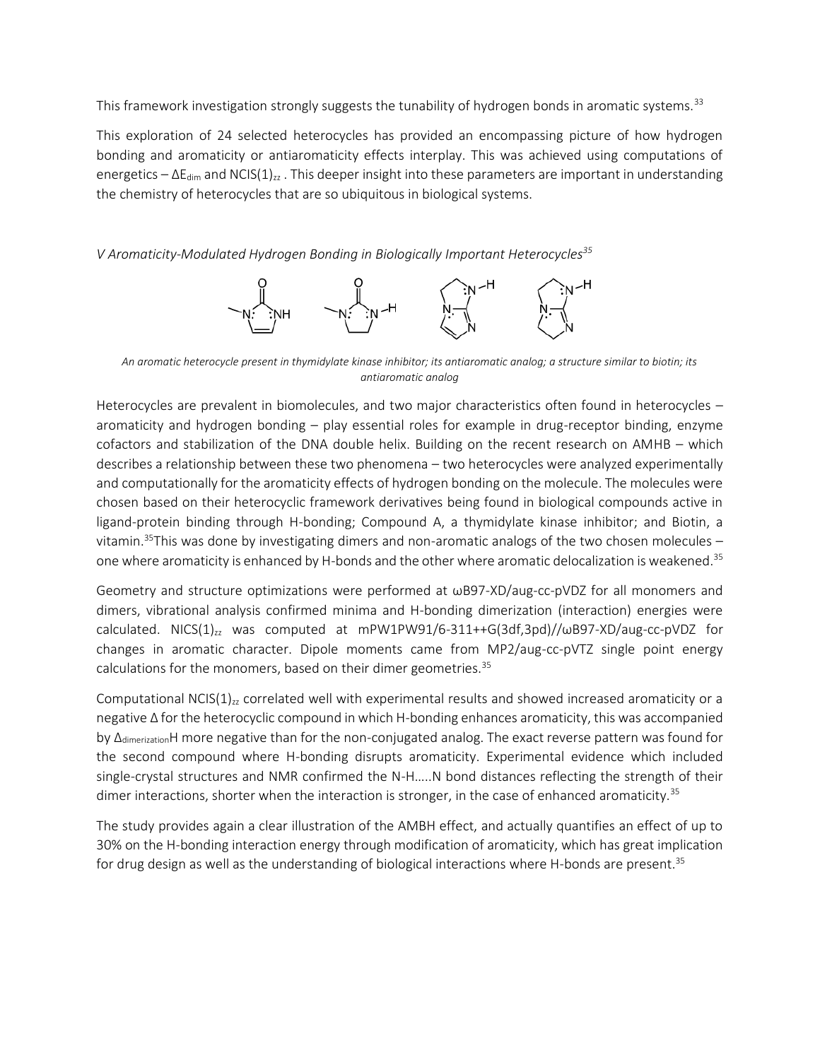This framework investigation strongly suggests the tunability of hydrogen bonds in aromatic systems.[33]

This exploration of 24 selected heterocycles has provided an encompassing picture of how hydrogen bonding and aromaticity or antiaromaticity effects interplay. This was achieved using computations of energetics – $\Delta E_{dim}$ and NCIS$(1)_{zz}$ . This deeper insight into these parameters are important in understanding the chemistry of heterocycles that are so ubiquitous in biological systems.

*V Aromaticity-Modulated Hydrogen Bonding in Biologically Important Heterocycles[35]*

*An aromatic heterocycle present in thymidylate kinase inhibitor; its antiaromatic analog; a structure similar to biotin; its antiaromatic analog*

Heterocycles are prevalent in biomolecules, and two major characteristics often found in heterocycles – aromaticity and hydrogen bonding – play essential roles for example in drug-receptor binding, enzyme cofactors and stabilization of the DNA double helix. Building on the recent research on AMHB – which describes a relationship between these two phenomena – two heterocycles were analyzed experimentally and computationally for the aromaticity effects of hydrogen bonding on the molecule. The molecules were chosen based on their heterocyclic framework derivatives being found in biological compounds active in ligand-protein binding through H-bonding; Compound A, a thymidylate kinase inhibitor; and Biotin, a vitamin.[35]This was done by investigating dimers and non-aromatic analogs of the two chosen molecules – one where aromaticity is enhanced by H-bonds and the other where aromatic delocalization is weakened.[35]

Geometry and structure optimizations were performed at ωB97-XD/aug-cc-pVDZ for all monomers and dimers, vibrational analysis confirmed minima and H-bonding dimerization (interaction) energies were calculated. NICS$(1)_{zz}$ was computed at mPW1PW91/6-311++G(3df,3pd)//ωB97-XD/aug-cc-pVDZ for changes in aromatic character. Dipole moments came from MP2/aug-cc-pVTZ single point energy calculations for the monomers, based on their dimer geometries.[35]

Computational NCIS$(1)_{zz}$ correlated well with experimental results and showed increased aromaticity or a negative Δ for the heterocyclic compound in which H-bonding enhances aromaticity, this was accompanied by $\Delta_{dimerization}H$ more negative than for the non-conjugated analog. The exact reverse pattern was found for the second compound where H-bonding disrupts aromaticity. Experimental evidence which included single-crystal structures and NMR confirmed the N-H…..N bond distances reflecting the strength of their dimer interactions, shorter when the interaction is stronger, in the case of enhanced aromaticity.[35]

The study provides again a clear illustration of the AMBH effect, and actually quantifies an effect of up to 30% on the H-bonding interaction energy through modification of aromaticity, which has great implication for drug design as well as the understanding of biological interactions where H-bonds are present.[35]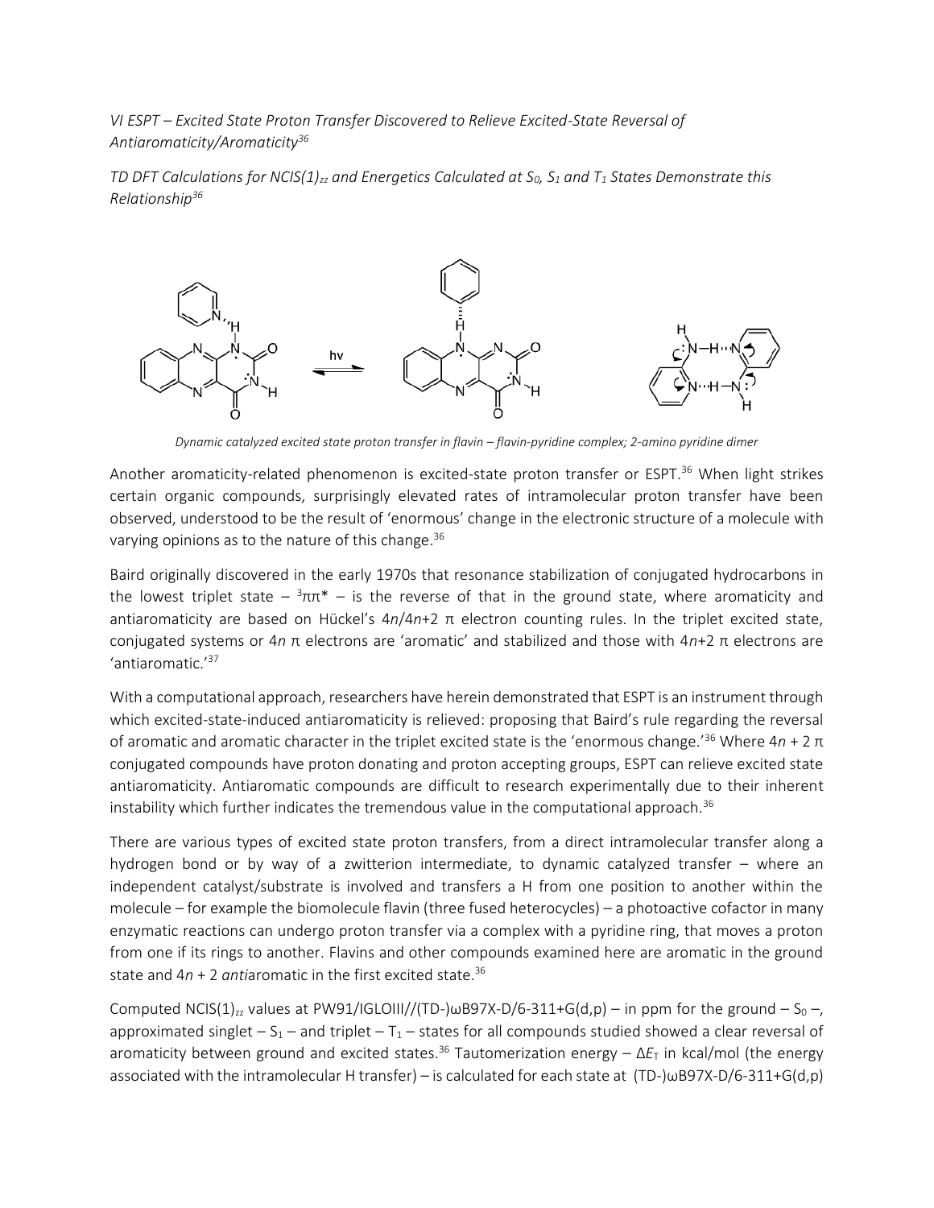*VI ESPT – Excited State Proton Transfer Discovered to Relieve Excited-State Reversal of Antiaromaticity/Aromaticity[36]*

*TD DFT Calculations for NCIS(1)$_{zz}$ and Energetics Calculated at $S_0$, $S_1$ and $T_1$ States Demonstrate this Relationship[36]*

*Dynamic catalyzed excited state proton transfer in flavin – flavin-pyridine complex; 2-amino pyridine dimer*

Another aromaticity-related phenomenon is excited-state proton transfer or ESPT.[36] When light strikes certain organic compounds, surprisingly elevated rates of intramolecular proton transfer have been observed, understood to be the result of 'enormous' change in the electronic structure of a molecule with varying opinions as to the nature of this change.[36]

Baird originally discovered in the early 1970s that resonance stabilization of conjugated hydrocarbons in the lowest triplet state – $^3\pi\pi^*$ – is the reverse of that in the ground state, where aromaticity and antiaromaticity are based on Hückel's $4n$/$4n$+2 π electron counting rules. In the triplet excited state, conjugated systems or $4n$ π electrons are 'aromatic' and stabilized and those with $4n$+2 π electrons are 'antiaromatic.'[37]

With a computational approach, researchers have herein demonstrated that ESPT is an instrument through which excited-state-induced antiaromaticity is relieved: proposing that Baird's rule regarding the reversal of aromatic and aromatic character in the triplet excited state is the 'enormous change.'[36] Where $4n + 2$ π conjugated compounds have proton donating and proton accepting groups, ESPT can relieve excited state antiaromaticity. Antiaromatic compounds are difficult to research experimentally due to their inherent instability which further indicates the tremendous value in the computational approach.[36]

There are various types of excited state proton transfers, from a direct intramolecular transfer along a hydrogen bond or by way of a zwitterion intermediate, to dynamic catalyzed transfer – where an independent catalyst/substrate is involved and transfers a H from one position to another within the molecule – for example the biomolecule flavin (three fused heterocycles) – a photoactive cofactor in many enzymatic reactions can undergo proton transfer via a complex with a pyridine ring, that moves a proton from one if its rings to another. Flavins and other compounds examined here are aromatic in the ground state and $4n + 2$ *anti*aromatic in the first excited state.[36]

Computed NCIS(1)$_{zz}$ values at PW91/IGLOIII//(TD-)ωB97X-D/6-311+G(d,p) – in ppm for the ground – $S_0$ –, approximated singlet – $S_1$ – and triplet – $T_1$ – states for all compounds studied showed a clear reversal of aromaticity between ground and excited states.[36] Tautomerization energy – $\Delta E_T$ in kcal/mol (the energy associated with the intramolecular H transfer) – is calculated for each state at (TD-)ωB97X-D/6-311+G(d,p)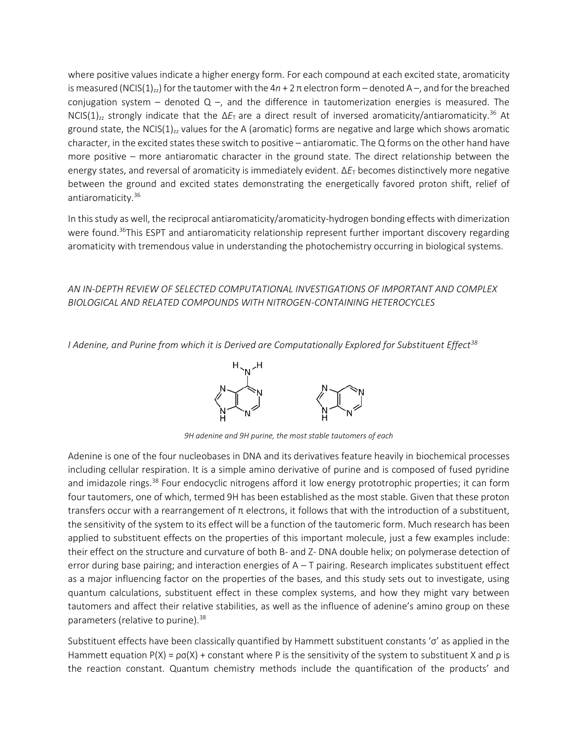where positive values indicate a higher energy form. For each compound at each excited state, aromaticity is measured ($NCIS(1)_{zz}$) for the tautomer with the $4n + 2$ π electron form – denoted A –, and for the breached conjugation system – denoted Q –, and the difference in tautomerization energies is measured. The $NCIS(1)_{zz}$ strongly indicate that the $\Delta E_T$ are a direct result of inversed aromaticity/antiaromaticity.[36] At ground state, the $NCIS(1)_{zz}$ values for the A (aromatic) forms are negative and large which shows aromatic character, in the excited states these switch to positive – antiaromatic. The Q forms on the other hand have more positive – more antiaromatic character in the ground state. The direct relationship between the energy states, and reversal of aromaticity is immediately evident. $\Delta E_T$ becomes distinctively more negative between the ground and excited states demonstrating the energetically favored proton shift, relief of antiaromaticity.[36]

In this study as well, the reciprocal antiaromaticity/aromaticity-hydrogen bonding effects with dimerization were found.[36]This ESPT and antiaromaticity relationship represent further important discovery regarding aromaticity with tremendous value in understanding the photochemistry occurring in biological systems.

## *AN IN-DEPTH REVIEW OF SELECTED COMPUTATIONAL INVESTIGATIONS OF IMPORTANT AND COMPLEX BIOLOGICAL AND RELATED COMPOUNDS WITH NITROGEN-CONTAINING HETEROCYCLES*

### *I Adenine, and Purine from which it is Derived are Computationally Explored for Substituent Effect*[38]

*9H adenine and 9H purine, the most stable tautomers of each*

Adenine is one of the four nucleobases in DNA and its derivatives feature heavily in biochemical processes including cellular respiration. It is a simple amino derivative of purine and is composed of fused pyridine and imidazole rings.[38] Four endocyclic nitrogens afford it low energy prototrophic properties; it can form four tautomers, one of which, termed 9H has been established as the most stable. Given that these proton transfers occur with a rearrangement of π electrons, it follows that with the introduction of a substituent, the sensitivity of the system to its effect will be a function of the tautomeric form. Much research has been applied to substituent effects on the properties of this important molecule, just a few examples include: their effect on the structure and curvature of both B- and Z- DNA double helix; on polymerase detection of error during base pairing; and interaction energies of A – T pairing. Research implicates substituent effect as a major influencing factor on the properties of the bases, and this study sets out to investigate, using quantum calculations, substituent effect in these complex systems, and how they might vary between tautomers and affect their relative stabilities, as well as the influence of adenine's amino group on these parameters (relative to purine).[38]

Substituent effects have been classically quantified by Hammett substituent constants 'σ' as applied in the Hammett equation $P(X) = \rho\sigma(X) + \text{constant}$ where P is the sensitivity of the system to substituent X and ρ is the reaction constant. Quantum chemistry methods include the quantification of the products' and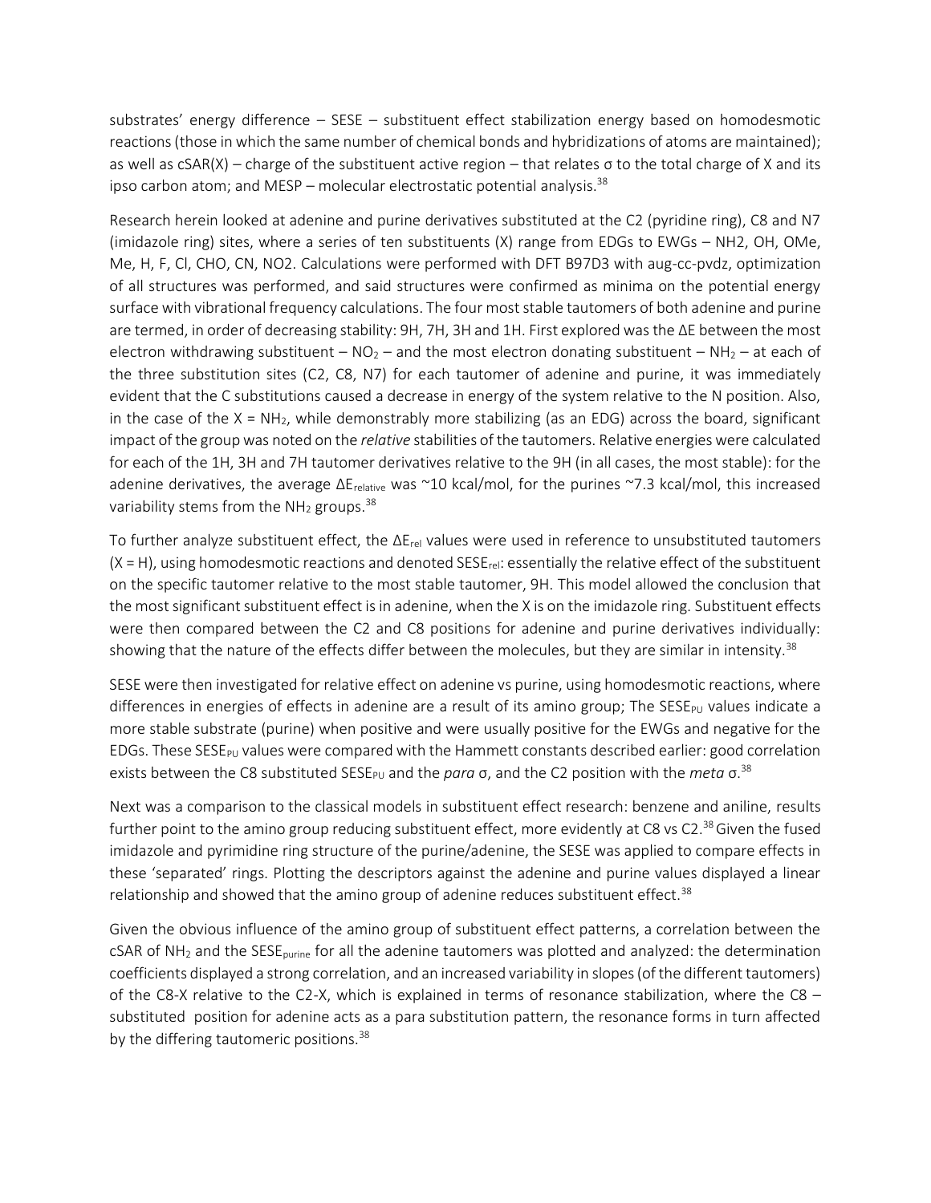substrates' energy difference – SESE – substituent effect stabilization energy based on homodesmotic reactions (those in which the same number of chemical bonds and hybridizations of atoms are maintained); as well as cSAR(X) – charge of the substituent active region – that relates σ to the total charge of X and its ipso carbon atom; and MESP – molecular electrostatic potential analysis.[38]

Research herein looked at adenine and purine derivatives substituted at the C2 (pyridine ring), C8 and N7 (imidazole ring) sites, where a series of ten substituents (X) range from EDGs to EWGs – NH2, OH, OMe, Me, H, F, Cl, CHO, CN, NO2. Calculations were performed with DFT B97D3 with aug-cc-pvdz, optimization of all structures was performed, and said structures were confirmed as minima on the potential energy surface with vibrational frequency calculations. The four most stable tautomers of both adenine and purine are termed, in order of decreasing stability: 9H, 7H, 3H and 1H. First explored was the ΔE between the most electron withdrawing substituent – $NO_2$ – and the most electron donating substituent – $NH_2$ – at each of the three substitution sites (C2, C8, N7) for each tautomer of adenine and purine, it was immediately evident that the C substitutions caused a decrease in energy of the system relative to the N position. Also, in the case of the X = $NH_2$, while demonstrably more stabilizing (as an EDG) across the board, significant impact of the group was noted on the *relative* stabilities of the tautomers. Relative energies were calculated for each of the 1H, 3H and 7H tautomer derivatives relative to the 9H (in all cases, the most stable): for the adenine derivatives, the average $\Delta E_{relative}$ was ~10 kcal/mol, for the purines ~7.3 kcal/mol, this increased variability stems from the $NH_2$ groups.[38]

To further analyze substituent effect, the $\Delta E_{rel}$ values were used in reference to unsubstituted tautomers (X = H), using homodesmotic reactions and denoted $SESE_{rel}$: essentially the relative effect of the substituent on the specific tautomer relative to the most stable tautomer, 9H. This model allowed the conclusion that the most significant substituent effect is in adenine, when the X is on the imidazole ring. Substituent effects were then compared between the C2 and C8 positions for adenine and purine derivatives individually: showing that the nature of the effects differ between the molecules, but they are similar in intensity.[38]

SESE were then investigated for relative effect on adenine vs purine, using homodesmotic reactions, where differences in energies of effects in adenine are a result of its amino group; The $SESE_{PU}$ values indicate a more stable substrate (purine) when positive and were usually positive for the EWGs and negative for the EDGs. These $SESE_{PU}$ values were compared with the Hammett constants described earlier: good correlation exists between the C8 substituted $SESE_{PU}$ and the *para* σ, and the C2 position with the *meta* σ.[38]

Next was a comparison to the classical models in substituent effect research: benzene and aniline, results further point to the amino group reducing substituent effect, more evidently at C8 vs C2.[38] Given the fused imidazole and pyrimidine ring structure of the purine/adenine, the SESE was applied to compare effects in these 'separated' rings. Plotting the descriptors against the adenine and purine values displayed a linear relationship and showed that the amino group of adenine reduces substituent effect.[38]

Given the obvious influence of the amino group of substituent effect patterns, a correlation between the cSAR of $NH_2$ and the $SESE_{purine}$ for all the adenine tautomers was plotted and analyzed: the determination coefficients displayed a strong correlation, and an increased variability in slopes (of the different tautomers) of the C8-X relative to the C2-X, which is explained in terms of resonance stabilization, where the C8 – substituted position for adenine acts as a para substitution pattern, the resonance forms in turn affected by the differing tautomeric positions.[38]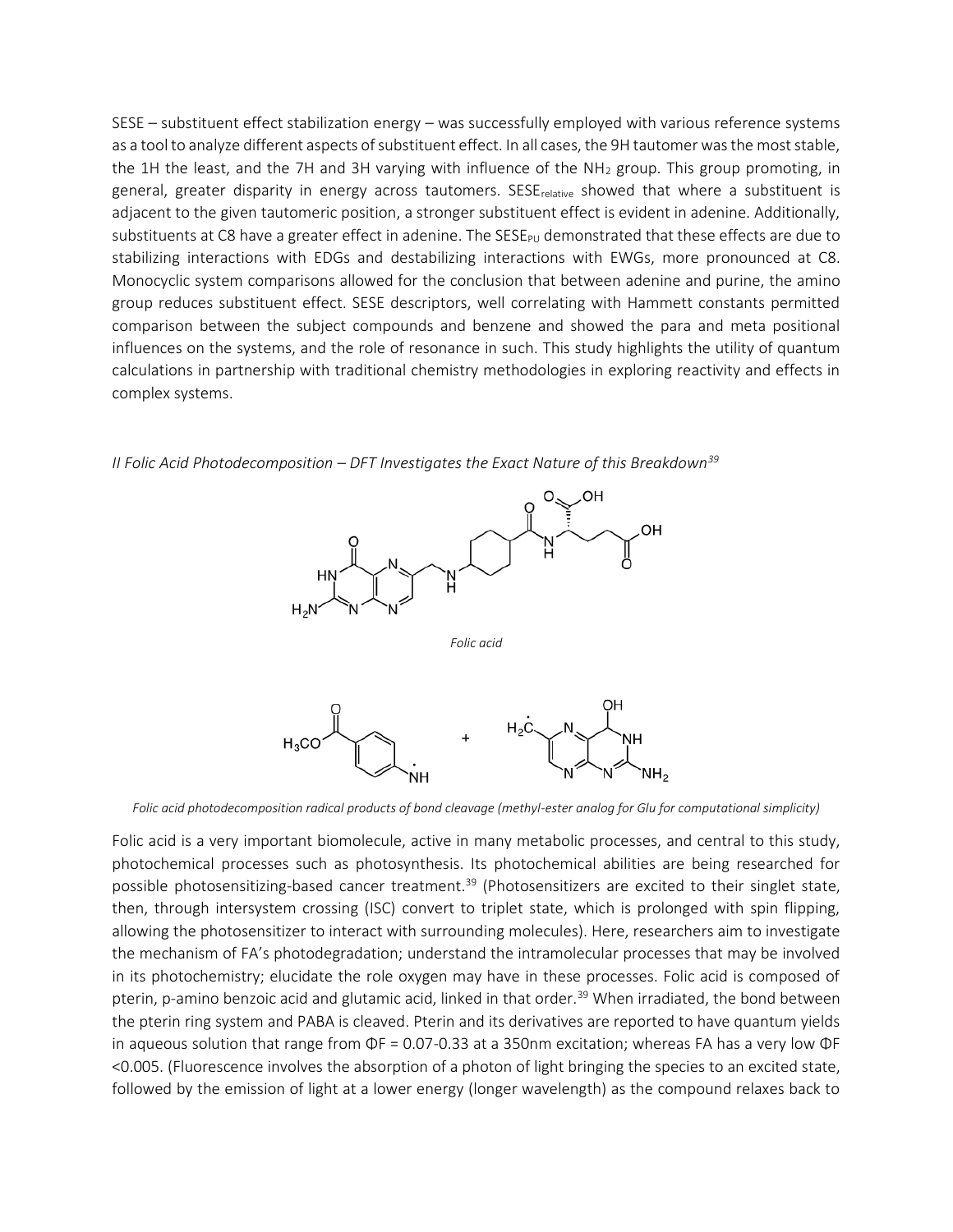SESE – substituent effect stabilization energy – was successfully employed with various reference systems as a tool to analyze different aspects of substituent effect. In all cases, the 9H tautomer was the most stable, the 1H the least, and the 7H and 3H varying with influence of the $NH_2$ group. This group promoting, in general, greater disparity in energy across tautomers. $SESE_{relative}$ showed that where a substituent is adjacent to the given tautomeric position, a stronger substituent effect is evident in adenine. Additionally, substituents at C8 have a greater effect in adenine. The $SESE_{PU}$ demonstrated that these effects are due to stabilizing interactions with EDGs and destabilizing interactions with EWGs, more pronounced at C8. Monocyclic system comparisons allowed for the conclusion that between adenine and purine, the amino group reduces substituent effect. SESE descriptors, well correlating with Hammett constants permitted comparison between the subject compounds and benzene and showed the para and meta positional influences on the systems, and the role of resonance in such. This study highlights the utility of quantum calculations in partnership with traditional chemistry methodologies in exploring reactivity and effects in complex systems.

*II Folic Acid Photodecomposition – DFT Investigates the Exact Nature of this Breakdown*[39]

*Folic acid*

*Folic acid photodecomposition radical products of bond cleavage (methyl-ester analog for Glu for computational simplicity)*

Folic acid is a very important biomolecule, active in many metabolic processes, and central to this study, photochemical processes such as photosynthesis. Its photochemical abilities are being researched for possible photosensitizing-based cancer treatment.[39] (Photosensitizers are excited to their singlet state, then, through intersystem crossing (ISC) convert to triplet state, which is prolonged with spin flipping, allowing the photosensitizer to interact with surrounding molecules). Here, researchers aim to investigate the mechanism of FA's photodegradation; understand the intramolecular processes that may be involved in its photochemistry; elucidate the role oxygen may have in these processes. Folic acid is composed of pterin, p-amino benzoic acid and glutamic acid, linked in that order.[39] When irradiated, the bond between the pterin ring system and PABA is cleaved. Pterin and its derivatives are reported to have quantum yields in aqueous solution that range from $\Phi F = 0.07$-$0.33$ at a 350nm excitation; whereas FA has a very low $\Phi F < 0.005$. (Fluorescence involves the absorption of a photon of light bringing the species to an excited state, followed by the emission of light at a lower energy (longer wavelength) as the compound relaxes back to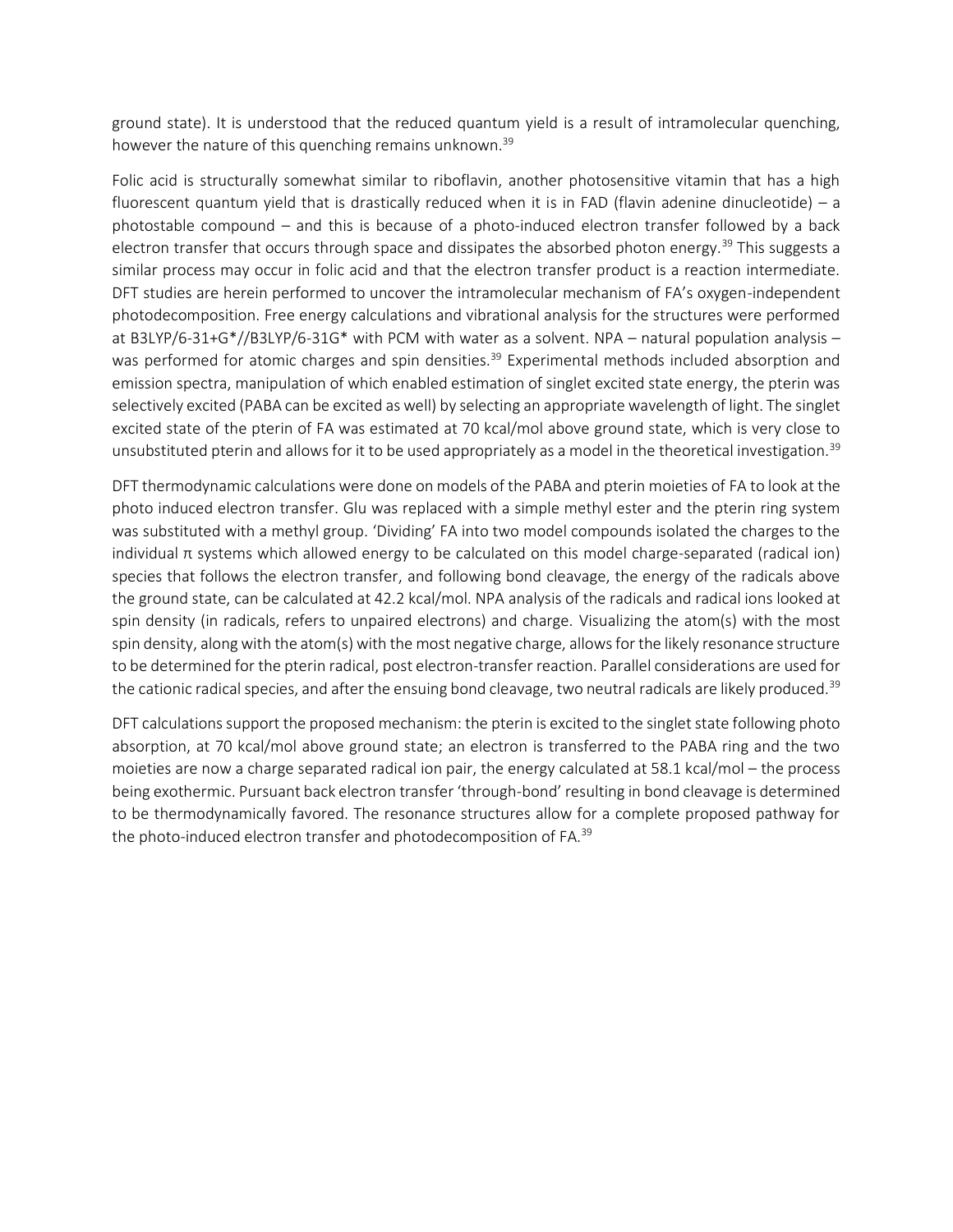ground state). It is understood that the reduced quantum yield is a result of intramolecular quenching, however the nature of this quenching remains unknown.[39]

Folic acid is structurally somewhat similar to riboflavin, another photosensitive vitamin that has a high fluorescent quantum yield that is drastically reduced when it is in FAD (flavin adenine dinucleotide) – a photostable compound – and this is because of a photo-induced electron transfer followed by a back electron transfer that occurs through space and dissipates the absorbed photon energy.[39] This suggests a similar process may occur in folic acid and that the electron transfer product is a reaction intermediate. DFT studies are herein performed to uncover the intramolecular mechanism of FA's oxygen-independent photodecomposition. Free energy calculations and vibrational analysis for the structures were performed at B3LYP/6-31+G*//B3LYP/6-31G* with PCM with water as a solvent. NPA – natural population analysis – was performed for atomic charges and spin densities.[39] Experimental methods included absorption and emission spectra, manipulation of which enabled estimation of singlet excited state energy, the pterin was selectively excited (PABA can be excited as well) by selecting an appropriate wavelength of light. The singlet excited state of the pterin of FA was estimated at 70 kcal/mol above ground state, which is very close to unsubstituted pterin and allows for it to be used appropriately as a model in the theoretical investigation.[39]

DFT thermodynamic calculations were done on models of the PABA and pterin moieties of FA to look at the photo induced electron transfer. Glu was replaced with a simple methyl ester and the pterin ring system was substituted with a methyl group. 'Dividing' FA into two model compounds isolated the charges to the individual $\pi$ systems which allowed energy to be calculated on this model charge-separated (radical ion) species that follows the electron transfer, and following bond cleavage, the energy of the radicals above the ground state, can be calculated at 42.2 kcal/mol. NPA analysis of the radicals and radical ions looked at spin density (in radicals, refers to unpaired electrons) and charge. Visualizing the atom(s) with the most spin density, along with the atom(s) with the most negative charge, allows for the likely resonance structure to be determined for the pterin radical, post electron-transfer reaction. Parallel considerations are used for the cationic radical species, and after the ensuing bond cleavage, two neutral radicals are likely produced.[39]

DFT calculations support the proposed mechanism: the pterin is excited to the singlet state following photo absorption, at 70 kcal/mol above ground state; an electron is transferred to the PABA ring and the two moieties are now a charge separated radical ion pair, the energy calculated at 58.1 kcal/mol – the process being exothermic. Pursuant back electron transfer 'through-bond' resulting in bond cleavage is determined to be thermodynamically favored. The resonance structures allow for a complete proposed pathway for the photo-induced electron transfer and photodecomposition of FA.[39]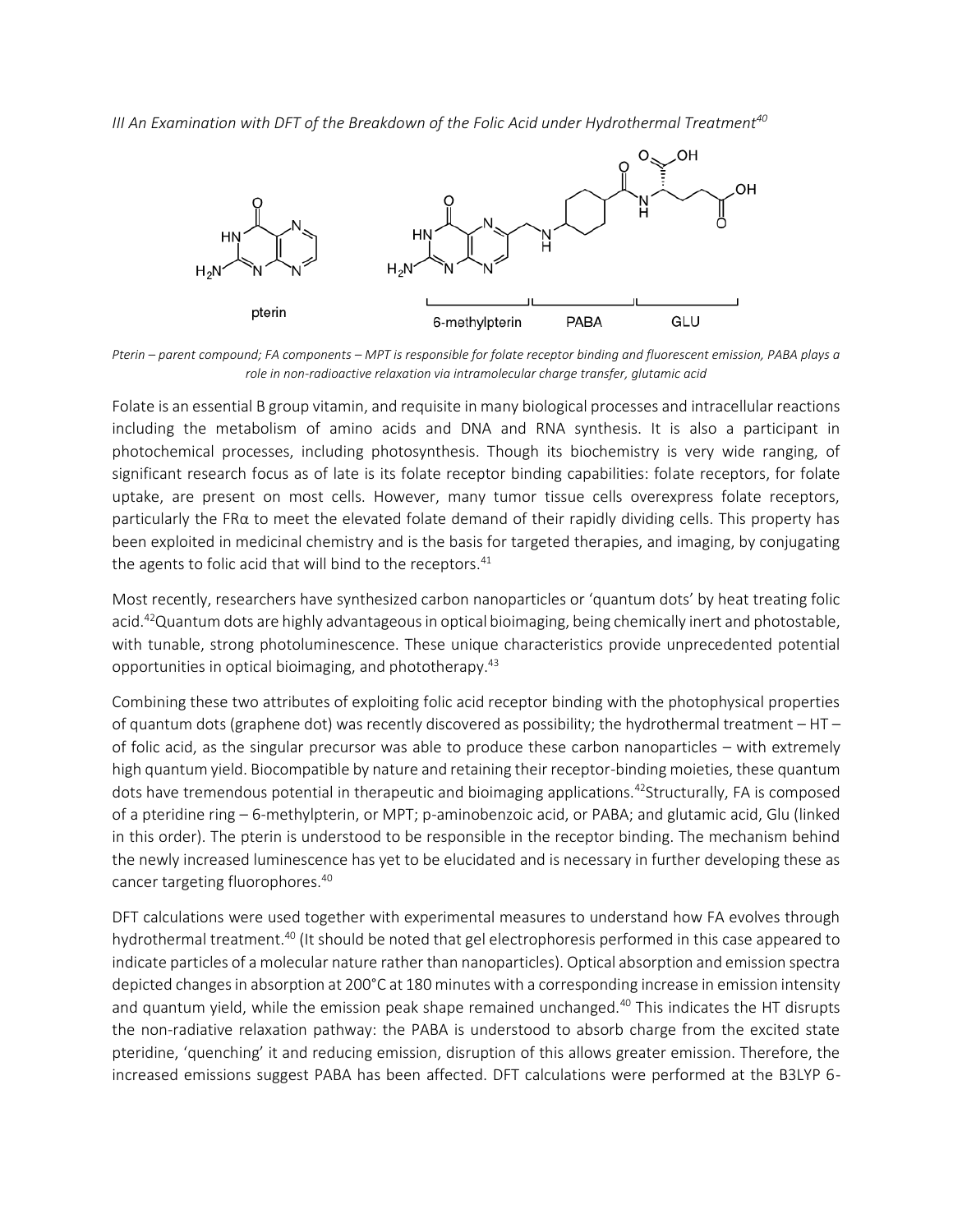*III An Examination with DFT of the Breakdown of the Folic Acid under Hydrothermal Treatment[40]*

*Pterin – parent compound; FA components – MPT is responsible for folate receptor binding and fluorescent emission, PABA plays a role in non-radioactive relaxation via intramolecular charge transfer, glutamic acid*

Folate is an essential B group vitamin, and requisite in many biological processes and intracellular reactions including the metabolism of amino acids and DNA and RNA synthesis. It is also a participant in photochemical processes, including photosynthesis. Though its biochemistry is very wide ranging, of significant research focus as of late is its folate receptor binding capabilities: folate receptors, for folate uptake, are present on most cells. However, many tumor tissue cells overexpress folate receptors, particularly the FRα to meet the elevated folate demand of their rapidly dividing cells. This property has been exploited in medicinal chemistry and is the basis for targeted therapies, and imaging, by conjugating the agents to folic acid that will bind to the receptors.[41]

Most recently, researchers have synthesized carbon nanoparticles or 'quantum dots' by heat treating folic acid.[42]Quantum dots are highly advantageous in optical bioimaging, being chemically inert and photostable, with tunable, strong photoluminescence. These unique characteristics provide unprecedented potential opportunities in optical bioimaging, and phototherapy.[43]

Combining these two attributes of exploiting folic acid receptor binding with the photophysical properties of quantum dots (graphene dot) was recently discovered as possibility; the hydrothermal treatment – HT – of folic acid, as the singular precursor was able to produce these carbon nanoparticles – with extremely high quantum yield. Biocompatible by nature and retaining their receptor-binding moieties, these quantum dots have tremendous potential in therapeutic and bioimaging applications.[42]Structurally, FA is composed of a pteridine ring – 6-methylpterin, or MPT; p-aminobenzoic acid, or PABA; and glutamic acid, Glu (linked in this order). The pterin is understood to be responsible in the receptor binding. The mechanism behind the newly increased luminescence has yet to be elucidated and is necessary in further developing these as cancer targeting fluorophores.[40]

DFT calculations were used together with experimental measures to understand how FA evolves through hydrothermal treatment.[40] (It should be noted that gel electrophoresis performed in this case appeared to indicate particles of a molecular nature rather than nanoparticles). Optical absorption and emission spectra depicted changes in absorption at 200°C at 180 minutes with a corresponding increase in emission intensity and quantum yield, while the emission peak shape remained unchanged.[40] This indicates the HT disrupts the non-radiative relaxation pathway: the PABA is understood to absorb charge from the excited state pteridine, 'quenching' it and reducing emission, disruption of this allows greater emission. Therefore, the increased emissions suggest PABA has been affected. DFT calculations were performed at the B3LYP 6-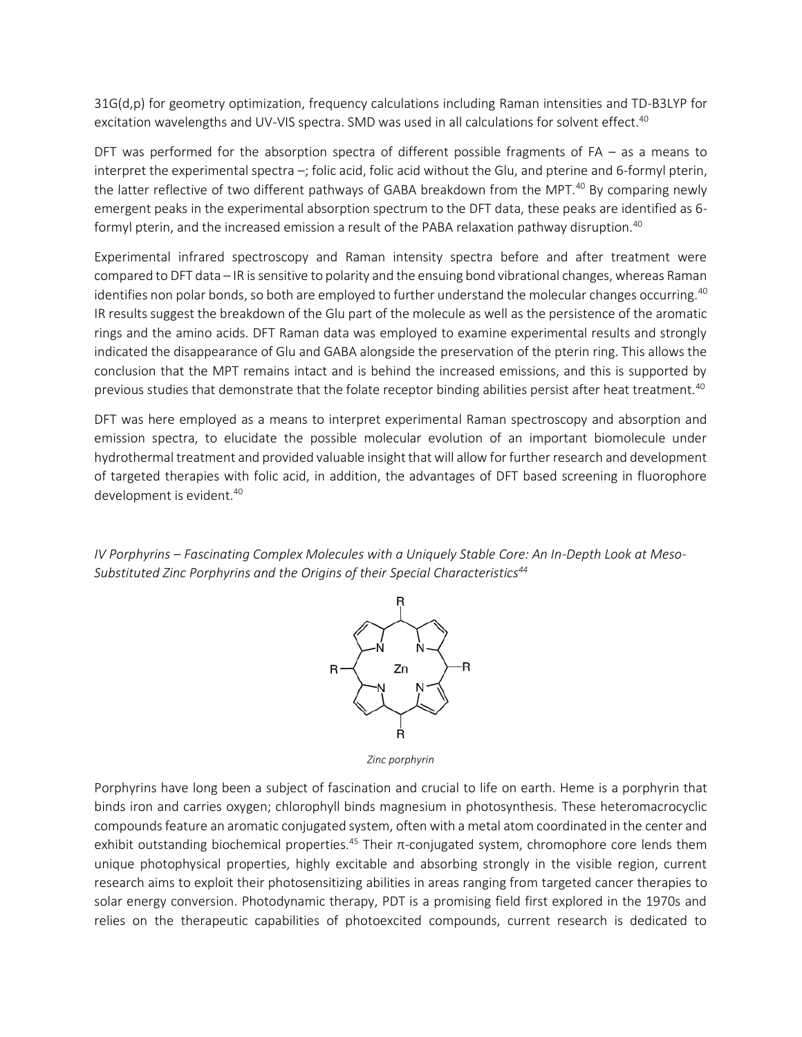31G(d,p) for geometry optimization, frequency calculations including Raman intensities and TD-B3LYP for excitation wavelengths and UV-VIS spectra. SMD was used in all calculations for solvent effect.[40]

DFT was performed for the absorption spectra of different possible fragments of FA – as a means to interpret the experimental spectra –; folic acid, folic acid without the Glu, and pterine and 6-formyl pterin, the latter reflective of two different pathways of GABA breakdown from the MPT.[40] By comparing newly emergent peaks in the experimental absorption spectrum to the DFT data, these peaks are identified as 6-formyl pterin, and the increased emission a result of the PABA relaxation pathway disruption.[40]

Experimental infrared spectroscopy and Raman intensity spectra before and after treatment were compared to DFT data – IR is sensitive to polarity and the ensuing bond vibrational changes, whereas Raman identifies non polar bonds, so both are employed to further understand the molecular changes occurring.[40] IR results suggest the breakdown of the Glu part of the molecule as well as the persistence of the aromatic rings and the amino acids. DFT Raman data was employed to examine experimental results and strongly indicated the disappearance of Glu and GABA alongside the preservation of the pterin ring. This allows the conclusion that the MPT remains intact and is behind the increased emissions, and this is supported by previous studies that demonstrate that the folate receptor binding abilities persist after heat treatment.[40]

DFT was here employed as a means to interpret experimental Raman spectroscopy and absorption and emission spectra, to elucidate the possible molecular evolution of an important biomolecule under hydrothermal treatment and provided valuable insight that will allow for further research and development of targeted therapies with folic acid, in addition, the advantages of DFT based screening in fluorophore development is evident.[40]

*IV Porphyrins – Fascinating Complex Molecules with a Uniquely Stable Core: An In-Depth Look at Meso-Substituted Zinc Porphyrins and the Origins of their Special Characteristics[44]*

*Zinc porphyrin*

Porphyrins have long been a subject of fascination and crucial to life on earth. Heme is a porphyrin that binds iron and carries oxygen; chlorophyll binds magnesium in photosynthesis. These heteromacrocyclic compounds feature an aromatic conjugated system, often with a metal atom coordinated in the center and exhibit outstanding biochemical properties.[45] Their π-conjugated system, chromophore core lends them unique photophysical properties, highly excitable and absorbing strongly in the visible region, current research aims to exploit their photosensitizing abilities in areas ranging from targeted cancer therapies to solar energy conversion. Photodynamic therapy, PDT is a promising field first explored in the 1970s and relies on the therapeutic capabilities of photoexcited compounds, current research is dedicated to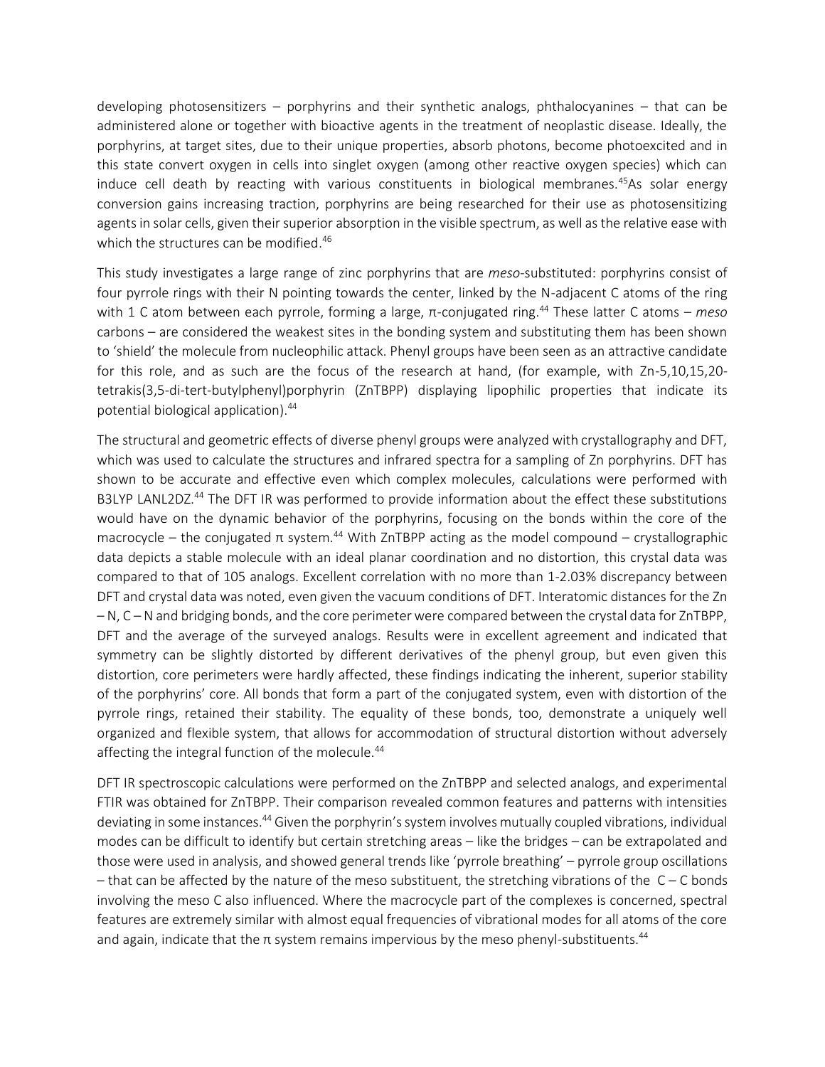developing photosensitizers – porphyrins and their synthetic analogs, phthalocyanines – that can be administered alone or together with bioactive agents in the treatment of neoplastic disease. Ideally, the porphyrins, at target sites, due to their unique properties, absorb photons, become photoexcited and in this state convert oxygen in cells into singlet oxygen (among other reactive oxygen species) which can induce cell death by reacting with various constituents in biological membranes.[45]As solar energy conversion gains increasing traction, porphyrins are being researched for their use as photosensitizing agents in solar cells, given their superior absorption in the visible spectrum, as well as the relative ease with which the structures can be modified.[46]

This study investigates a large range of zinc porphyrins that are *meso*-substituted: porphyrins consist of four pyrrole rings with their N pointing towards the center, linked by the N-adjacent C atoms of the ring with 1 C atom between each pyrrole, forming a large, π-conjugated ring.[44] These latter C atoms – *meso* carbons – are considered the weakest sites in the bonding system and substituting them has been shown to 'shield' the molecule from nucleophilic attack. Phenyl groups have been seen as an attractive candidate for this role, and as such are the focus of the research at hand, (for example, with Zn-5,10,15,20-tetrakis(3,5-di-tert-butylphenyl)porphyrin (ZnTBPP) displaying lipophilic properties that indicate its potential biological application).[44]

The structural and geometric effects of diverse phenyl groups were analyzed with crystallography and DFT, which was used to calculate the structures and infrared spectra for a sampling of Zn porphyrins. DFT has shown to be accurate and effective even which complex molecules, calculations were performed with B3LYP LANL2DZ.[44] The DFT IR was performed to provide information about the effect these substitutions would have on the dynamic behavior of the porphyrins, focusing on the bonds within the core of the macrocycle – the conjugated π system.[44] With ZnTBPP acting as the model compound – crystallographic data depicts a stable molecule with an ideal planar coordination and no distortion, this crystal data was compared to that of 105 analogs. Excellent correlation with no more than 1-2.03% discrepancy between DFT and crystal data was noted, even given the vacuum conditions of DFT. Interatomic distances for the Zn – N, C – N and bridging bonds, and the core perimeter were compared between the crystal data for ZnTBPP, DFT and the average of the surveyed analogs. Results were in excellent agreement and indicated that symmetry can be slightly distorted by different derivatives of the phenyl group, but even given this distortion, core perimeters were hardly affected, these findings indicating the inherent, superior stability of the porphyrins' core. All bonds that form a part of the conjugated system, even with distortion of the pyrrole rings, retained their stability. The equality of these bonds, too, demonstrate a uniquely well organized and flexible system, that allows for accommodation of structural distortion without adversely affecting the integral function of the molecule.[44]

DFT IR spectroscopic calculations were performed on the ZnTBPP and selected analogs, and experimental FTIR was obtained for ZnTBPP. Their comparison revealed common features and patterns with intensities deviating in some instances.[44] Given the porphyrin's system involves mutually coupled vibrations, individual modes can be difficult to identify but certain stretching areas – like the bridges – can be extrapolated and those were used in analysis, and showed general trends like 'pyrrole breathing' – pyrrole group oscillations – that can be affected by the nature of the meso substituent, the stretching vibrations of the C – C bonds involving the meso C also influenced. Where the macrocycle part of the complexes is concerned, spectral features are extremely similar with almost equal frequencies of vibrational modes for all atoms of the core and again, indicate that the π system remains impervious by the meso phenyl-substituents.[44]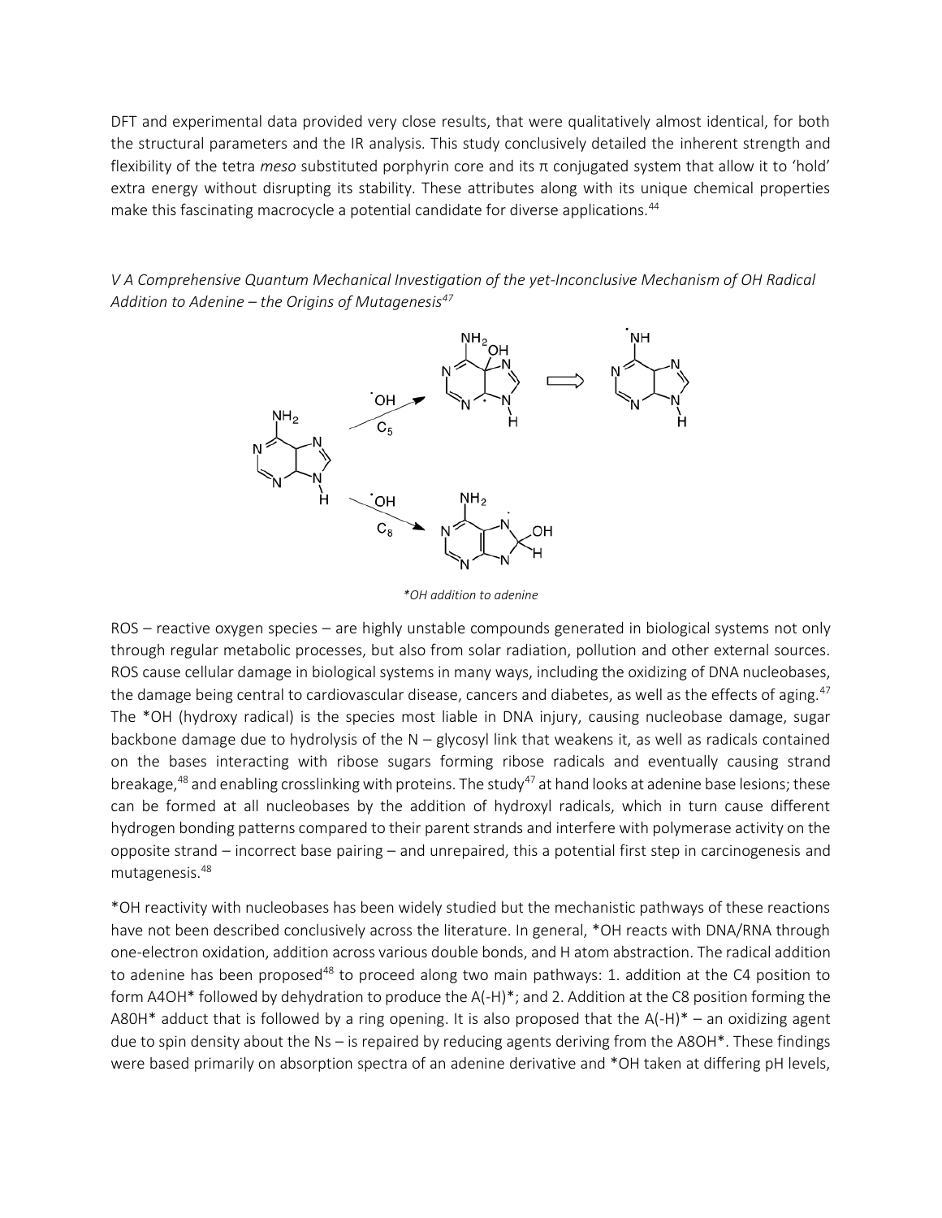DFT and experimental data provided very close results, that were qualitatively almost identical, for both the structural parameters and the IR analysis. This study conclusively detailed the inherent strength and flexibility of the tetra *meso* substituted porphyrin core and its π conjugated system that allow it to 'hold' extra energy without disrupting its stability. These attributes along with its unique chemical properties make this fascinating macrocycle a potential candidate for diverse applications.[44]

*V A Comprehensive Quantum Mechanical Investigation of the yet-Inconclusive Mechanism of OH Radical Addition to Adenine – the Origins of Mutagenesis[47]*

*\*OH addition to adenine*

ROS – reactive oxygen species – are highly unstable compounds generated in biological systems not only through regular metabolic processes, but also from solar radiation, pollution and other external sources. ROS cause cellular damage in biological systems in many ways, including the oxidizing of DNA nucleobases, the damage being central to cardiovascular disease, cancers and diabetes, as well as the effects of aging.[47] The \*OH (hydroxy radical) is the species most liable in DNA injury, causing nucleobase damage, sugar backbone damage due to hydrolysis of the N – glycosyl link that weakens it, as well as radicals contained on the bases interacting with ribose sugars forming ribose radicals and eventually causing strand breakage,[48] and enabling crosslinking with proteins. The study[47] at hand looks at adenine base lesions; these can be formed at all nucleobases by the addition of hydroxyl radicals, which in turn cause different hydrogen bonding patterns compared to their parent strands and interfere with polymerase activity on the opposite strand – incorrect base pairing – and unrepaired, this a potential first step in carcinogenesis and mutagenesis.[48]

\*OH reactivity with nucleobases has been widely studied but the mechanistic pathways of these reactions have not been described conclusively across the literature. In general, \*OH reacts with DNA/RNA through one-electron oxidation, addition across various double bonds, and H atom abstraction. The radical addition to adenine has been proposed[48] to proceed along two main pathways: 1. addition at the C4 position to form A4OH\* followed by dehydration to produce the A(-H)\*; and 2. Addition at the C8 position forming the A8OH\* adduct that is followed by a ring opening. It is also proposed that the A(-H)\* – an oxidizing agent due to spin density about the Ns – is repaired by reducing agents deriving from the A8OH\*. These findings were based primarily on absorption spectra of an adenine derivative and \*OH taken at differing pH levels,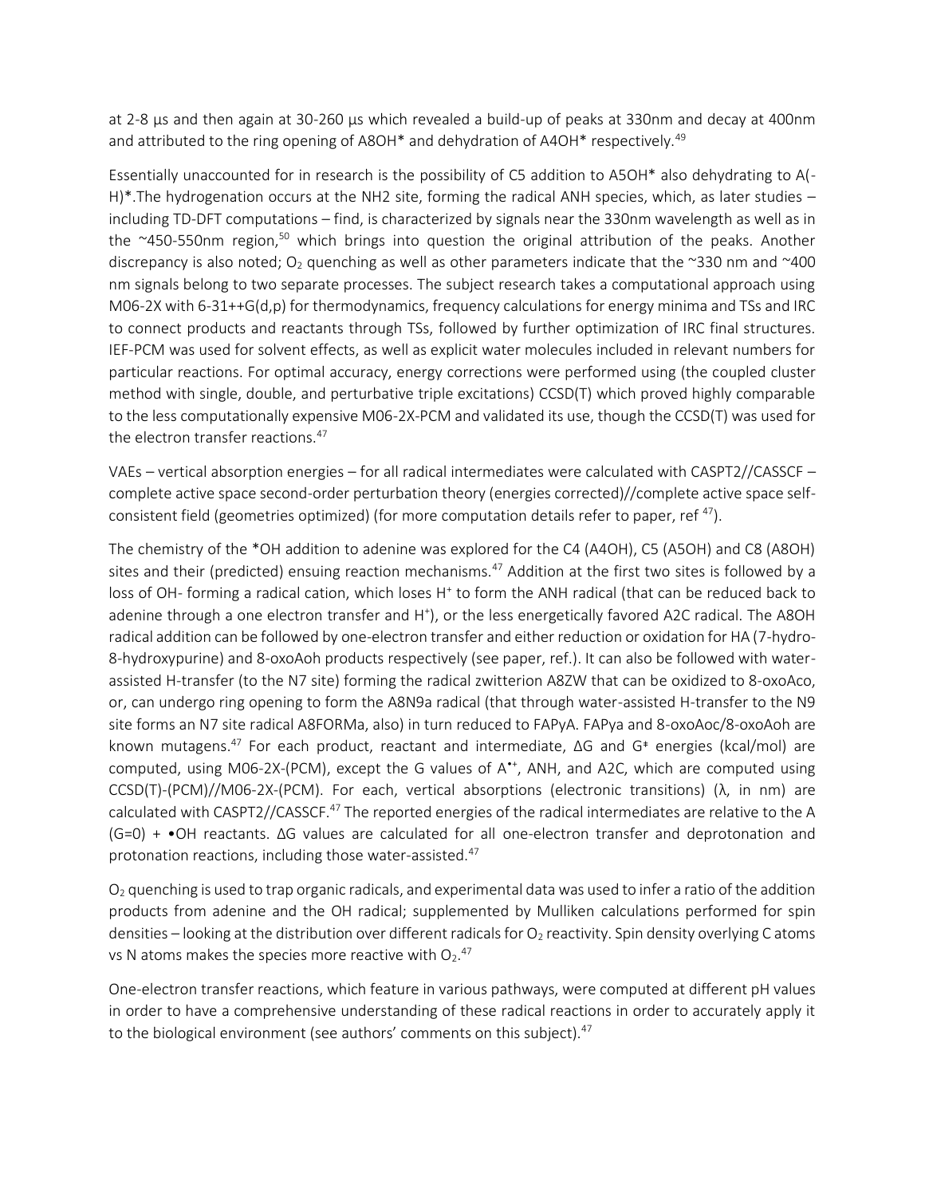at 2-8 μs and then again at 30-260 μs which revealed a build-up of peaks at 330nm and decay at 400nm and attributed to the ring opening of A8OH* and dehydration of A4OH* respectively.[49]

Essentially unaccounted for in research is the possibility of C5 addition to A5OH* also dehydrating to A(-H)*.The hydrogenation occurs at the NH2 site, forming the radical ANH species, which, as later studies – including TD-DFT computations – find, is characterized by signals near the 330nm wavelength as well as in the ~450-550nm region,[50] which brings into question the original attribution of the peaks. Another discrepancy is also noted; $O_2$ quenching as well as other parameters indicate that the ~330 nm and ~400 nm signals belong to two separate processes. The subject research takes a computational approach using M06-2X with 6-31++G(d,p) for thermodynamics, frequency calculations for energy minima and TSs and IRC to connect products and reactants through TSs, followed by further optimization of IRC final structures. IEF-PCM was used for solvent effects, as well as explicit water molecules included in relevant numbers for particular reactions. For optimal accuracy, energy corrections were performed using (the coupled cluster method with single, double, and perturbative triple excitations) CCSD(T) which proved highly comparable to the less computationally expensive M06-2X-PCM and validated its use, though the CCSD(T) was used for the electron transfer reactions.[47]

VAEs – vertical absorption energies – for all radical intermediates were calculated with CASPT2//CASSCF – complete active space second-order perturbation theory (energies corrected)//complete active space self-consistent field (geometries optimized) (for more computation details refer to paper, ref [47]).

The chemistry of the *OH addition to adenine was explored for the C4 (A4OH), C5 (A5OH) and C8 (A8OH) sites and their (predicted) ensuing reaction mechanisms.[47] Addition at the first two sites is followed by a loss of OH- forming a radical cation, which loses $H^+$ to form the ANH radical (that can be reduced back to adenine through a one electron transfer and $H^+$), or the less energetically favored A2C radical. The A8OH radical addition can be followed by one-electron transfer and either reduction or oxidation for HA (7-hydro-8-hydroxypurine) and 8-oxoAoh products respectively (see paper, ref.). It can also be followed with water-assisted H-transfer (to the N7 site) forming the radical zwitterion A8ZW that can be oxidized to 8-oxoAco, or, can undergo ring opening to form the A8N9a radical (that through water-assisted H-transfer to the N9 site forms an N7 site radical A8FORMa, also) in turn reduced to FAPyA. FAPya and 8-oxoAoc/8-oxoAoh are known mutagens.[47] For each product, reactant and intermediate, ΔG and G‡ energies (kcal/mol) are computed, using M06-2X-(PCM), except the G values of $A^{\bullet+}$, ANH, and A2C, which are computed using CCSD(T)-(PCM)//M06-2X-(PCM). For each, vertical absorptions (electronic transitions) (λ, in nm) are calculated with CASPT2//CASSCF.[47] The reported energies of the radical intermediates are relative to the A (G=0) + •OH reactants. ΔG values are calculated for all one-electron transfer and deprotonation and protonation reactions, including those water-assisted.[47]

$O_2$ quenching is used to trap organic radicals, and experimental data was used to infer a ratio of the addition products from adenine and the OH radical; supplemented by Mulliken calculations performed for spin densities – looking at the distribution over different radicals for $O_2$ reactivity. Spin density overlying C atoms vs N atoms makes the species more reactive with $O_2$.[47]

One-electron transfer reactions, which feature in various pathways, were computed at different pH values in order to have a comprehensive understanding of these radical reactions in order to accurately apply it to the biological environment (see authors' comments on this subject).[47]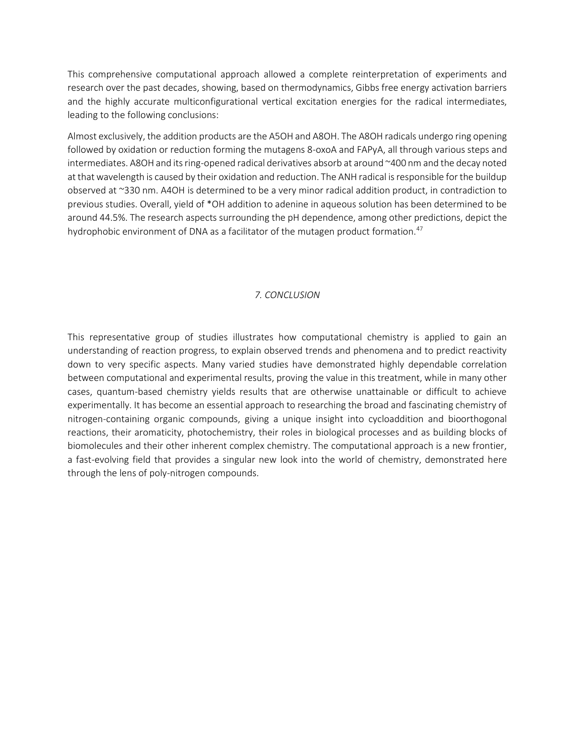This comprehensive computational approach allowed a complete reinterpretation of experiments and research over the past decades, showing, based on thermodynamics, Gibbs free energy activation barriers and the highly accurate multiconfigurational vertical excitation energies for the radical intermediates, leading to the following conclusions:

Almost exclusively, the addition products are the A5OH and A8OH. The A8OH radicals undergo ring opening followed by oxidation or reduction forming the mutagens 8-oxoA and FAPyA, all through various steps and intermediates. A8OH and its ring-opened radical derivatives absorb at around ~400 nm and the decay noted at that wavelength is caused by their oxidation and reduction. The ANH radical is responsible for the buildup observed at ~330 nm. A4OH is determined to be a very minor radical addition product, in contradiction to previous studies. Overall, yield of *OH addition to adenine in aqueous solution has been determined to be around 44.5%. The research aspects surrounding the pH dependence, among other predictions, depict the hydrophobic environment of DNA as a facilitator of the mutagen product formation.[47]

## *7. CONCLUSION*

This representative group of studies illustrates how computational chemistry is applied to gain an understanding of reaction progress, to explain observed trends and phenomena and to predict reactivity down to very specific aspects. Many varied studies have demonstrated highly dependable correlation between computational and experimental results, proving the value in this treatment, while in many other cases, quantum-based chemistry yields results that are otherwise unattainable or difficult to achieve experimentally. It has become an essential approach to researching the broad and fascinating chemistry of nitrogen-containing organic compounds, giving a unique insight into cycloaddition and bioorthogonal reactions, their aromaticity, photochemistry, their roles in biological processes and as building blocks of biomolecules and their other inherent complex chemistry. The computational approach is a new frontier, a fast-evolving field that provides a singular new look into the world of chemistry, demonstrated here through the lens of poly-nitrogen compounds.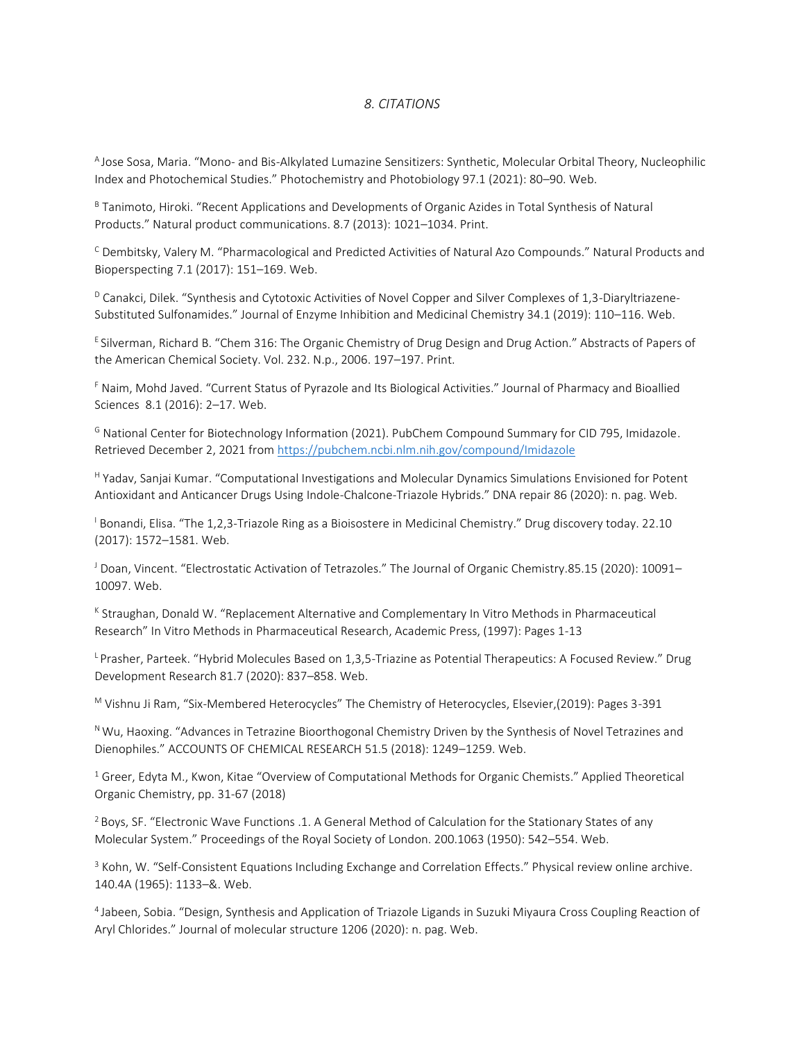# *8. CITATIONS*

[A] Jose Sosa, Maria. “Mono- and Bis-Alkylated Lumazine Sensitizers: Synthetic, Molecular Orbital Theory, Nucleophilic Index and Photochemical Studies.” Photochemistry and Photobiology 97.1 (2021): 80–90. Web.

[B] Tanimoto, Hiroki. “Recent Applications and Developments of Organic Azides in Total Synthesis of Natural Products.” Natural product communications. 8.7 (2013): 1021–1034. Print.

[C] Dembitsky, Valery M. “Pharmacological and Predicted Activities of Natural Azo Compounds.” Natural Products and Bioperspecting 7.1 (2017): 151–169. Web.

[D] Canakci, Dilek. “Synthesis and Cytotoxic Activities of Novel Copper and Silver Complexes of 1,3-Diaryltriazene-Substituted Sulfonamides.” Journal of Enzyme Inhibition and Medicinal Chemistry 34.1 (2019): 110–116. Web.

[E] Silverman, Richard B. “Chem 316: The Organic Chemistry of Drug Design and Drug Action.” Abstracts of Papers of the American Chemical Society. Vol. 232. N.p., 2006. 197–197. Print.

[F] Naim, Mohd Javed. “Current Status of Pyrazole and Its Biological Activities.” Journal of Pharmacy and Bioallied Sciences 8.1 (2016): 2–17. Web.

[G] National Center for Biotechnology Information (2021). PubChem Compound Summary for CID 795, Imidazole. Retrieved December 2, 2021 from https://pubchem.ncbi.nlm.nih.gov/compound/Imidazole

[H] Yadav, Sanjai Kumar. “Computational Investigations and Molecular Dynamics Simulations Envisioned for Potent Antioxidant and Anticancer Drugs Using Indole-Chalcone-Triazole Hybrids.” DNA repair 86 (2020): n. pag. Web.

[I] Bonandi, Elisa. “The 1,2,3-Triazole Ring as a Bioisostere in Medicinal Chemistry.” Drug discovery today. 22.10 (2017): 1572–1581. Web.

[J] Doan, Vincent. “Electrostatic Activation of Tetrazoles.” The Journal of Organic Chemistry.85.15 (2020): 10091–10097. Web.

[K] Straughan, Donald W. “Replacement Alternative and Complementary In Vitro Methods in Pharmaceutical Research” In Vitro Methods in Pharmaceutical Research, Academic Press, (1997): Pages 1-13

[L] Prasher, Parteek. “Hybrid Molecules Based on 1,3,5-Triazine as Potential Therapeutics: A Focused Review.” Drug Development Research 81.7 (2020): 837–858. Web.

[M] Vishnu Ji Ram, “Six-Membered Heterocycles” The Chemistry of Heterocycles, Elsevier,(2019): Pages 3-391

[N] Wu, Haoxing. “Advances in Tetrazine Bioorthogonal Chemistry Driven by the Synthesis of Novel Tetrazines and Dienophiles.” ACCOUNTS OF CHEMICAL RESEARCH 51.5 (2018): 1249–1259. Web.

[1] Greer, Edyta M., Kwon, Kitae “Overview of Computational Methods for Organic Chemists.” Applied Theoretical Organic Chemistry, pp. 31-67 (2018)

[2] Boys, SF. “Electronic Wave Functions .1. A General Method of Calculation for the Stationary States of any Molecular System.” Proceedings of the Royal Society of London. 200.1063 (1950): 542–554. Web.

[3] Kohn, W. “Self-Consistent Equations Including Exchange and Correlation Effects.” Physical review online archive. 140.4A (1965): 1133–&. Web.

[4] Jabeen, Sobia. “Design, Synthesis and Application of Triazole Ligands in Suzuki Miyaura Cross Coupling Reaction of Aryl Chlorides.” Journal of molecular structure 1206 (2020): n. pag. Web.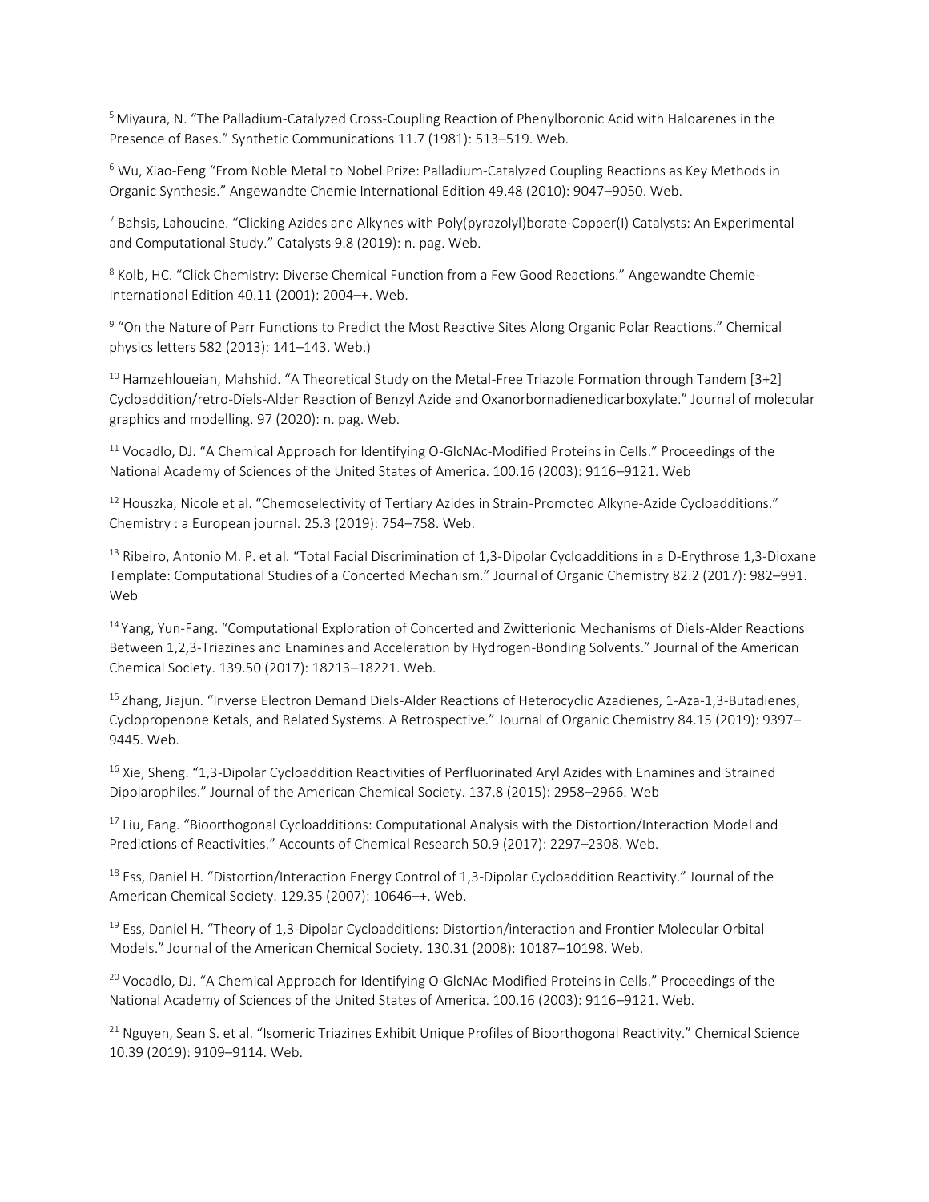[5] Miyaura, N. “The Palladium-Catalyzed Cross-Coupling Reaction of Phenylboronic Acid with Haloarenes in the Presence of Bases.” Synthetic Communications 11.7 (1981): 513–519. Web.

[6] Wu, Xiao-Feng “From Noble Metal to Nobel Prize: Palladium-Catalyzed Coupling Reactions as Key Methods in Organic Synthesis.” Angewandte Chemie International Edition 49.48 (2010): 9047–9050. Web.

[7] Bahsis, Lahoucine. “Clicking Azides and Alkynes with Poly(pyrazolyl)borate-Copper(I) Catalysts: An Experimental and Computational Study.” Catalysts 9.8 (2019): n. pag. Web.

[8] Kolb, HC. “Click Chemistry: Diverse Chemical Function from a Few Good Reactions.” Angewandte Chemie-International Edition 40.11 (2001): 2004–+. Web.

[9] “On the Nature of Parr Functions to Predict the Most Reactive Sites Along Organic Polar Reactions.” Chemical physics letters 582 (2013): 141–143. Web.)

[10] Hamzehloueian, Mahshid. “A Theoretical Study on the Metal-Free Triazole Formation through Tandem [3+2] Cycloaddition/retro-Diels-Alder Reaction of Benzyl Azide and Oxanorbornadienedicarboxylate.” Journal of molecular graphics and modelling. 97 (2020): n. pag. Web.

[11] Vocadlo, DJ. “A Chemical Approach for Identifying O-GlcNAc-Modified Proteins in Cells.” Proceedings of the National Academy of Sciences of the United States of America. 100.16 (2003): 9116–9121. Web

[12] Houszka, Nicole et al. “Chemoselectivity of Tertiary Azides in Strain-Promoted Alkyne-Azide Cycloadditions.” Chemistry : a European journal. 25.3 (2019): 754–758. Web.

[13] Ribeiro, Antonio M. P. et al. “Total Facial Discrimination of 1,3-Dipolar Cycloadditions in a D-Erythrose 1,3-Dioxane Template: Computational Studies of a Concerted Mechanism.” Journal of Organic Chemistry 82.2 (2017): 982–991. Web

[14] Yang, Yun-Fang. “Computational Exploration of Concerted and Zwitterionic Mechanisms of Diels-Alder Reactions Between 1,2,3-Triazines and Enamines and Acceleration by Hydrogen-Bonding Solvents.” Journal of the American Chemical Society. 139.50 (2017): 18213–18221. Web.

[15] Zhang, Jiajun. “Inverse Electron Demand Diels-Alder Reactions of Heterocyclic Azadienes, 1-Aza-1,3-Butadienes, Cyclopropenone Ketals, and Related Systems. A Retrospective.” Journal of Organic Chemistry 84.15 (2019): 9397–9445. Web.

[16] Xie, Sheng. “1,3-Dipolar Cycloaddition Reactivities of Perfluorinated Aryl Azides with Enamines and Strained Dipolarophiles.” Journal of the American Chemical Society. 137.8 (2015): 2958–2966. Web

[17] Liu, Fang. “Bioorthogonal Cycloadditions: Computational Analysis with the Distortion/Interaction Model and Predictions of Reactivities.” Accounts of Chemical Research 50.9 (2017): 2297–2308. Web.

[18] Ess, Daniel H. “Distortion/Interaction Energy Control of 1,3-Dipolar Cycloaddition Reactivity.” Journal of the American Chemical Society. 129.35 (2007): 10646–+. Web.

[19] Ess, Daniel H. “Theory of 1,3-Dipolar Cycloadditions: Distortion/interaction and Frontier Molecular Orbital Models.” Journal of the American Chemical Society. 130.31 (2008): 10187–10198. Web.

[20] Vocadlo, DJ. “A Chemical Approach for Identifying O-GlcNAc-Modified Proteins in Cells.” Proceedings of the National Academy of Sciences of the United States of America. 100.16 (2003): 9116–9121. Web.

[21] Nguyen, Sean S. et al. “Isomeric Triazines Exhibit Unique Profiles of Bioorthogonal Reactivity.” Chemical Science 10.39 (2019): 9109–9114. Web.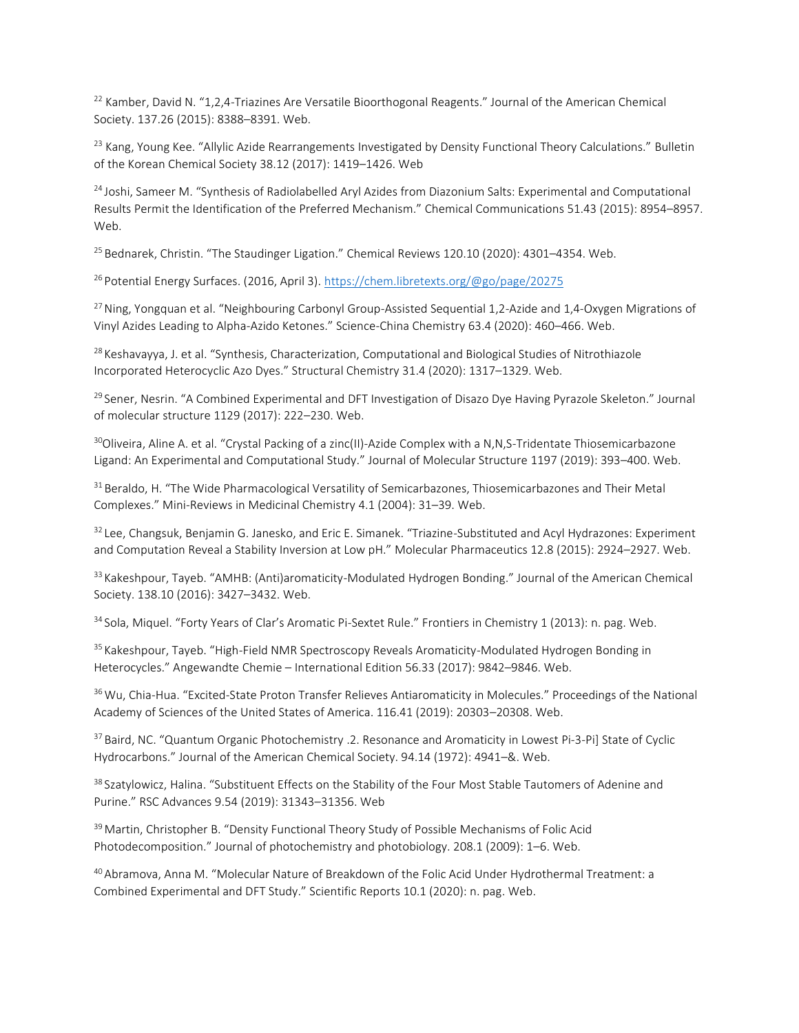[22] Kamber, David N. "1,2,4-Triazines Are Versatile Bioorthogonal Reagents." Journal of the American Chemical Society. 137.26 (2015): 8388–8391. Web.

[23] Kang, Young Kee. "Allylic Azide Rearrangements Investigated by Density Functional Theory Calculations." Bulletin of the Korean Chemical Society 38.12 (2017): 1419–1426. Web

[24] Joshi, Sameer M. "Synthesis of Radiolabelled Aryl Azides from Diazonium Salts: Experimental and Computational Results Permit the Identification of the Preferred Mechanism." Chemical Communications 51.43 (2015): 8954–8957. Web.

[25] Bednarek, Christin. "The Staudinger Ligation." Chemical Reviews 120.10 (2020): 4301–4354. Web.

[26] Potential Energy Surfaces. (2016, April 3). https://chem.libretexts.org/@go/page/20275

[27] Ning, Yongquan et al. "Neighbouring Carbonyl Group-Assisted Sequential 1,2-Azide and 1,4-Oxygen Migrations of Vinyl Azides Leading to Alpha-Azido Ketones." Science-China Chemistry 63.4 (2020): 460–466. Web.

[28] Keshavayya, J. et al. "Synthesis, Characterization, Computational and Biological Studies of Nitrothiazole Incorporated Heterocyclic Azo Dyes." Structural Chemistry 31.4 (2020): 1317–1329. Web.

[29] Sener, Nesrin. "A Combined Experimental and DFT Investigation of Disazo Dye Having Pyrazole Skeleton." Journal of molecular structure 1129 (2017): 222–230. Web.

[30] Oliveira, Aline A. et al. "Crystal Packing of a zinc(II)-Azide Complex with a N,N,S-Tridentate Thiosemicarbazone Ligand: An Experimental and Computational Study." Journal of Molecular Structure 1197 (2019): 393–400. Web.

[31] Beraldo, H. "The Wide Pharmacological Versatility of Semicarbazones, Thiosemicarbazones and Their Metal Complexes." Mini-Reviews in Medicinal Chemistry 4.1 (2004): 31–39. Web.

[32] Lee, Changsuk, Benjamin G. Janesko, and Eric E. Simanek. "Triazine-Substituted and Acyl Hydrazones: Experiment and Computation Reveal a Stability Inversion at Low pH." Molecular Pharmaceutics 12.8 (2015): 2924–2927. Web.

[33] Kakeshpour, Tayeb. "AMHB: (Anti)aromaticity-Modulated Hydrogen Bonding." Journal of the American Chemical Society. 138.10 (2016): 3427–3432. Web.

[34] Sola, Miquel. "Forty Years of Clar's Aromatic Pi-Sextet Rule." Frontiers in Chemistry 1 (2013): n. pag. Web.

[35] Kakeshpour, Tayeb. "High-Field NMR Spectroscopy Reveals Aromaticity-Modulated Hydrogen Bonding in Heterocycles." Angewandte Chemie – International Edition 56.33 (2017): 9842–9846. Web.

[36] Wu, Chia-Hua. "Excited-State Proton Transfer Relieves Antiaromaticity in Molecules." Proceedings of the National Academy of Sciences of the United States of America. 116.41 (2019): 20303–20308. Web.

[37] Baird, NC. "Quantum Organic Photochemistry .2. Resonance and Aromaticity in Lowest Pi-3-Pi] State of Cyclic Hydrocarbons." Journal of the American Chemical Society. 94.14 (1972): 4941–&. Web.

[38] Szatylowicz, Halina. "Substituent Effects on the Stability of the Four Most Stable Tautomers of Adenine and Purine." RSC Advances 9.54 (2019): 31343–31356. Web

[39] Martin, Christopher B. "Density Functional Theory Study of Possible Mechanisms of Folic Acid Photodecomposition." Journal of photochemistry and photobiology. 208.1 (2009): 1–6. Web.

[40] Abramova, Anna M. "Molecular Nature of Breakdown of the Folic Acid Under Hydrothermal Treatment: a Combined Experimental and DFT Study." Scientific Reports 10.1 (2020): n. pag. Web.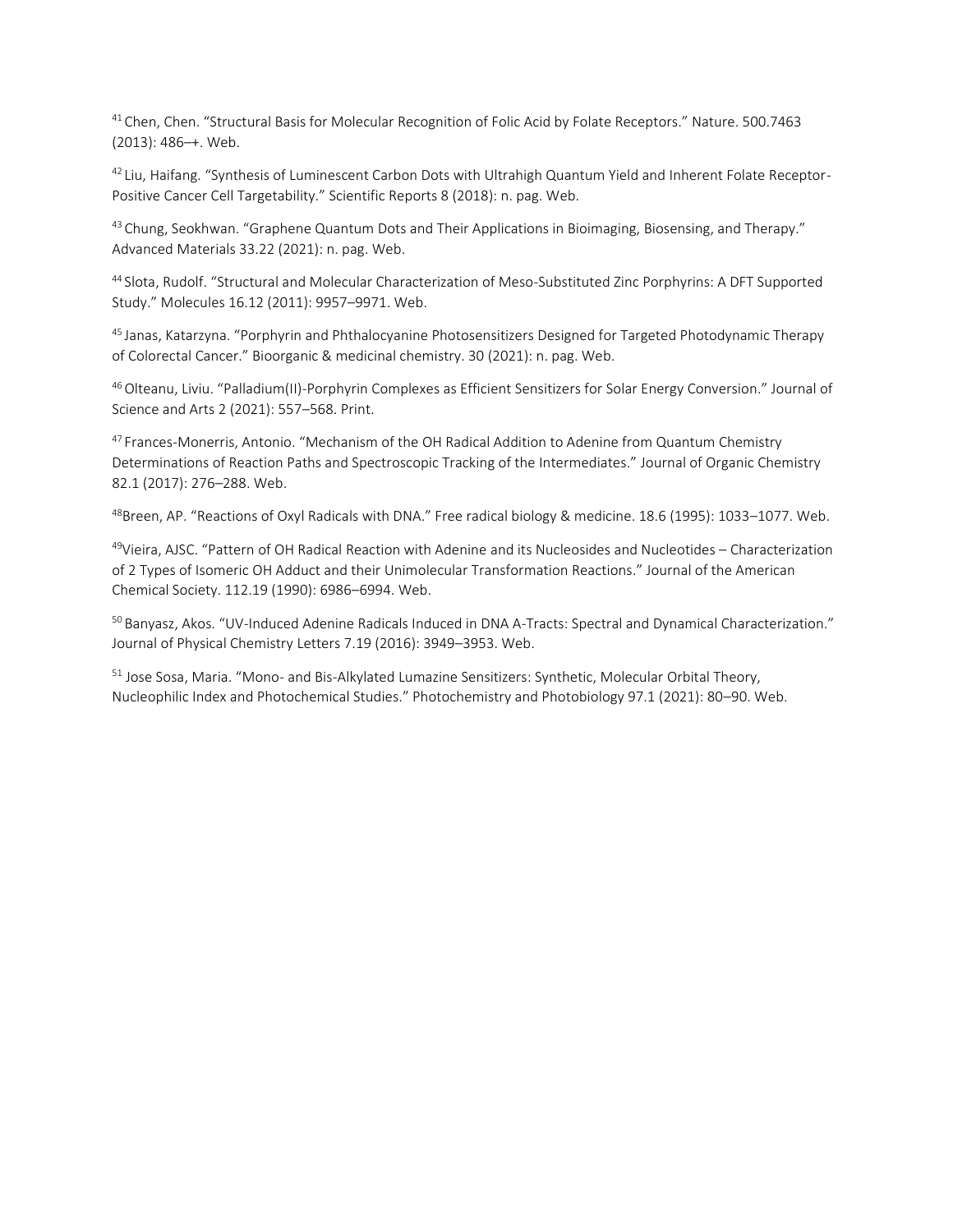[41] Chen, Chen. "Structural Basis for Molecular Recognition of Folic Acid by Folate Receptors." Nature. 500.7463 (2013): 486–+. Web.

[42] Liu, Haifang. "Synthesis of Luminescent Carbon Dots with Ultrahigh Quantum Yield and Inherent Folate Receptor-Positive Cancer Cell Targetability." Scientific Reports 8 (2018): n. pag. Web.

[43] Chung, Seokhwan. "Graphene Quantum Dots and Their Applications in Bioimaging, Biosensing, and Therapy." Advanced Materials 33.22 (2021): n. pag. Web.

[44] Slota, Rudolf. "Structural and Molecular Characterization of Meso-Substituted Zinc Porphyrins: A DFT Supported Study." Molecules 16.12 (2011): 9957–9971. Web.

[45] Janas, Katarzyna. "Porphyrin and Phthalocyanine Photosensitizers Designed for Targeted Photodynamic Therapy of Colorectal Cancer." Bioorganic & medicinal chemistry. 30 (2021): n. pag. Web.

[46] Olteanu, Liviu. "Palladium(II)-Porphyrin Complexes as Efficient Sensitizers for Solar Energy Conversion." Journal of Science and Arts 2 (2021): 557–568. Print.

[47] Frances-Monerris, Antonio. "Mechanism of the OH Radical Addition to Adenine from Quantum Chemistry Determinations of Reaction Paths and Spectroscopic Tracking of the Intermediates." Journal of Organic Chemistry 82.1 (2017): 276–288. Web.

[48] Breen, AP. "Reactions of Oxyl Radicals with DNA." Free radical biology & medicine. 18.6 (1995): 1033–1077. Web.

[49] Vieira, AJSC. "Pattern of OH Radical Reaction with Adenine and its Nucleosides and Nucleotides – Characterization of 2 Types of Isomeric OH Adduct and their Unimolecular Transformation Reactions." Journal of the American Chemical Society. 112.19 (1990): 6986–6994. Web.

[50] Banyasz, Akos. "UV-Induced Adenine Radicals Induced in DNA A-Tracts: Spectral and Dynamical Characterization." Journal of Physical Chemistry Letters 7.19 (2016): 3949–3953. Web.

[51] Jose Sosa, Maria. "Mono- and Bis-Alkylated Lumazine Sensitizers: Synthetic, Molecular Orbital Theory, Nucleophilic Index and Photochemical Studies." Photochemistry and Photobiology 97.1 (2021): 80–90. Web.